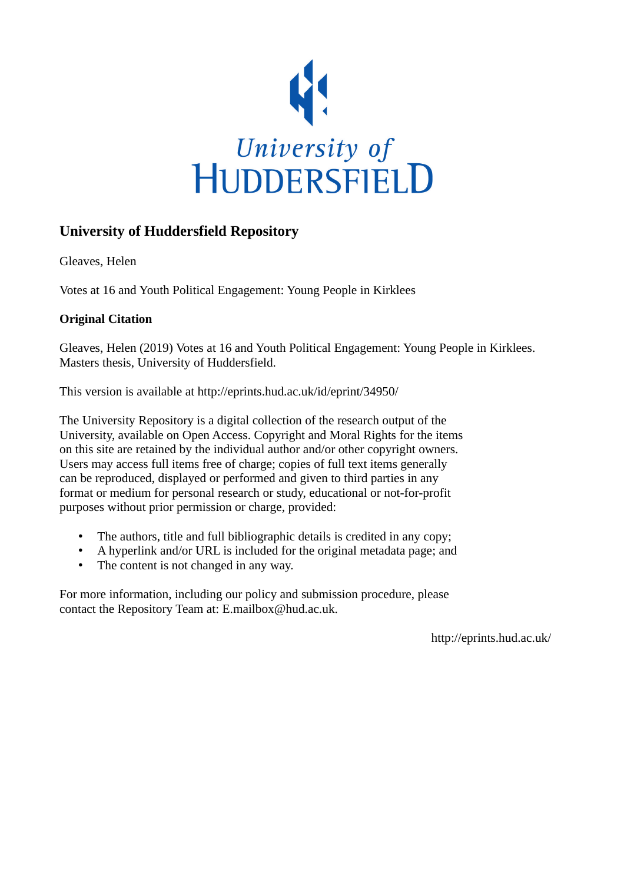University of Huddersfield

## University of Huddersfield Repository

Gleaves, Helen

Votes at 16 and Youth Political Engagement: Young People in Kirklees

### Original Citation

Gleaves, Helen (2019) Votes at 16 and Youth Political Engagement: Young People in Kirklees. Masters thesis, University of Huddersfield.

This version is available at http://eprints.hud.ac.uk/id/eprint/34950/

The University Repository is a digital collection of the research output of the University, available on Open Access. Copyright and Moral Rights for the items on this site are retained by the individual author and/or other copyright owners. Users may access full items free of charge; copies of full text items generally can be reproduced, displayed or performed and given to third parties in any format or medium for personal research or study, educational or not-for-profit purposes without prior permission or charge, provided:

- The authors, title and full bibliographic details is credited in any copy;
- A hyperlink and/or URL is included for the original metadata page; and
- The content is not changed in any way.

For more information, including our policy and submission procedure, please contact the Repository Team at: E.mailbox@hud.ac.uk.

http://eprints.hud.ac.uk/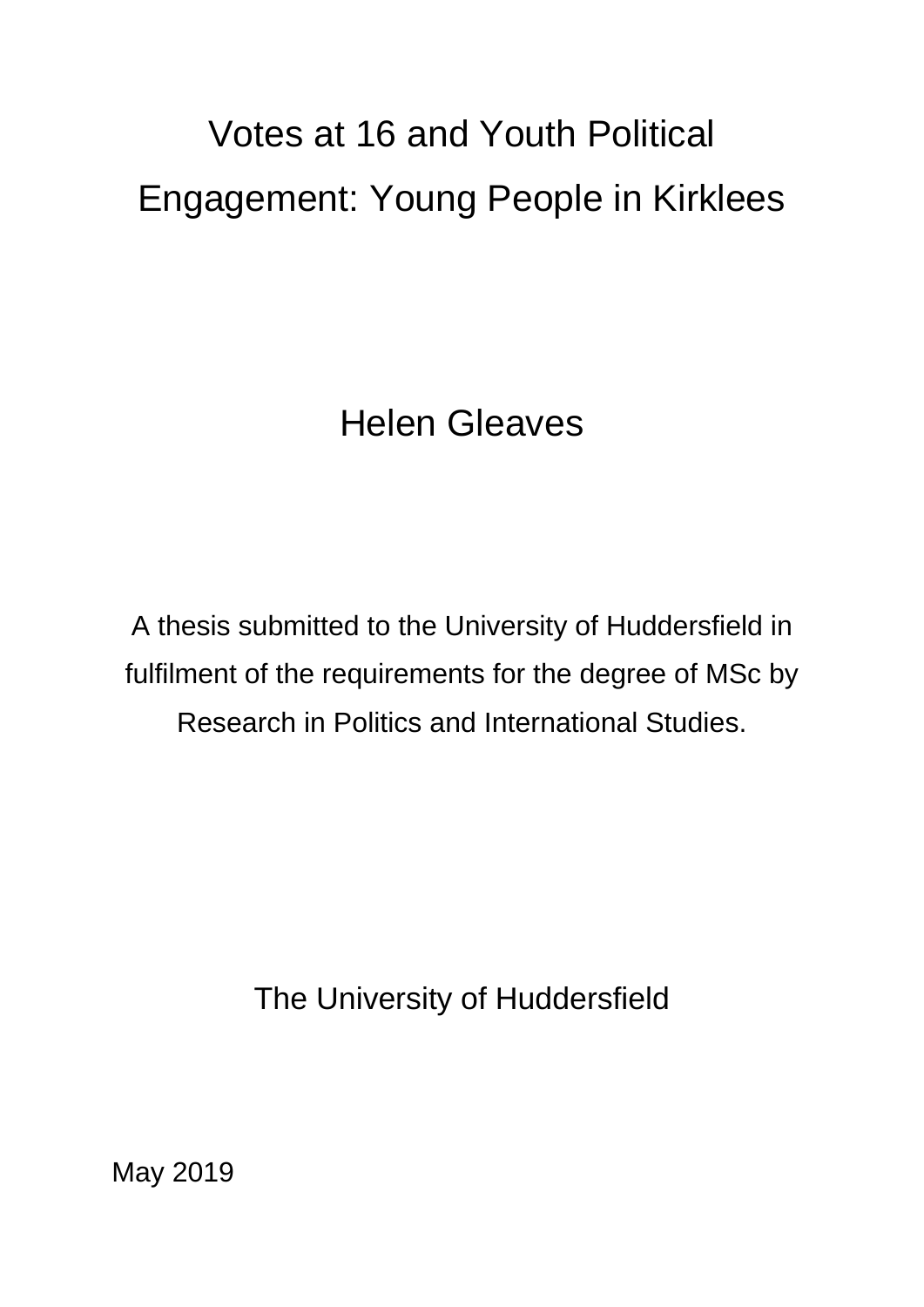# Votes at 16 and Youth Political Engagement: Young People in Kirklees

Helen Gleaves

A thesis submitted to the University of Huddersfield in fulfilment of the requirements for the degree of MSc by Research in Politics and International Studies.

The University of Huddersfield

May 2019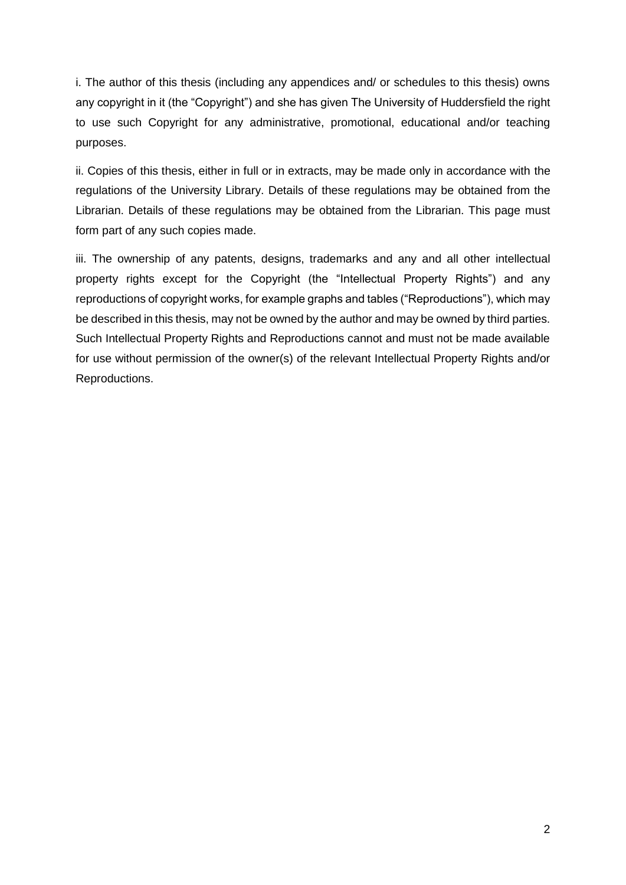i. The author of this thesis (including any appendices and/ or schedules to this thesis) owns any copyright in it (the "Copyright") and she has given The University of Huddersfield the right to use such Copyright for any administrative, promotional, educational and/or teaching purposes.

ii. Copies of this thesis, either in full or in extracts, may be made only in accordance with the regulations of the University Library. Details of these regulations may be obtained from the Librarian. Details of these regulations may be obtained from the Librarian. This page must form part of any such copies made.

iii. The ownership of any patents, designs, trademarks and any and all other intellectual property rights except for the Copyright (the "Intellectual Property Rights") and any reproductions of copyright works, for example graphs and tables ("Reproductions"), which may be described in this thesis, may not be owned by the author and may be owned by third parties. Such Intellectual Property Rights and Reproductions cannot and must not be made available for use without permission of the owner(s) of the relevant Intellectual Property Rights and/or Reproductions.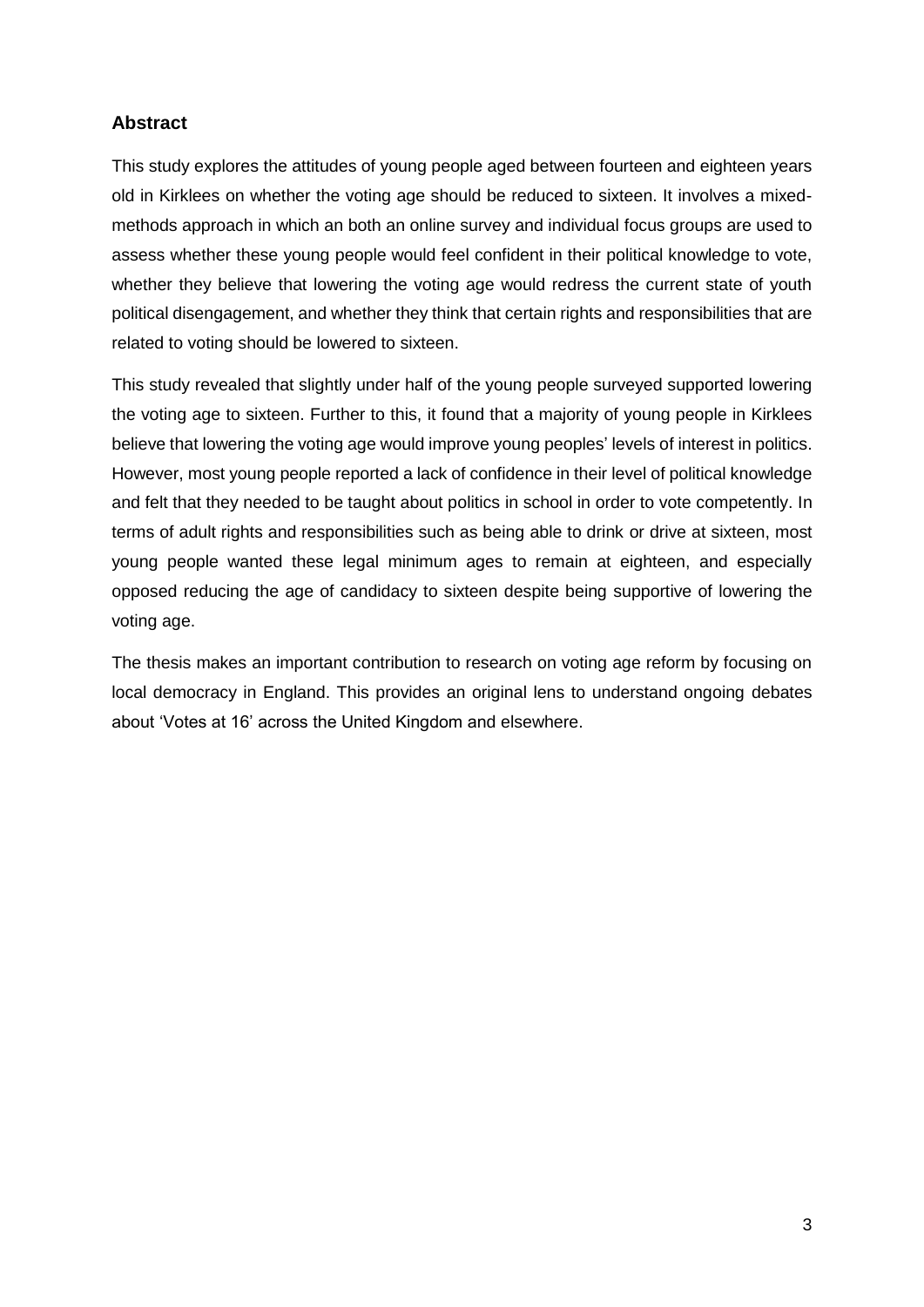## Abstract

This study explores the attitudes of young people aged between fourteen and eighteen years old in Kirklees on whether the voting age should be reduced to sixteen. It involves a mixed-methods approach in which an both an online survey and individual focus groups are used to assess whether these young people would feel confident in their political knowledge to vote, whether they believe that lowering the voting age would redress the current state of youth political disengagement, and whether they think that certain rights and responsibilities that are related to voting should be lowered to sixteen.

This study revealed that slightly under half of the young people surveyed supported lowering the voting age to sixteen. Further to this, it found that a majority of young people in Kirklees believe that lowering the voting age would improve young peoples' levels of interest in politics. However, most young people reported a lack of confidence in their level of political knowledge and felt that they needed to be taught about politics in school in order to vote competently. In terms of adult rights and responsibilities such as being able to drink or drive at sixteen, most young people wanted these legal minimum ages to remain at eighteen, and especially opposed reducing the age of candidacy to sixteen despite being supportive of lowering the voting age.

The thesis makes an important contribution to research on voting age reform by focusing on local democracy in England. This provides an original lens to understand ongoing debates about 'Votes at 16' across the United Kingdom and elsewhere.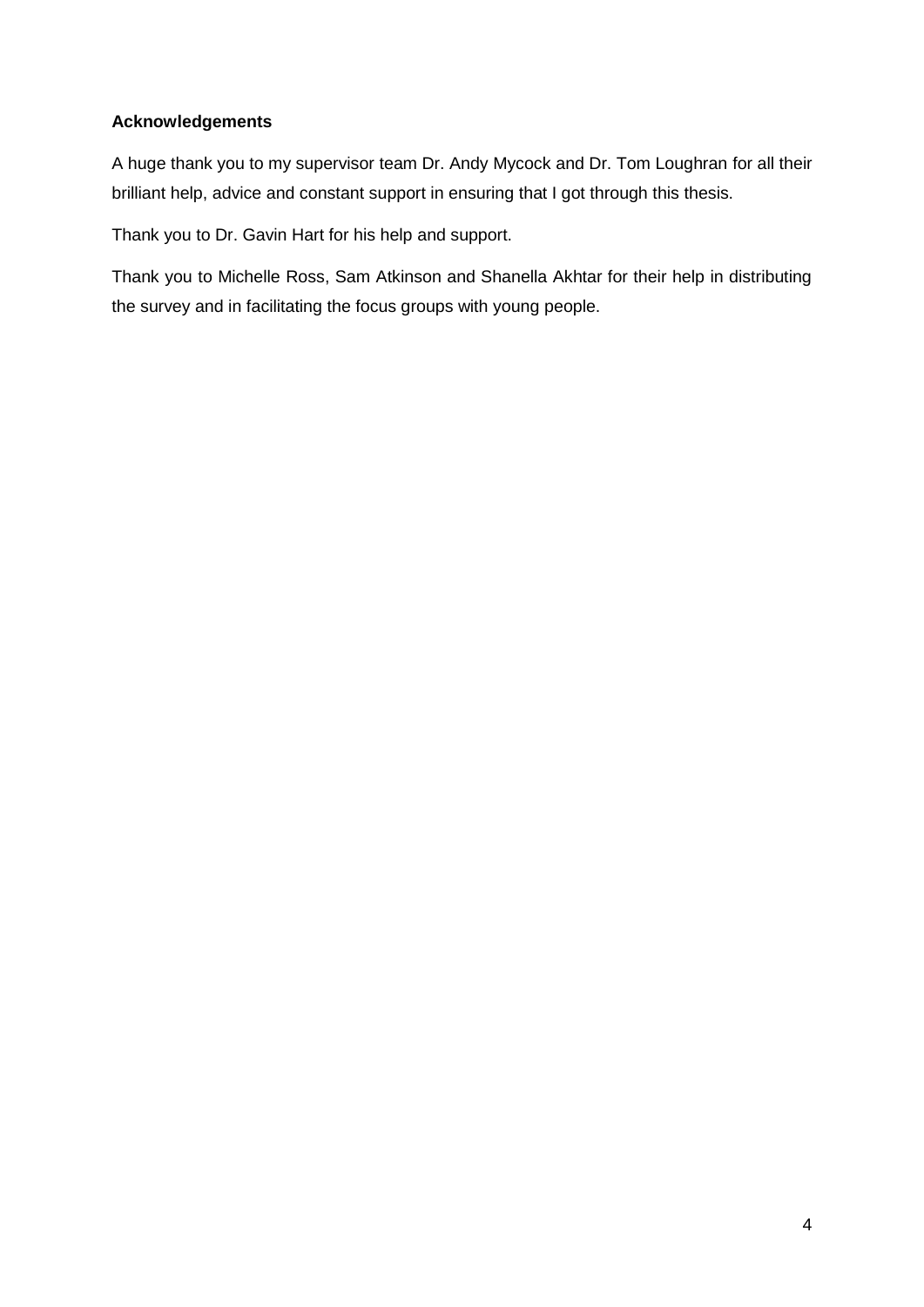**Acknowledgements**

A huge thank you to my supervisor team Dr. Andy Mycock and Dr. Tom Loughran for all their brilliant help, advice and constant support in ensuring that I got through this thesis.

Thank you to Dr. Gavin Hart for his help and support.

Thank you to Michelle Ross, Sam Atkinson and Shanella Akhtar for their help in distributing the survey and in facilitating the focus groups with young people.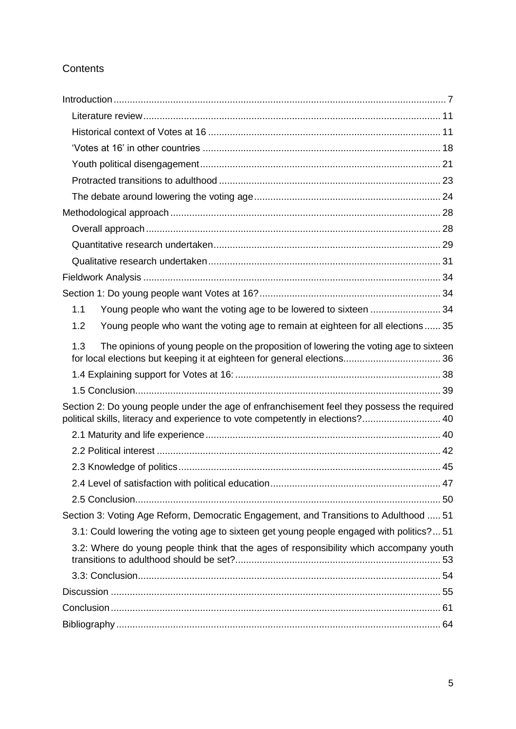# Contents

Introduction ........................................................................................................................ 7

- Literature review ............................................................................................................. 11
- Historical context of Votes at 16 ...................................................................................... 11
- 'Votes at 16' in other countries ....................................................................................... 18
- Youth political disengagement ........................................................................................ 21
- Protracted transitions to adulthood ................................................................................. 23
- The debate around lowering the voting age .................................................................... 24

Methodological approach .................................................................................................... 28

- Overall approach ............................................................................................................. 28
- Quantitative research undertaken .................................................................................... 29
- Qualitative research undertaken ...................................................................................... 31

Fieldwork Analysis ............................................................................................................... 34

Section 1: Do young people want Votes at 16? ................................................................... 34

- 1.1 Young people who want the voting age to be lowered to sixteen .......................... 34
- 1.2 Young people who want the voting age to remain at eighteen for all elections ...... 35
- 1.3 The opinions of young people on the proposition of lowering the voting age to sixteen for local elections but keeping it at eighteen for general elections .................................... 36
- 1.4 Explaining support for Votes at 16: ........................................................................... 38
- 1.5 Conclusion ................................................................................................................. 39

Section 2: Do young people under the age of enfranchisement feel they possess the required political skills, literacy and experience to vote competently in elections? ............................. 40

- 2.1 Maturity and life experience ....................................................................................... 40
- 2.2 Political interest ......................................................................................................... 42
- 2.3 Knowledge of politics ................................................................................................. 45
- 2.4 Level of satisfaction with political education ............................................................... 47
- 2.5 Conclusion ................................................................................................................. 50

Section 3: Voting Age Reform, Democratic Engagement, and Transitions to Adulthood ..... 51

- 3.1: Could lowering the voting age to sixteen get young people engaged with politics? ... 51
- 3.2: Where do young people think that the ages of responsibility which accompany youth transitions to adulthood should be set? ............................................................................ 53
- 3.3: Conclusion ................................................................................................................ 54

Discussion ........................................................................................................................... 55

Conclusion ........................................................................................................................... 61

Bibliography ........................................................................................................................ 64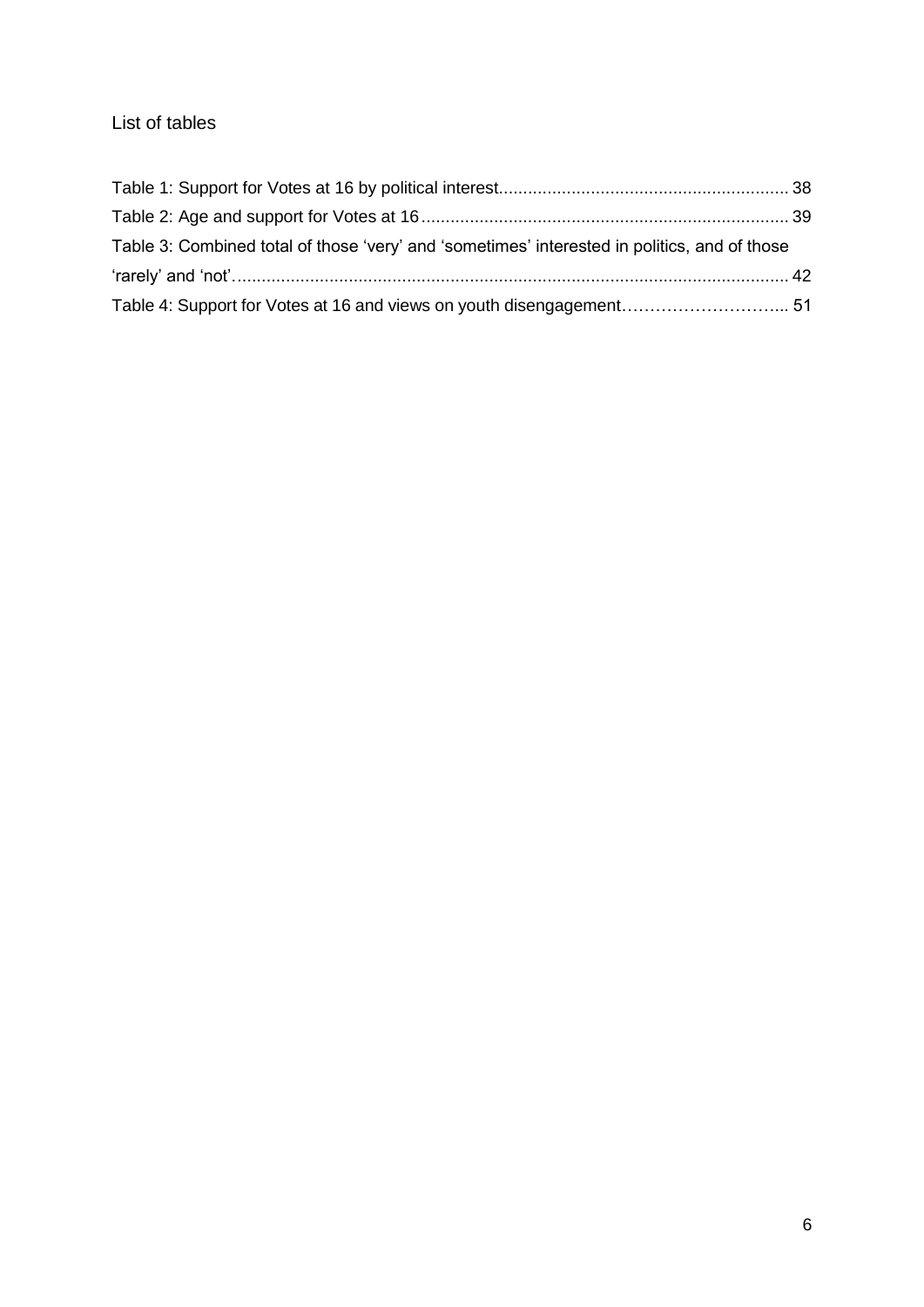## List of tables

Table 1: Support for Votes at 16 by political interest........................................................... 38

Table 2: Age and support for Votes at 16........................................................................... 39

Table 3: Combined total of those 'very' and 'sometimes' interested in politics, and of those 'rarely' and 'not'.................................................................................................................. 42

Table 4: Support for Votes at 16 and views on youth disengagement………………………... 51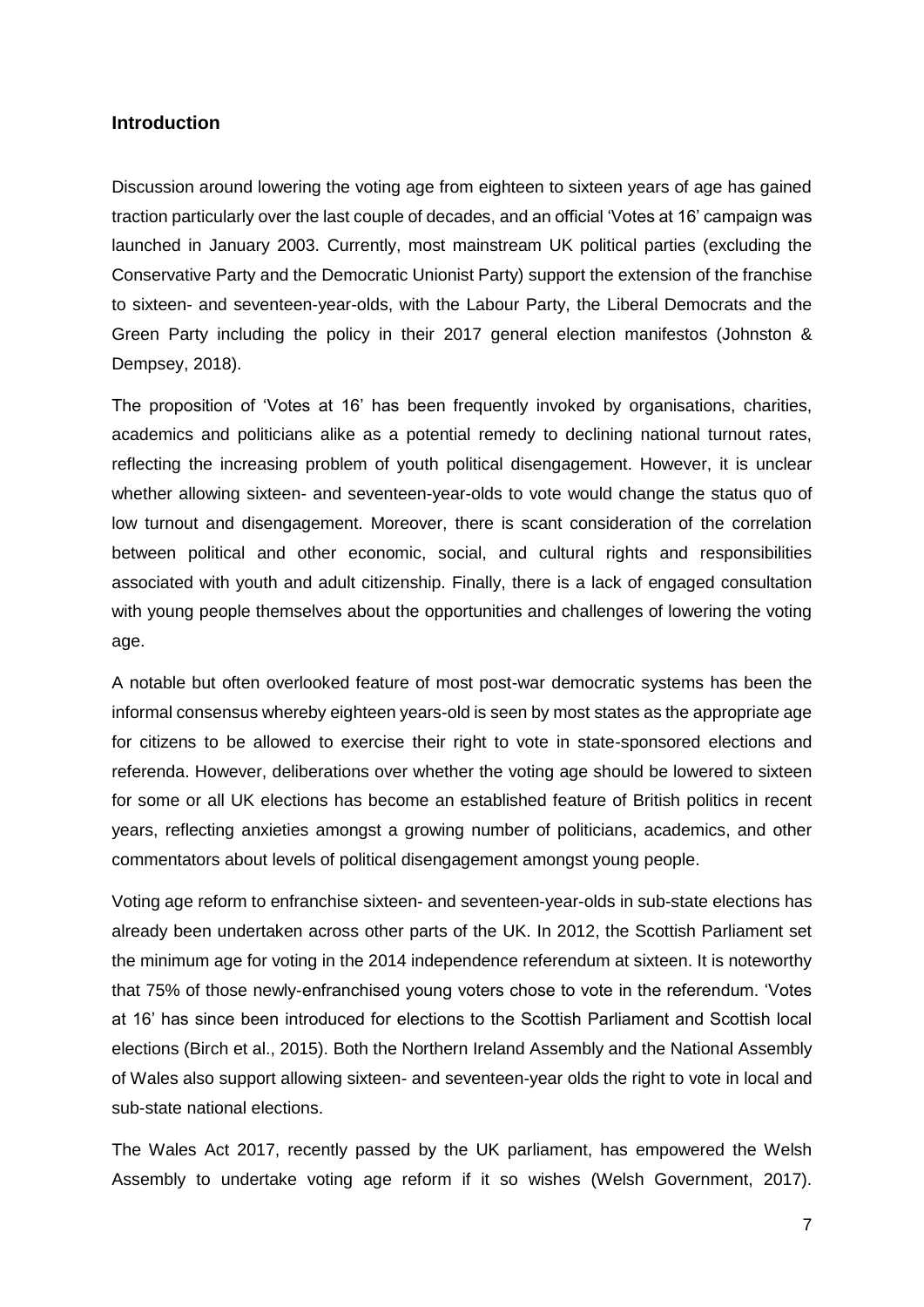## Introduction

Discussion around lowering the voting age from eighteen to sixteen years of age has gained traction particularly over the last couple of decades, and an official 'Votes at 16' campaign was launched in January 2003. Currently, most mainstream UK political parties (excluding the Conservative Party and the Democratic Unionist Party) support the extension of the franchise to sixteen- and seventeen-year-olds, with the Labour Party, the Liberal Democrats and the Green Party including the policy in their 2017 general election manifestos (Johnston & Dempsey, 2018).

The proposition of 'Votes at 16' has been frequently invoked by organisations, charities, academics and politicians alike as a potential remedy to declining national turnout rates, reflecting the increasing problem of youth political disengagement. However, it is unclear whether allowing sixteen- and seventeen-year-olds to vote would change the status quo of low turnout and disengagement. Moreover, there is scant consideration of the correlation between political and other economic, social, and cultural rights and responsibilities associated with youth and adult citizenship. Finally, there is a lack of engaged consultation with young people themselves about the opportunities and challenges of lowering the voting age.

A notable but often overlooked feature of most post-war democratic systems has been the informal consensus whereby eighteen years-old is seen by most states as the appropriate age for citizens to be allowed to exercise their right to vote in state-sponsored elections and referenda. However, deliberations over whether the voting age should be lowered to sixteen for some or all UK elections has become an established feature of British politics in recent years, reflecting anxieties amongst a growing number of politicians, academics, and other commentators about levels of political disengagement amongst young people.

Voting age reform to enfranchise sixteen- and seventeen-year-olds in sub-state elections has already been undertaken across other parts of the UK. In 2012, the Scottish Parliament set the minimum age for voting in the 2014 independence referendum at sixteen. It is noteworthy that 75% of those newly-enfranchised young voters chose to vote in the referendum. 'Votes at 16' has since been introduced for elections to the Scottish Parliament and Scottish local elections (Birch et al., 2015). Both the Northern Ireland Assembly and the National Assembly of Wales also support allowing sixteen- and seventeen-year olds the right to vote in local and sub-state national elections.

The Wales Act 2017, recently passed by the UK parliament, has empowered the Welsh Assembly to undertake voting age reform if it so wishes (Welsh Government, 2017).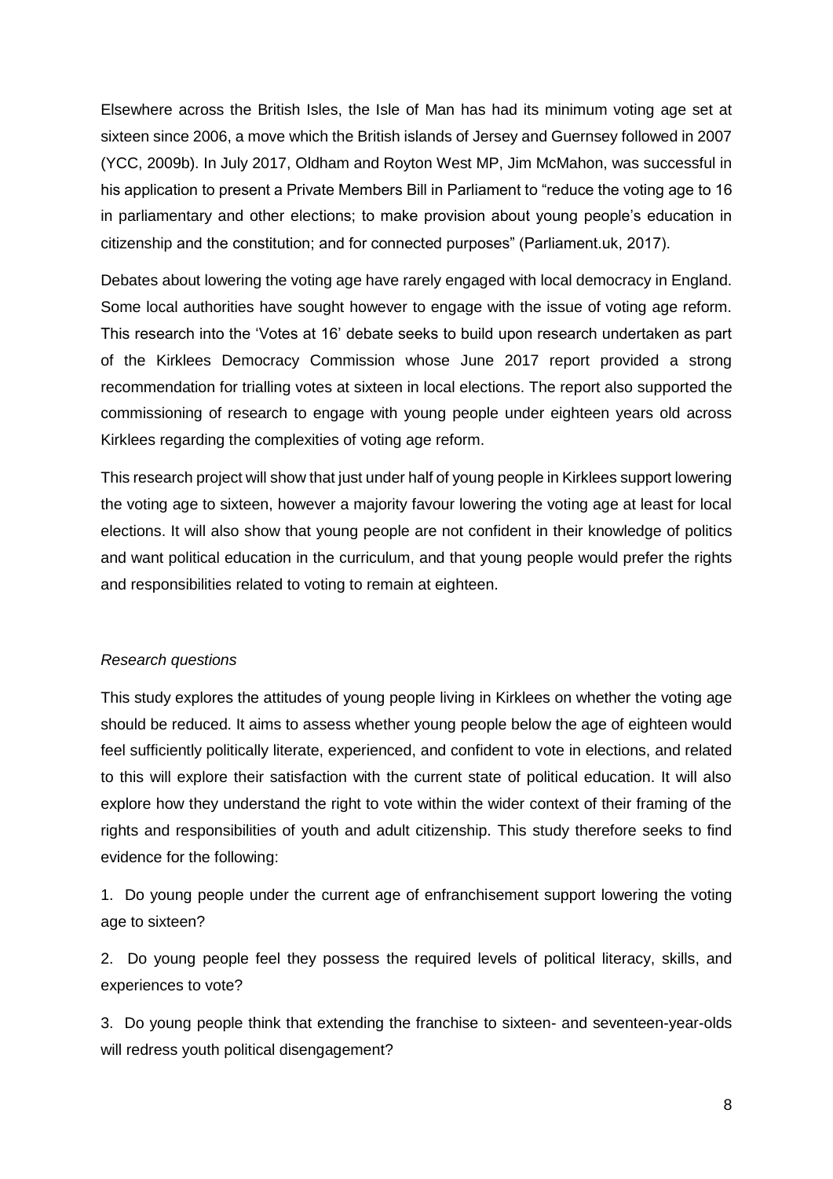Elsewhere across the British Isles, the Isle of Man has had its minimum voting age set at sixteen since 2006, a move which the British islands of Jersey and Guernsey followed in 2007 (YCC, 2009b). In July 2017, Oldham and Royton West MP, Jim McMahon, was successful in his application to present a Private Members Bill in Parliament to "reduce the voting age to 16 in parliamentary and other elections; to make provision about young people's education in citizenship and the constitution; and for connected purposes" (Parliament.uk, 2017).

Debates about lowering the voting age have rarely engaged with local democracy in England. Some local authorities have sought however to engage with the issue of voting age reform. This research into the 'Votes at 16' debate seeks to build upon research undertaken as part of the Kirklees Democracy Commission whose June 2017 report provided a strong recommendation for trialling votes at sixteen in local elections. The report also supported the commissioning of research to engage with young people under eighteen years old across Kirklees regarding the complexities of voting age reform.

This research project will show that just under half of young people in Kirklees support lowering the voting age to sixteen, however a majority favour lowering the voting age at least for local elections. It will also show that young people are not confident in their knowledge of politics and want political education in the curriculum, and that young people would prefer the rights and responsibilities related to voting to remain at eighteen.

*Research questions*

This study explores the attitudes of young people living in Kirklees on whether the voting age should be reduced. It aims to assess whether young people below the age of eighteen would feel sufficiently politically literate, experienced, and confident to vote in elections, and related to this will explore their satisfaction with the current state of political education. It will also explore how they understand the right to vote within the wider context of their framing of the rights and responsibilities of youth and adult citizenship. This study therefore seeks to find evidence for the following:

1. Do young people under the current age of enfranchisement support lowering the voting age to sixteen?

2. Do young people feel they possess the required levels of political literacy, skills, and experiences to vote?

3. Do young people think that extending the franchise to sixteen- and seventeen-year-olds will redress youth political disengagement?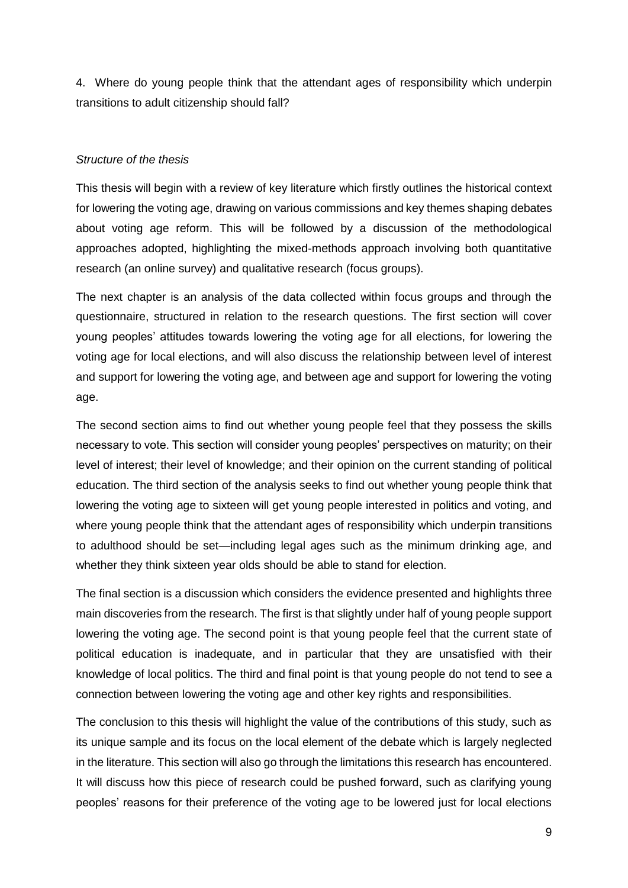4. Where do young people think that the attendant ages of responsibility which underpin transitions to adult citizenship should fall?

*Structure of the thesis*

This thesis will begin with a review of key literature which firstly outlines the historical context for lowering the voting age, drawing on various commissions and key themes shaping debates about voting age reform. This will be followed by a discussion of the methodological approaches adopted, highlighting the mixed-methods approach involving both quantitative research (an online survey) and qualitative research (focus groups).

The next chapter is an analysis of the data collected within focus groups and through the questionnaire, structured in relation to the research questions. The first section will cover young peoples' attitudes towards lowering the voting age for all elections, for lowering the voting age for local elections, and will also discuss the relationship between level of interest and support for lowering the voting age, and between age and support for lowering the voting age.

The second section aims to find out whether young people feel that they possess the skills necessary to vote. This section will consider young peoples' perspectives on maturity; on their level of interest; their level of knowledge; and their opinion on the current standing of political education. The third section of the analysis seeks to find out whether young people think that lowering the voting age to sixteen will get young people interested in politics and voting, and where young people think that the attendant ages of responsibility which underpin transitions to adulthood should be set—including legal ages such as the minimum drinking age, and whether they think sixteen year olds should be able to stand for election.

The final section is a discussion which considers the evidence presented and highlights three main discoveries from the research. The first is that slightly under half of young people support lowering the voting age. The second point is that young people feel that the current state of political education is inadequate, and in particular that they are unsatisfied with their knowledge of local politics. The third and final point is that young people do not tend to see a connection between lowering the voting age and other key rights and responsibilities.

The conclusion to this thesis will highlight the value of the contributions of this study, such as its unique sample and its focus on the local element of the debate which is largely neglected in the literature. This section will also go through the limitations this research has encountered. It will discuss how this piece of research could be pushed forward, such as clarifying young peoples' reasons for their preference of the voting age to be lowered just for local elections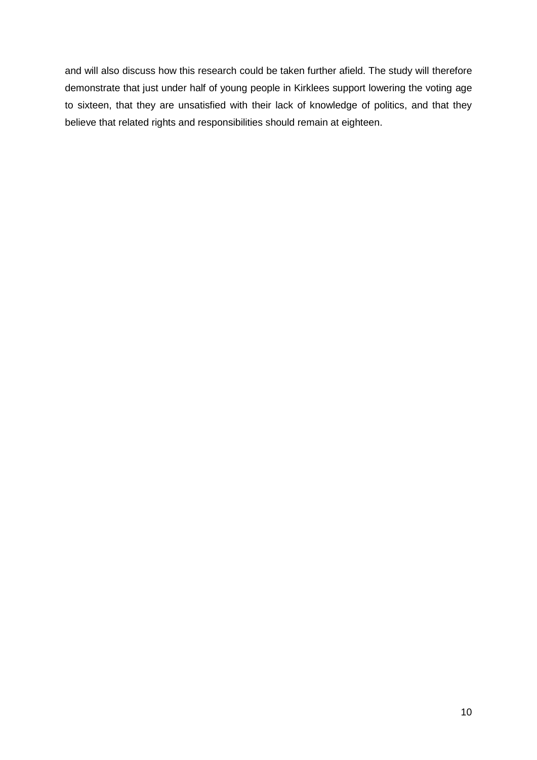and will also discuss how this research could be taken further afield. The study will therefore demonstrate that just under half of young people in Kirklees support lowering the voting age to sixteen, that they are unsatisfied with their lack of knowledge of politics, and that they believe that related rights and responsibilities should remain at eighteen.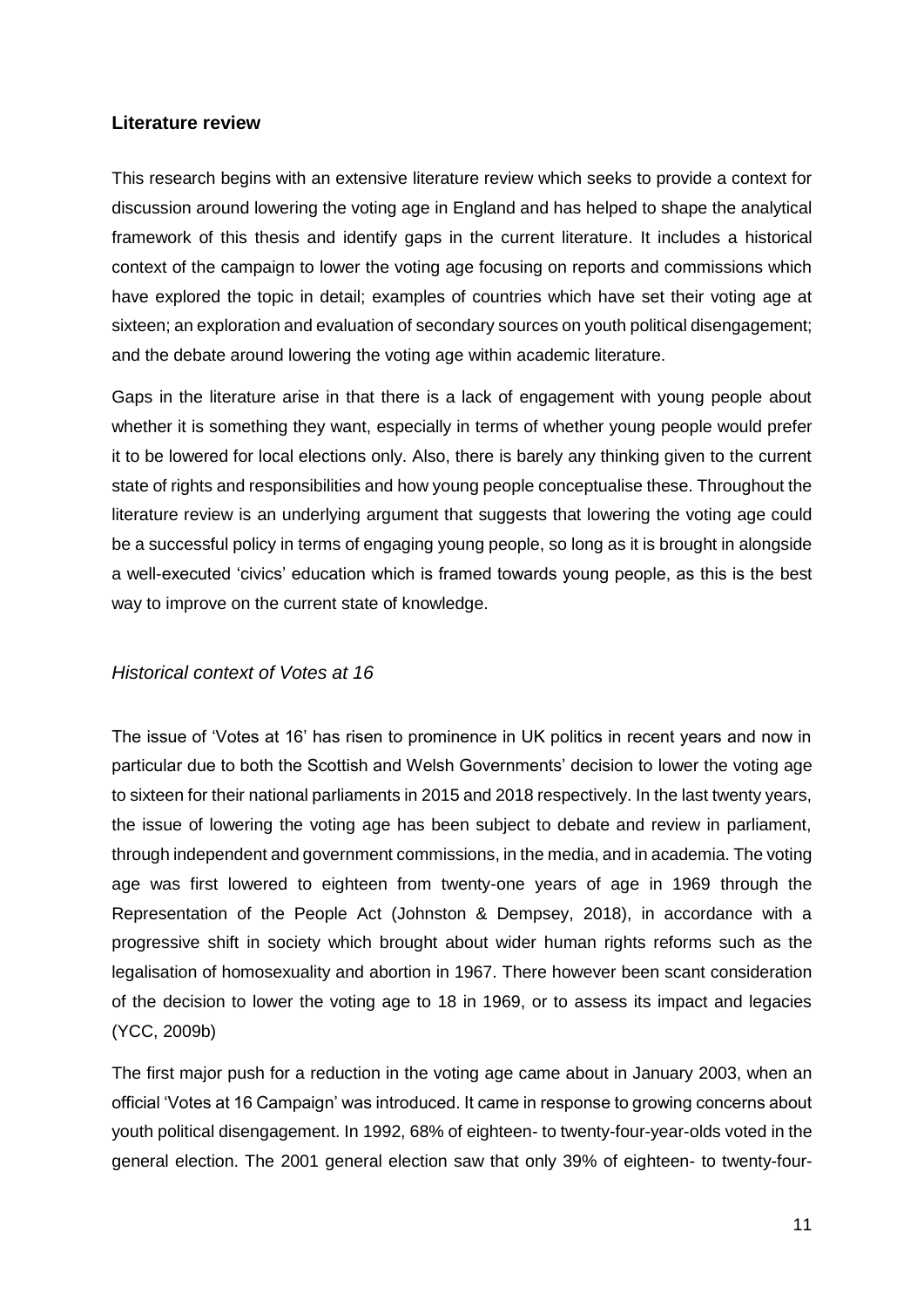## Literature review

This research begins with an extensive literature review which seeks to provide a context for discussion around lowering the voting age in England and has helped to shape the analytical framework of this thesis and identify gaps in the current literature. It includes a historical context of the campaign to lower the voting age focusing on reports and commissions which have explored the topic in detail; examples of countries which have set their voting age at sixteen; an exploration and evaluation of secondary sources on youth political disengagement; and the debate around lowering the voting age within academic literature.

Gaps in the literature arise in that there is a lack of engagement with young people about whether it is something they want, especially in terms of whether young people would prefer it to be lowered for local elections only. Also, there is barely any thinking given to the current state of rights and responsibilities and how young people conceptualise these. Throughout the literature review is an underlying argument that suggests that lowering the voting age could be a successful policy in terms of engaging young people, so long as it is brought in alongside a well-executed 'civics' education which is framed towards young people, as this is the best way to improve on the current state of knowledge.

### *Historical context of Votes at 16*

The issue of 'Votes at 16' has risen to prominence in UK politics in recent years and now in particular due to both the Scottish and Welsh Governments' decision to lower the voting age to sixteen for their national parliaments in 2015 and 2018 respectively. In the last twenty years, the issue of lowering the voting age has been subject to debate and review in parliament, through independent and government commissions, in the media, and in academia. The voting age was first lowered to eighteen from twenty-one years of age in 1969 through the Representation of the People Act (Johnston & Dempsey, 2018), in accordance with a progressive shift in society which brought about wider human rights reforms such as the legalisation of homosexuality and abortion in 1967. There however been scant consideration of the decision to lower the voting age to 18 in 1969, or to assess its impact and legacies (YCC, 2009b)

The first major push for a reduction in the voting age came about in January 2003, when an official 'Votes at 16 Campaign' was introduced. It came in response to growing concerns about youth political disengagement. In 1992, 68% of eighteen- to twenty-four-year-olds voted in the general election. The 2001 general election saw that only 39% of eighteen- to twenty-four-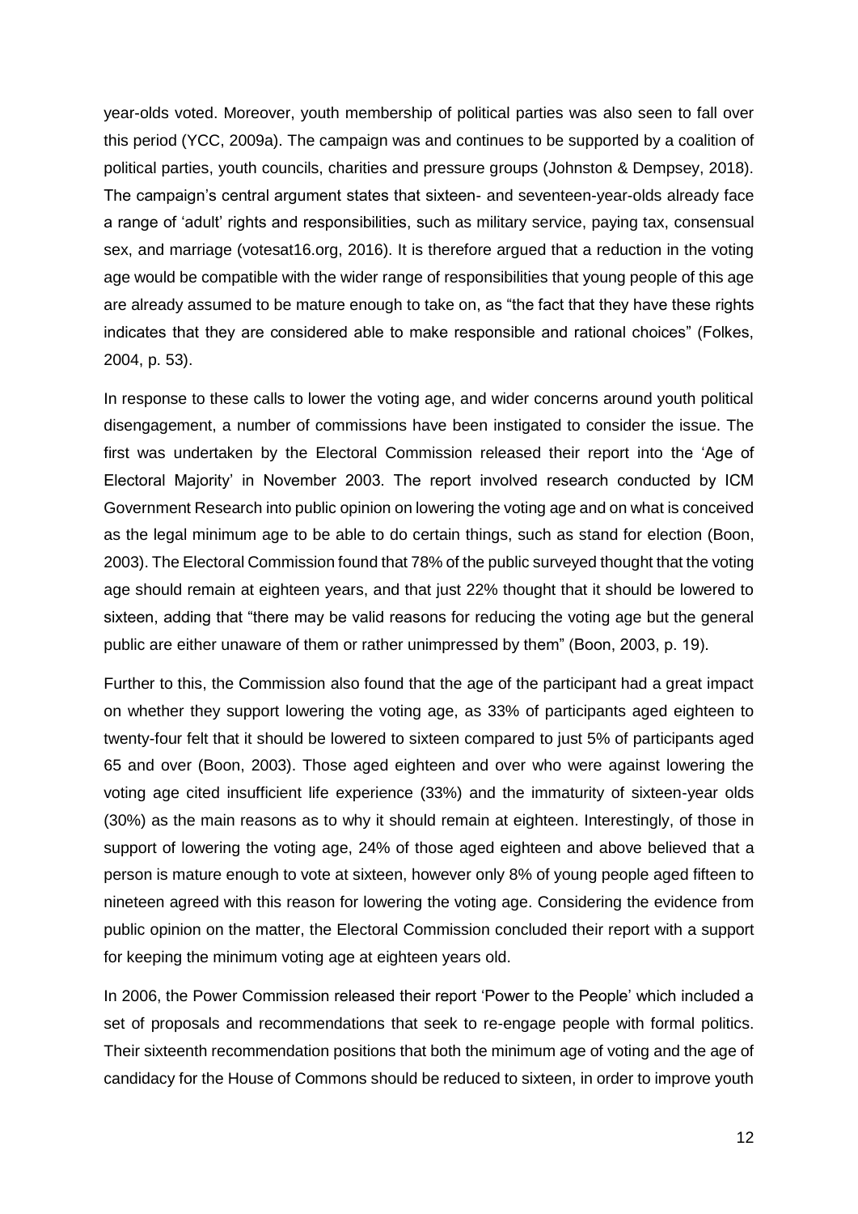year-olds voted. Moreover, youth membership of political parties was also seen to fall over this period (YCC, 2009a). The campaign was and continues to be supported by a coalition of political parties, youth councils, charities and pressure groups (Johnston & Dempsey, 2018). The campaign's central argument states that sixteen- and seventeen-year-olds already face a range of 'adult' rights and responsibilities, such as military service, paying tax, consensual sex, and marriage (votesat16.org, 2016). It is therefore argued that a reduction in the voting age would be compatible with the wider range of responsibilities that young people of this age are already assumed to be mature enough to take on, as "the fact that they have these rights indicates that they are considered able to make responsible and rational choices" (Folkes, 2004, p. 53).

In response to these calls to lower the voting age, and wider concerns around youth political disengagement, a number of commissions have been instigated to consider the issue. The first was undertaken by the Electoral Commission released their report into the 'Age of Electoral Majority' in November 2003. The report involved research conducted by ICM Government Research into public opinion on lowering the voting age and on what is conceived as the legal minimum age to be able to do certain things, such as stand for election (Boon, 2003). The Electoral Commission found that 78% of the public surveyed thought that the voting age should remain at eighteen years, and that just 22% thought that it should be lowered to sixteen, adding that "there may be valid reasons for reducing the voting age but the general public are either unaware of them or rather unimpressed by them" (Boon, 2003, p. 19).

Further to this, the Commission also found that the age of the participant had a great impact on whether they support lowering the voting age, as 33% of participants aged eighteen to twenty-four felt that it should be lowered to sixteen compared to just 5% of participants aged 65 and over (Boon, 2003). Those aged eighteen and over who were against lowering the voting age cited insufficient life experience (33%) and the immaturity of sixteen-year olds (30%) as the main reasons as to why it should remain at eighteen. Interestingly, of those in support of lowering the voting age, 24% of those aged eighteen and above believed that a person is mature enough to vote at sixteen, however only 8% of young people aged fifteen to nineteen agreed with this reason for lowering the voting age. Considering the evidence from public opinion on the matter, the Electoral Commission concluded their report with a support for keeping the minimum voting age at eighteen years old.

In 2006, the Power Commission released their report 'Power to the People' which included a set of proposals and recommendations that seek to re-engage people with formal politics. Their sixteenth recommendation positions that both the minimum age of voting and the age of candidacy for the House of Commons should be reduced to sixteen, in order to improve youth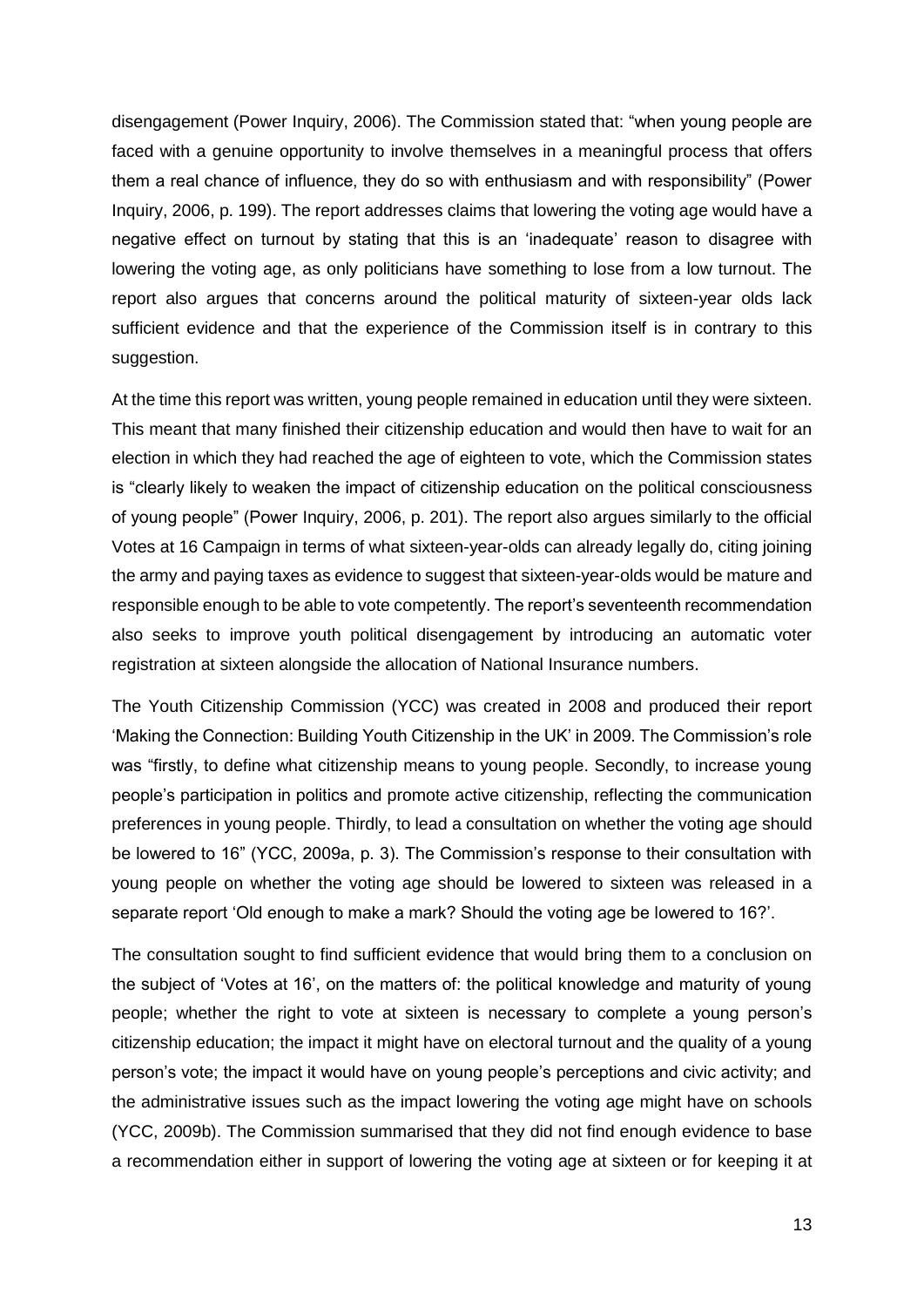disengagement (Power Inquiry, 2006). The Commission stated that: "when young people are faced with a genuine opportunity to involve themselves in a meaningful process that offers them a real chance of influence, they do so with enthusiasm and with responsibility" (Power Inquiry, 2006, p. 199). The report addresses claims that lowering the voting age would have a negative effect on turnout by stating that this is an 'inadequate' reason to disagree with lowering the voting age, as only politicians have something to lose from a low turnout. The report also argues that concerns around the political maturity of sixteen-year olds lack sufficient evidence and that the experience of the Commission itself is in contrary to this suggestion.

At the time this report was written, young people remained in education until they were sixteen. This meant that many finished their citizenship education and would then have to wait for an election in which they had reached the age of eighteen to vote, which the Commission states is "clearly likely to weaken the impact of citizenship education on the political consciousness of young people" (Power Inquiry, 2006, p. 201). The report also argues similarly to the official Votes at 16 Campaign in terms of what sixteen-year-olds can already legally do, citing joining the army and paying taxes as evidence to suggest that sixteen-year-olds would be mature and responsible enough to be able to vote competently. The report's seventeenth recommendation also seeks to improve youth political disengagement by introducing an automatic voter registration at sixteen alongside the allocation of National Insurance numbers.

The Youth Citizenship Commission (YCC) was created in 2008 and produced their report 'Making the Connection: Building Youth Citizenship in the UK' in 2009. The Commission's role was "firstly, to define what citizenship means to young people. Secondly, to increase young people's participation in politics and promote active citizenship, reflecting the communication preferences in young people. Thirdly, to lead a consultation on whether the voting age should be lowered to 16" (YCC, 2009a, p. 3). The Commission's response to their consultation with young people on whether the voting age should be lowered to sixteen was released in a separate report 'Old enough to make a mark? Should the voting age be lowered to 16?'.

The consultation sought to find sufficient evidence that would bring them to a conclusion on the subject of 'Votes at 16', on the matters of: the political knowledge and maturity of young people; whether the right to vote at sixteen is necessary to complete a young person's citizenship education; the impact it might have on electoral turnout and the quality of a young person's vote; the impact it would have on young people's perceptions and civic activity; and the administrative issues such as the impact lowering the voting age might have on schools (YCC, 2009b). The Commission summarised that they did not find enough evidence to base a recommendation either in support of lowering the voting age at sixteen or for keeping it at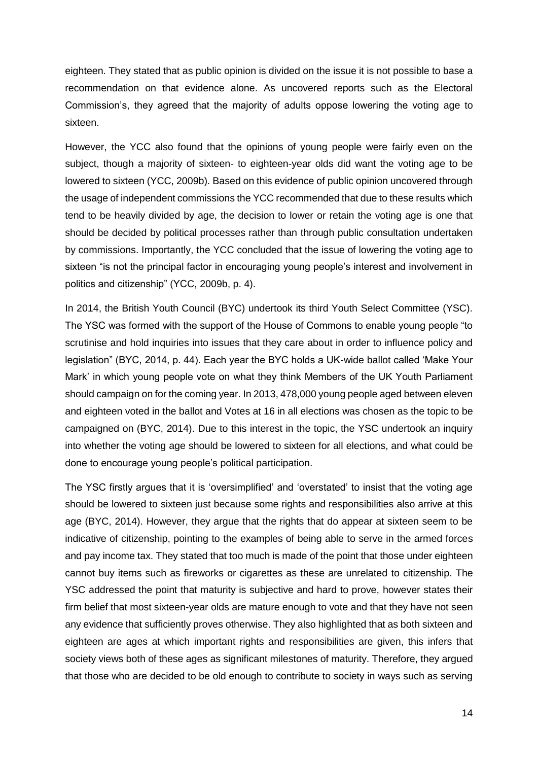eighteen. They stated that as public opinion is divided on the issue it is not possible to base a recommendation on that evidence alone. As uncovered reports such as the Electoral Commission's, they agreed that the majority of adults oppose lowering the voting age to sixteen.

However, the YCC also found that the opinions of young people were fairly even on the subject, though a majority of sixteen- to eighteen-year olds did want the voting age to be lowered to sixteen (YCC, 2009b). Based on this evidence of public opinion uncovered through the usage of independent commissions the YCC recommended that due to these results which tend to be heavily divided by age, the decision to lower or retain the voting age is one that should be decided by political processes rather than through public consultation undertaken by commissions. Importantly, the YCC concluded that the issue of lowering the voting age to sixteen "is not the principal factor in encouraging young people's interest and involvement in politics and citizenship" (YCC, 2009b, p. 4).

In 2014, the British Youth Council (BYC) undertook its third Youth Select Committee (YSC). The YSC was formed with the support of the House of Commons to enable young people "to scrutinise and hold inquiries into issues that they care about in order to influence policy and legislation" (BYC, 2014, p. 44). Each year the BYC holds a UK-wide ballot called 'Make Your Mark' in which young people vote on what they think Members of the UK Youth Parliament should campaign on for the coming year. In 2013, 478,000 young people aged between eleven and eighteen voted in the ballot and Votes at 16 in all elections was chosen as the topic to be campaigned on (BYC, 2014). Due to this interest in the topic, the YSC undertook an inquiry into whether the voting age should be lowered to sixteen for all elections, and what could be done to encourage young people's political participation.

The YSC firstly argues that it is 'oversimplified' and 'overstated' to insist that the voting age should be lowered to sixteen just because some rights and responsibilities also arrive at this age (BYC, 2014). However, they argue that the rights that do appear at sixteen seem to be indicative of citizenship, pointing to the examples of being able to serve in the armed forces and pay income tax. They stated that too much is made of the point that those under eighteen cannot buy items such as fireworks or cigarettes as these are unrelated to citizenship. The YSC addressed the point that maturity is subjective and hard to prove, however states their firm belief that most sixteen-year olds are mature enough to vote and that they have not seen any evidence that sufficiently proves otherwise. They also highlighted that as both sixteen and eighteen are ages at which important rights and responsibilities are given, this infers that society views both of these ages as significant milestones of maturity. Therefore, they argued that those who are decided to be old enough to contribute to society in ways such as serving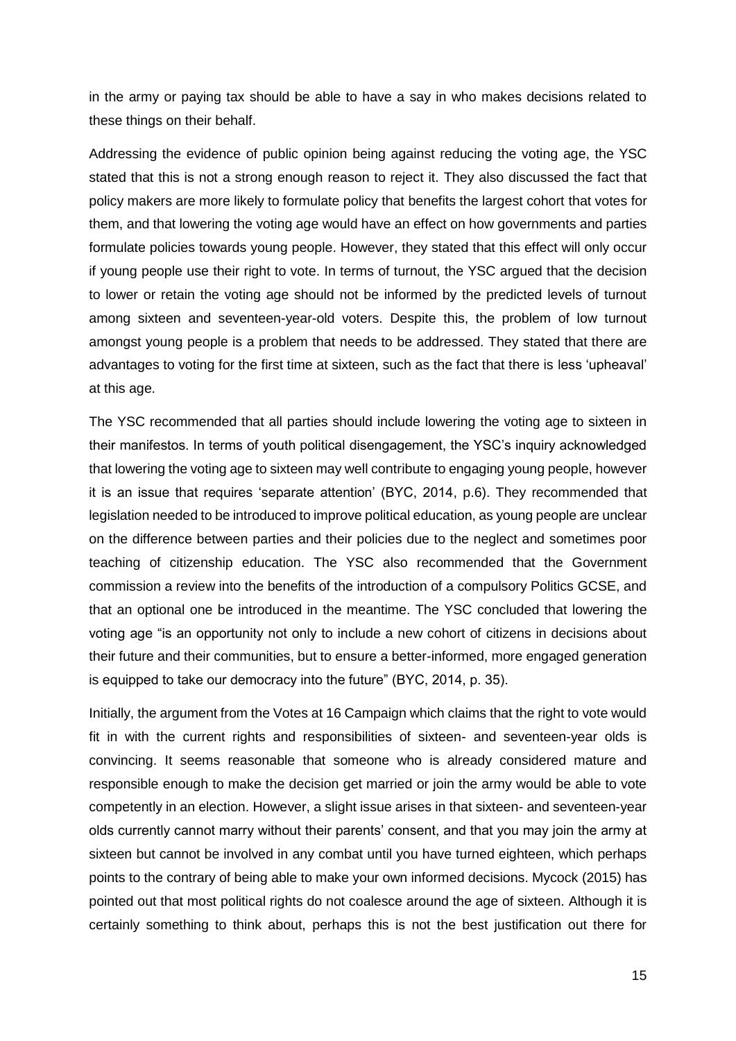in the army or paying tax should be able to have a say in who makes decisions related to these things on their behalf.

Addressing the evidence of public opinion being against reducing the voting age, the YSC stated that this is not a strong enough reason to reject it. They also discussed the fact that policy makers are more likely to formulate policy that benefits the largest cohort that votes for them, and that lowering the voting age would have an effect on how governments and parties formulate policies towards young people. However, they stated that this effect will only occur if young people use their right to vote. In terms of turnout, the YSC argued that the decision to lower or retain the voting age should not be informed by the predicted levels of turnout among sixteen and seventeen-year-old voters. Despite this, the problem of low turnout amongst young people is a problem that needs to be addressed. They stated that there are advantages to voting for the first time at sixteen, such as the fact that there is less 'upheaval' at this age.

The YSC recommended that all parties should include lowering the voting age to sixteen in their manifestos. In terms of youth political disengagement, the YSC's inquiry acknowledged that lowering the voting age to sixteen may well contribute to engaging young people, however it is an issue that requires 'separate attention' (BYC, 2014, p.6). They recommended that legislation needed to be introduced to improve political education, as young people are unclear on the difference between parties and their policies due to the neglect and sometimes poor teaching of citizenship education. The YSC also recommended that the Government commission a review into the benefits of the introduction of a compulsory Politics GCSE, and that an optional one be introduced in the meantime. The YSC concluded that lowering the voting age "is an opportunity not only to include a new cohort of citizens in decisions about their future and their communities, but to ensure a better-informed, more engaged generation is equipped to take our democracy into the future" (BYC, 2014, p. 35).

Initially, the argument from the Votes at 16 Campaign which claims that the right to vote would fit in with the current rights and responsibilities of sixteen- and seventeen-year olds is convincing. It seems reasonable that someone who is already considered mature and responsible enough to make the decision get married or join the army would be able to vote competently in an election. However, a slight issue arises in that sixteen- and seventeen-year olds currently cannot marry without their parents' consent, and that you may join the army at sixteen but cannot be involved in any combat until you have turned eighteen, which perhaps points to the contrary of being able to make your own informed decisions. Mycock (2015) has pointed out that most political rights do not coalesce around the age of sixteen. Although it is certainly something to think about, perhaps this is not the best justification out there for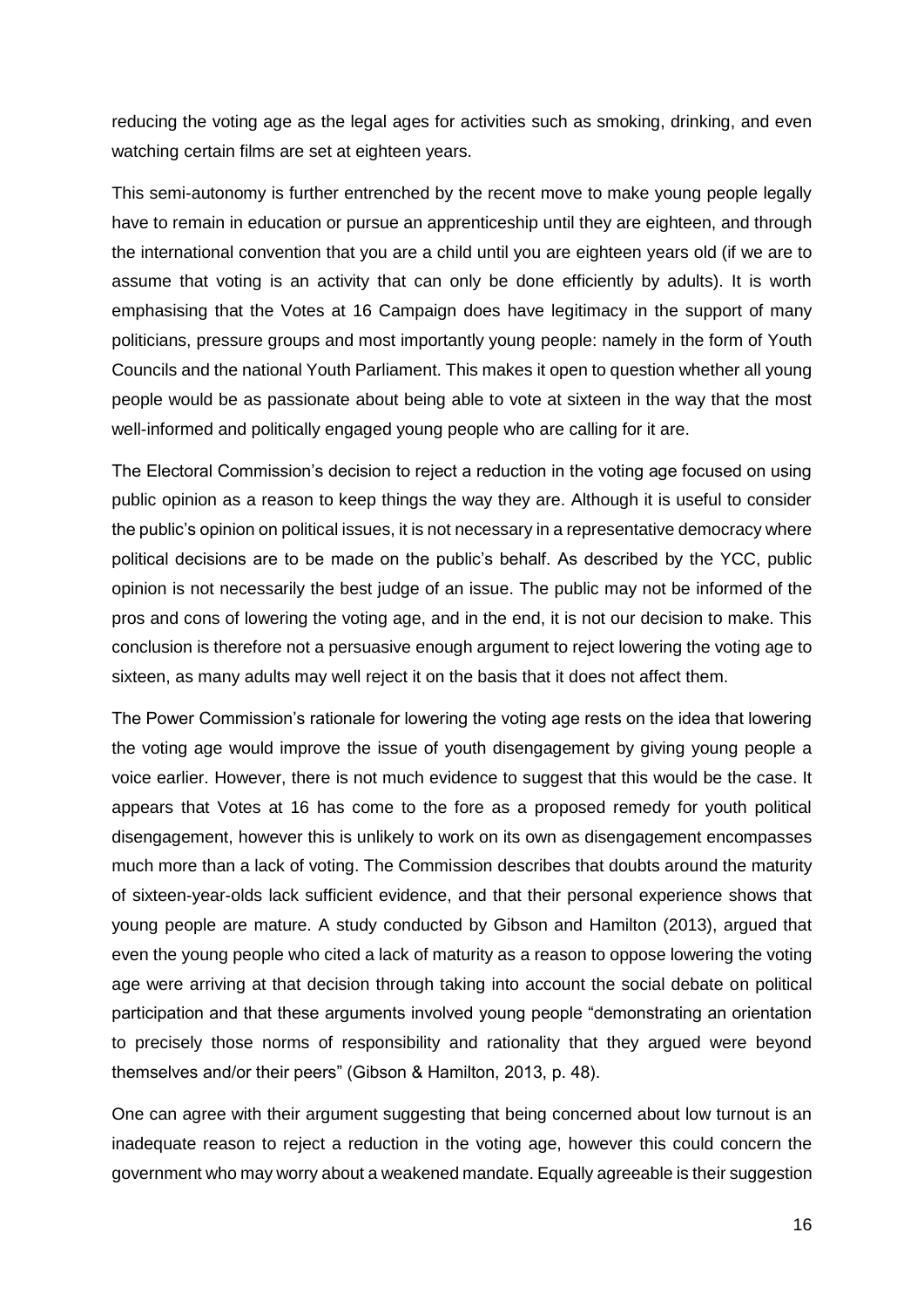reducing the voting age as the legal ages for activities such as smoking, drinking, and even watching certain films are set at eighteen years.

This semi-autonomy is further entrenched by the recent move to make young people legally have to remain in education or pursue an apprenticeship until they are eighteen, and through the international convention that you are a child until you are eighteen years old (if we are to assume that voting is an activity that can only be done efficiently by adults). It is worth emphasising that the Votes at 16 Campaign does have legitimacy in the support of many politicians, pressure groups and most importantly young people: namely in the form of Youth Councils and the national Youth Parliament. This makes it open to question whether all young people would be as passionate about being able to vote at sixteen in the way that the most well-informed and politically engaged young people who are calling for it are.

The Electoral Commission's decision to reject a reduction in the voting age focused on using public opinion as a reason to keep things the way they are. Although it is useful to consider the public's opinion on political issues, it is not necessary in a representative democracy where political decisions are to be made on the public's behalf. As described by the YCC, public opinion is not necessarily the best judge of an issue. The public may not be informed of the pros and cons of lowering the voting age, and in the end, it is not our decision to make. This conclusion is therefore not a persuasive enough argument to reject lowering the voting age to sixteen, as many adults may well reject it on the basis that it does not affect them.

The Power Commission's rationale for lowering the voting age rests on the idea that lowering the voting age would improve the issue of youth disengagement by giving young people a voice earlier. However, there is not much evidence to suggest that this would be the case. It appears that Votes at 16 has come to the fore as a proposed remedy for youth political disengagement, however this is unlikely to work on its own as disengagement encompasses much more than a lack of voting. The Commission describes that doubts around the maturity of sixteen-year-olds lack sufficient evidence, and that their personal experience shows that young people are mature. A study conducted by Gibson and Hamilton (2013), argued that even the young people who cited a lack of maturity as a reason to oppose lowering the voting age were arriving at that decision through taking into account the social debate on political participation and that these arguments involved young people "demonstrating an orientation to precisely those norms of responsibility and rationality that they argued were beyond themselves and/or their peers" (Gibson & Hamilton, 2013, p. 48).

One can agree with their argument suggesting that being concerned about low turnout is an inadequate reason to reject a reduction in the voting age, however this could concern the government who may worry about a weakened mandate. Equally agreeable is their suggestion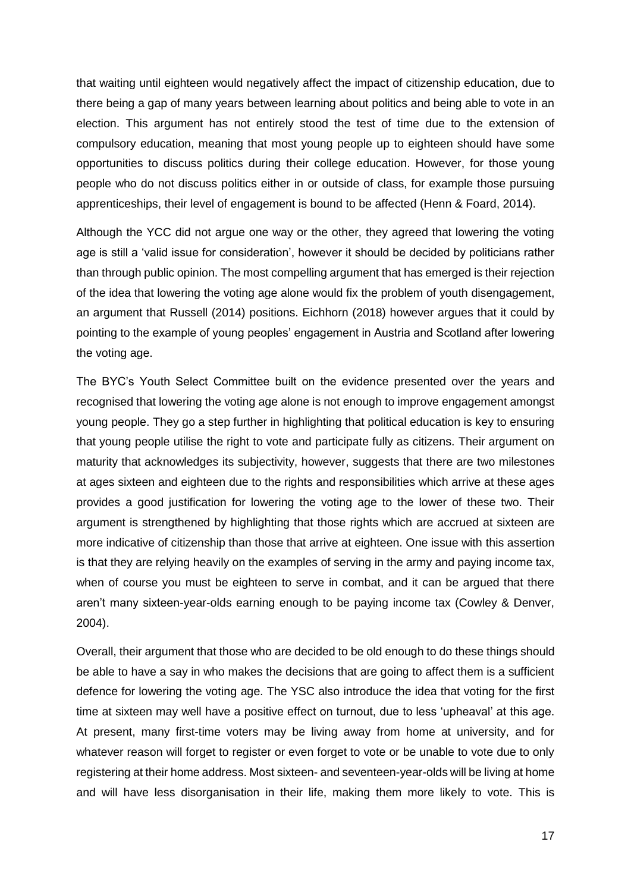that waiting until eighteen would negatively affect the impact of citizenship education, due to there being a gap of many years between learning about politics and being able to vote in an election. This argument has not entirely stood the test of time due to the extension of compulsory education, meaning that most young people up to eighteen should have some opportunities to discuss politics during their college education. However, for those young people who do not discuss politics either in or outside of class, for example those pursuing apprenticeships, their level of engagement is bound to be affected (Henn & Foard, 2014).

Although the YCC did not argue one way or the other, they agreed that lowering the voting age is still a 'valid issue for consideration', however it should be decided by politicians rather than through public opinion. The most compelling argument that has emerged is their rejection of the idea that lowering the voting age alone would fix the problem of youth disengagement, an argument that Russell (2014) positions. Eichhorn (2018) however argues that it could by pointing to the example of young peoples' engagement in Austria and Scotland after lowering the voting age.

The BYC's Youth Select Committee built on the evidence presented over the years and recognised that lowering the voting age alone is not enough to improve engagement amongst young people. They go a step further in highlighting that political education is key to ensuring that young people utilise the right to vote and participate fully as citizens. Their argument on maturity that acknowledges its subjectivity, however, suggests that there are two milestones at ages sixteen and eighteen due to the rights and responsibilities which arrive at these ages provides a good justification for lowering the voting age to the lower of these two. Their argument is strengthened by highlighting that those rights which are accrued at sixteen are more indicative of citizenship than those that arrive at eighteen. One issue with this assertion is that they are relying heavily on the examples of serving in the army and paying income tax, when of course you must be eighteen to serve in combat, and it can be argued that there aren't many sixteen-year-olds earning enough to be paying income tax (Cowley & Denver, 2004).

Overall, their argument that those who are decided to be old enough to do these things should be able to have a say in who makes the decisions that are going to affect them is a sufficient defence for lowering the voting age. The YSC also introduce the idea that voting for the first time at sixteen may well have a positive effect on turnout, due to less 'upheaval' at this age. At present, many first-time voters may be living away from home at university, and for whatever reason will forget to register or even forget to vote or be unable to vote due to only registering at their home address. Most sixteen- and seventeen-year-olds will be living at home and will have less disorganisation in their life, making them more likely to vote. This is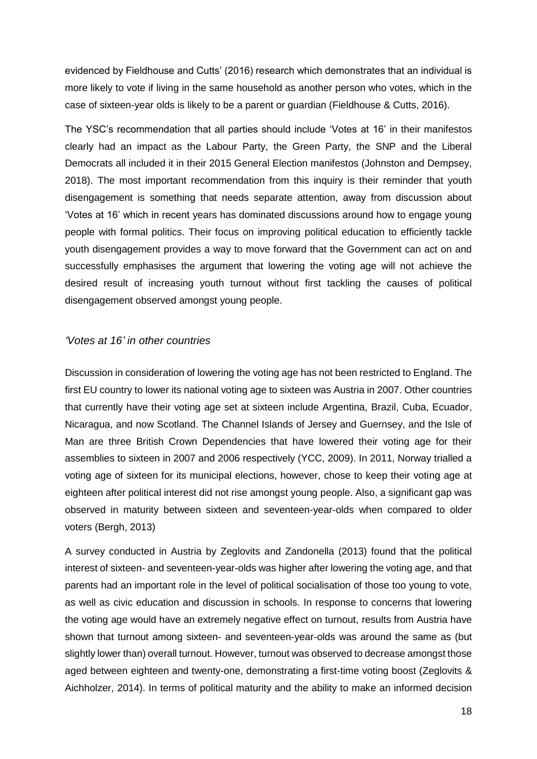evidenced by Fieldhouse and Cutts' (2016) research which demonstrates that an individual is more likely to vote if living in the same household as another person who votes, which in the case of sixteen-year olds is likely to be a parent or guardian (Fieldhouse & Cutts, 2016).

The YSC's recommendation that all parties should include 'Votes at 16' in their manifestos clearly had an impact as the Labour Party, the Green Party, the SNP and the Liberal Democrats all included it in their 2015 General Election manifestos (Johnston and Dempsey, 2018). The most important recommendation from this inquiry is their reminder that youth disengagement is something that needs separate attention, away from discussion about 'Votes at 16' which in recent years has dominated discussions around how to engage young people with formal politics. Their focus on improving political education to efficiently tackle youth disengagement provides a way to move forward that the Government can act on and successfully emphasises the argument that lowering the voting age will not achieve the desired result of increasing youth turnout without first tackling the causes of political disengagement observed amongst young people.

### *'Votes at 16' in other countries*

Discussion in consideration of lowering the voting age has not been restricted to England. The first EU country to lower its national voting age to sixteen was Austria in 2007. Other countries that currently have their voting age set at sixteen include Argentina, Brazil, Cuba, Ecuador, Nicaragua, and now Scotland. The Channel Islands of Jersey and Guernsey, and the Isle of Man are three British Crown Dependencies that have lowered their voting age for their assemblies to sixteen in 2007 and 2006 respectively (YCC, 2009). In 2011, Norway trialled a voting age of sixteen for its municipal elections, however, chose to keep their voting age at eighteen after political interest did not rise amongst young people. Also, a significant gap was observed in maturity between sixteen and seventeen-year-olds when compared to older voters (Bergh, 2013)

A survey conducted in Austria by Zeglovits and Zandonella (2013) found that the political interest of sixteen- and seventeen-year-olds was higher after lowering the voting age, and that parents had an important role in the level of political socialisation of those too young to vote, as well as civic education and discussion in schools. In response to concerns that lowering the voting age would have an extremely negative effect on turnout, results from Austria have shown that turnout among sixteen- and seventeen-year-olds was around the same as (but slightly lower than) overall turnout. However, turnout was observed to decrease amongst those aged between eighteen and twenty-one, demonstrating a first-time voting boost (Zeglovits & Aichholzer, 2014). In terms of political maturity and the ability to make an informed decision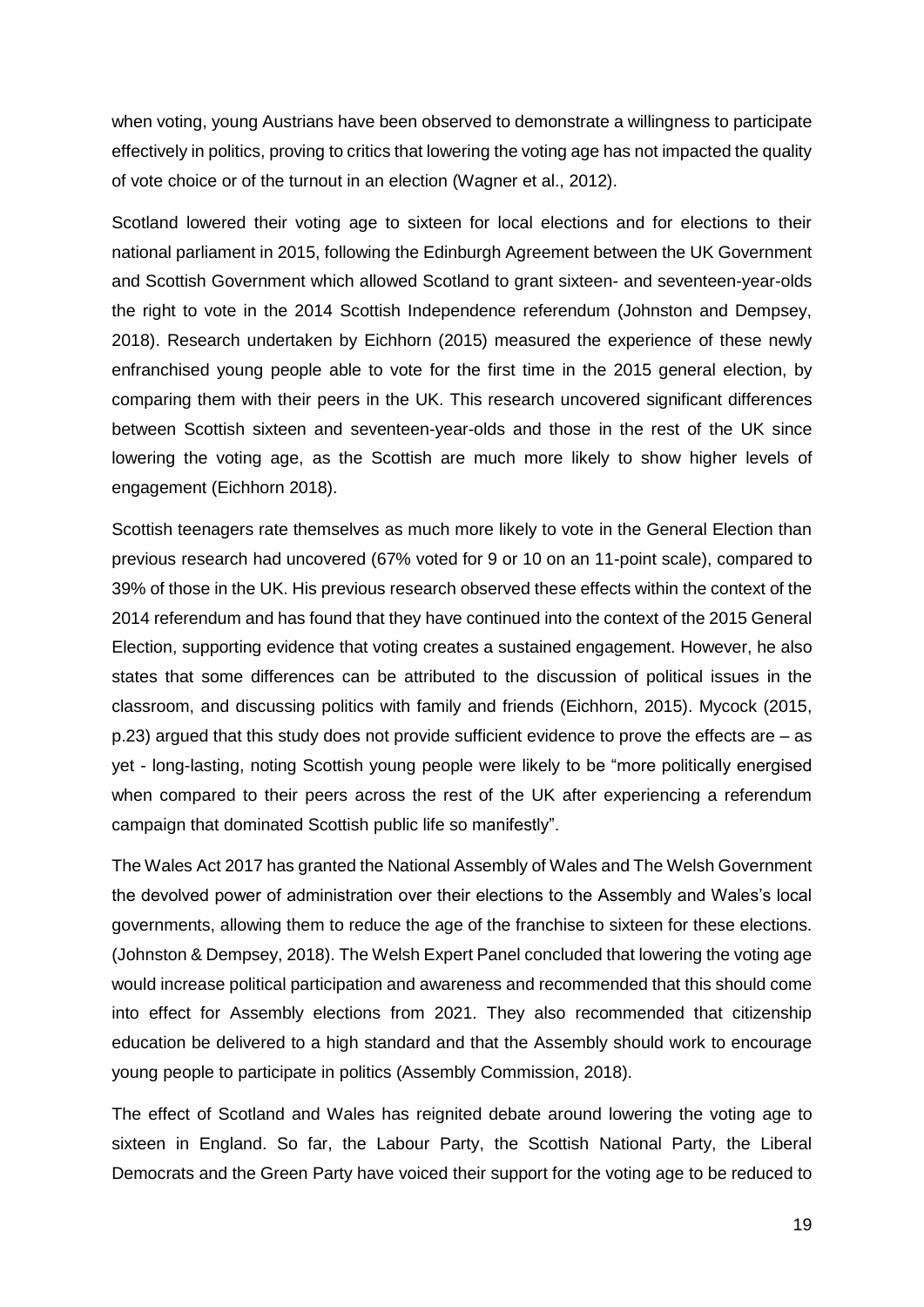when voting, young Austrians have been observed to demonstrate a willingness to participate effectively in politics, proving to critics that lowering the voting age has not impacted the quality of vote choice or of the turnout in an election (Wagner et al., 2012).

Scotland lowered their voting age to sixteen for local elections and for elections to their national parliament in 2015, following the Edinburgh Agreement between the UK Government and Scottish Government which allowed Scotland to grant sixteen- and seventeen-year-olds the right to vote in the 2014 Scottish Independence referendum (Johnston and Dempsey, 2018). Research undertaken by Eichhorn (2015) measured the experience of these newly enfranchised young people able to vote for the first time in the 2015 general election, by comparing them with their peers in the UK. This research uncovered significant differences between Scottish sixteen and seventeen-year-olds and those in the rest of the UK since lowering the voting age, as the Scottish are much more likely to show higher levels of engagement (Eichhorn 2018).

Scottish teenagers rate themselves as much more likely to vote in the General Election than previous research had uncovered (67% voted for 9 or 10 on an 11-point scale), compared to 39% of those in the UK. His previous research observed these effects within the context of the 2014 referendum and has found that they have continued into the context of the 2015 General Election, supporting evidence that voting creates a sustained engagement. However, he also states that some differences can be attributed to the discussion of political issues in the classroom, and discussing politics with family and friends (Eichhorn, 2015). Mycock (2015, p.23) argued that this study does not provide sufficient evidence to prove the effects are – as yet - long-lasting, noting Scottish young people were likely to be "more politically energised when compared to their peers across the rest of the UK after experiencing a referendum campaign that dominated Scottish public life so manifestly".

The Wales Act 2017 has granted the National Assembly of Wales and The Welsh Government the devolved power of administration over their elections to the Assembly and Wales's local governments, allowing them to reduce the age of the franchise to sixteen for these elections. (Johnston & Dempsey, 2018). The Welsh Expert Panel concluded that lowering the voting age would increase political participation and awareness and recommended that this should come into effect for Assembly elections from 2021. They also recommended that citizenship education be delivered to a high standard and that the Assembly should work to encourage young people to participate in politics (Assembly Commission, 2018).

The effect of Scotland and Wales has reignited debate around lowering the voting age to sixteen in England. So far, the Labour Party, the Scottish National Party, the Liberal Democrats and the Green Party have voiced their support for the voting age to be reduced to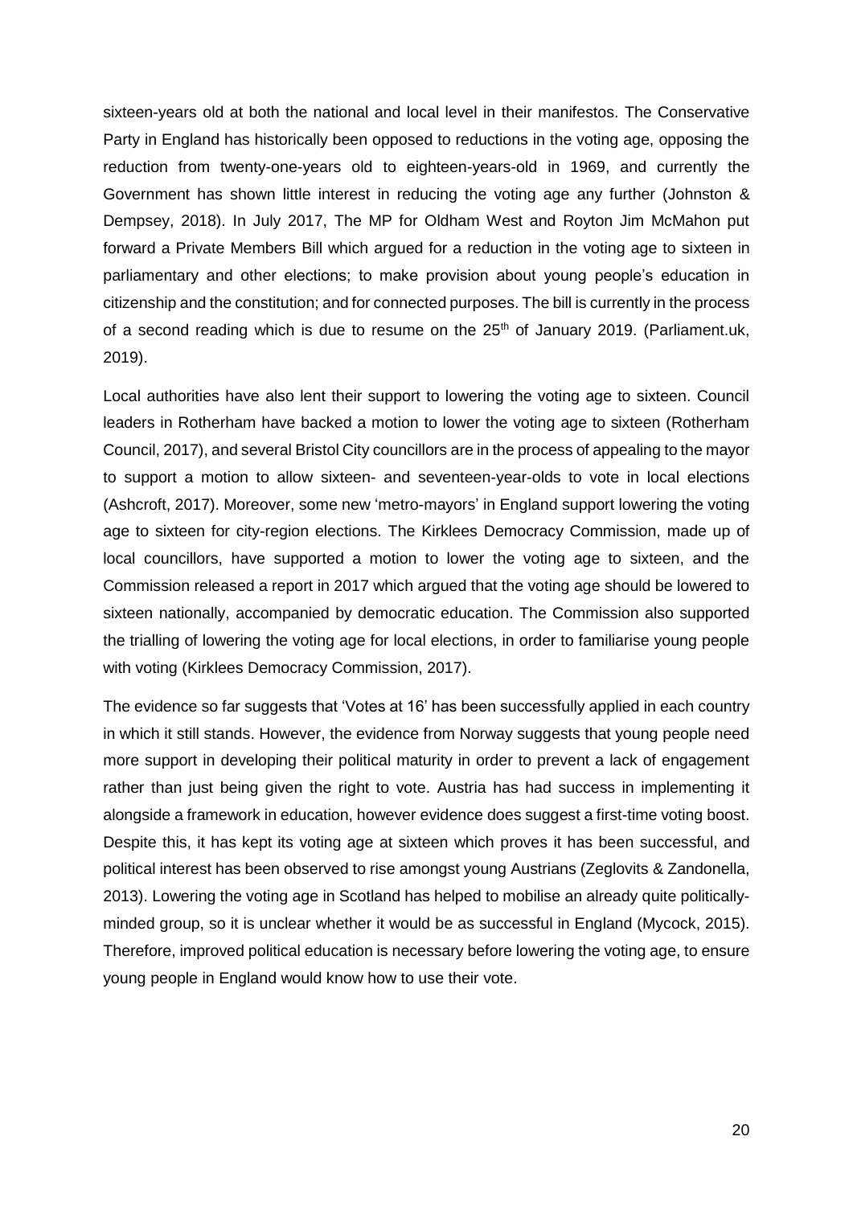sixteen-years old at both the national and local level in their manifestos. The Conservative Party in England has historically been opposed to reductions in the voting age, opposing the reduction from twenty-one-years old to eighteen-years-old in 1969, and currently the Government has shown little interest in reducing the voting age any further (Johnston & Dempsey, 2018). In July 2017, The MP for Oldham West and Royton Jim McMahon put forward a Private Members Bill which argued for a reduction in the voting age to sixteen in parliamentary and other elections; to make provision about young people's education in citizenship and the constitution; and for connected purposes. The bill is currently in the process of a second reading which is due to resume on the 25th of January 2019. (Parliament.uk, 2019).

Local authorities have also lent their support to lowering the voting age to sixteen. Council leaders in Rotherham have backed a motion to lower the voting age to sixteen (Rotherham Council, 2017), and several Bristol City councillors are in the process of appealing to the mayor to support a motion to allow sixteen- and seventeen-year-olds to vote in local elections (Ashcroft, 2017). Moreover, some new 'metro-mayors' in England support lowering the voting age to sixteen for city-region elections. The Kirklees Democracy Commission, made up of local councillors, have supported a motion to lower the voting age to sixteen, and the Commission released a report in 2017 which argued that the voting age should be lowered to sixteen nationally, accompanied by democratic education. The Commission also supported the trialling of lowering the voting age for local elections, in order to familiarise young people with voting (Kirklees Democracy Commission, 2017).

The evidence so far suggests that 'Votes at 16' has been successfully applied in each country in which it still stands. However, the evidence from Norway suggests that young people need more support in developing their political maturity in order to prevent a lack of engagement rather than just being given the right to vote. Austria has had success in implementing it alongside a framework in education, however evidence does suggest a first-time voting boost. Despite this, it has kept its voting age at sixteen which proves it has been successful, and political interest has been observed to rise amongst young Austrians (Zeglovits & Zandonella, 2013). Lowering the voting age in Scotland has helped to mobilise an already quite politically-minded group, so it is unclear whether it would be as successful in England (Mycock, 2015). Therefore, improved political education is necessary before lowering the voting age, to ensure young people in England would know how to use their vote.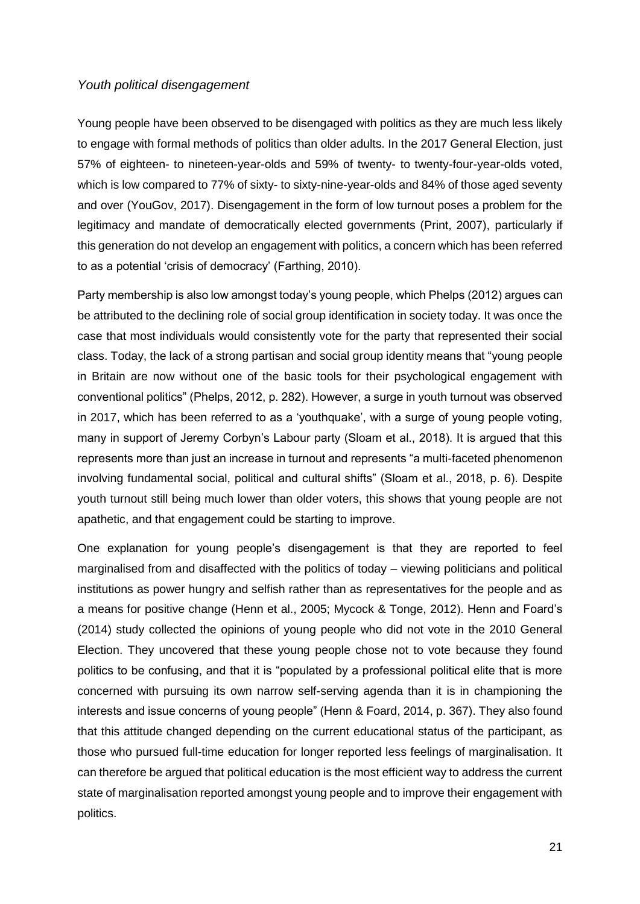*Youth political disengagement*

Young people have been observed to be disengaged with politics as they are much less likely to engage with formal methods of politics than older adults. In the 2017 General Election, just 57% of eighteen- to nineteen-year-olds and 59% of twenty- to twenty-four-year-olds voted, which is low compared to 77% of sixty- to sixty-nine-year-olds and 84% of those aged seventy and over (YouGov, 2017). Disengagement in the form of low turnout poses a problem for the legitimacy and mandate of democratically elected governments (Print, 2007), particularly if this generation do not develop an engagement with politics, a concern which has been referred to as a potential 'crisis of democracy' (Farthing, 2010).

Party membership is also low amongst today's young people, which Phelps (2012) argues can be attributed to the declining role of social group identification in society today. It was once the case that most individuals would consistently vote for the party that represented their social class. Today, the lack of a strong partisan and social group identity means that "young people in Britain are now without one of the basic tools for their psychological engagement with conventional politics" (Phelps, 2012, p. 282). However, a surge in youth turnout was observed in 2017, which has been referred to as a 'youthquake', with a surge of young people voting, many in support of Jeremy Corbyn's Labour party (Sloam et al., 2018). It is argued that this represents more than just an increase in turnout and represents "a multi-faceted phenomenon involving fundamental social, political and cultural shifts" (Sloam et al., 2018, p. 6). Despite youth turnout still being much lower than older voters, this shows that young people are not apathetic, and that engagement could be starting to improve.

One explanation for young people's disengagement is that they are reported to feel marginalised from and disaffected with the politics of today – viewing politicians and political institutions as power hungry and selfish rather than as representatives for the people and as a means for positive change (Henn et al., 2005; Mycock & Tonge, 2012). Henn and Foard's (2014) study collected the opinions of young people who did not vote in the 2010 General Election. They uncovered that these young people chose not to vote because they found politics to be confusing, and that it is "populated by a professional political elite that is more concerned with pursuing its own narrow self-serving agenda than it is in championing the interests and issue concerns of young people" (Henn & Foard, 2014, p. 367). They also found that this attitude changed depending on the current educational status of the participant, as those who pursued full-time education for longer reported less feelings of marginalisation. It can therefore be argued that political education is the most efficient way to address the current state of marginalisation reported amongst young people and to improve their engagement with politics.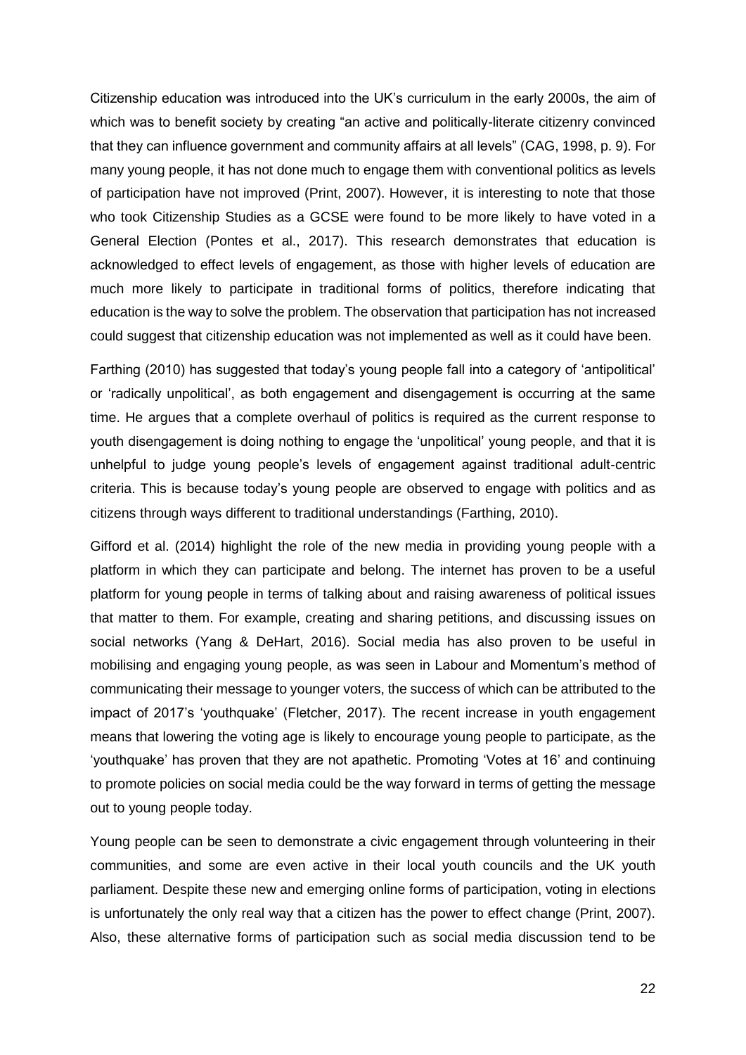Citizenship education was introduced into the UK's curriculum in the early 2000s, the aim of which was to benefit society by creating "an active and politically-literate citizenry convinced that they can influence government and community affairs at all levels" (CAG, 1998, p. 9). For many young people, it has not done much to engage them with conventional politics as levels of participation have not improved (Print, 2007). However, it is interesting to note that those who took Citizenship Studies as a GCSE were found to be more likely to have voted in a General Election (Pontes et al., 2017). This research demonstrates that education is acknowledged to effect levels of engagement, as those with higher levels of education are much more likely to participate in traditional forms of politics, therefore indicating that education is the way to solve the problem. The observation that participation has not increased could suggest that citizenship education was not implemented as well as it could have been.

Farthing (2010) has suggested that today's young people fall into a category of 'antipolitical' or 'radically unpolitical', as both engagement and disengagement is occurring at the same time. He argues that a complete overhaul of politics is required as the current response to youth disengagement is doing nothing to engage the 'unpolitical' young people, and that it is unhelpful to judge young people's levels of engagement against traditional adult-centric criteria. This is because today's young people are observed to engage with politics and as citizens through ways different to traditional understandings (Farthing, 2010).

Gifford et al. (2014) highlight the role of the new media in providing young people with a platform in which they can participate and belong. The internet has proven to be a useful platform for young people in terms of talking about and raising awareness of political issues that matter to them. For example, creating and sharing petitions, and discussing issues on social networks (Yang & DeHart, 2016). Social media has also proven to be useful in mobilising and engaging young people, as was seen in Labour and Momentum's method of communicating their message to younger voters, the success of which can be attributed to the impact of 2017's 'youthquake' (Fletcher, 2017). The recent increase in youth engagement means that lowering the voting age is likely to encourage young people to participate, as the 'youthquake' has proven that they are not apathetic. Promoting 'Votes at 16' and continuing to promote policies on social media could be the way forward in terms of getting the message out to young people today.

Young people can be seen to demonstrate a civic engagement through volunteering in their communities, and some are even active in their local youth councils and the UK youth parliament. Despite these new and emerging online forms of participation, voting in elections is unfortunately the only real way that a citizen has the power to effect change (Print, 2007). Also, these alternative forms of participation such as social media discussion tend to be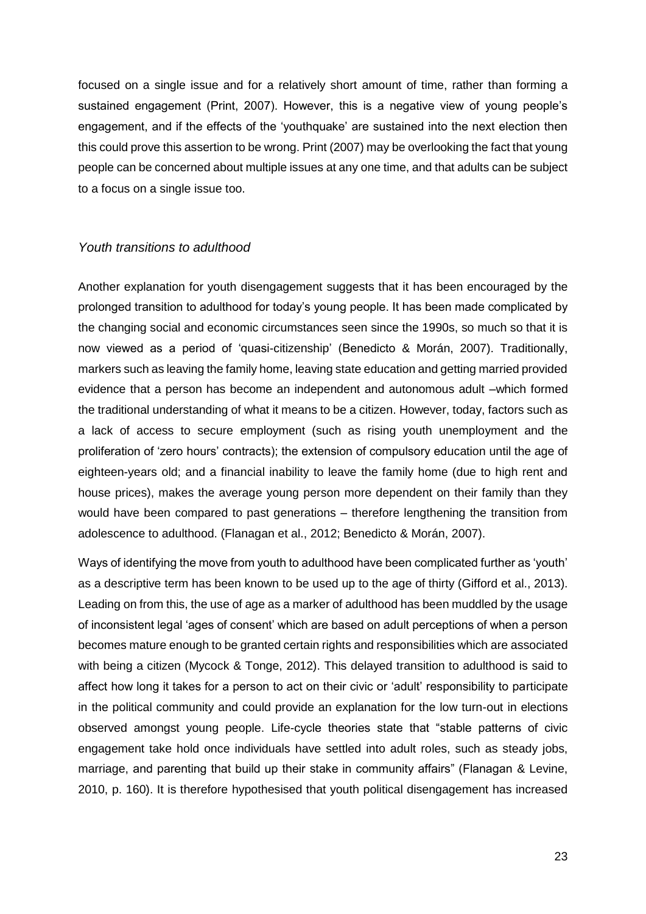focused on a single issue and for a relatively short amount of time, rather than forming a sustained engagement (Print, 2007). However, this is a negative view of young people's engagement, and if the effects of the 'youthquake' are sustained into the next election then this could prove this assertion to be wrong. Print (2007) may be overlooking the fact that young people can be concerned about multiple issues at any one time, and that adults can be subject to a focus on a single issue too.

### *Youth transitions to adulthood*

Another explanation for youth disengagement suggests that it has been encouraged by the prolonged transition to adulthood for today's young people. It has been made complicated by the changing social and economic circumstances seen since the 1990s, so much so that it is now viewed as a period of 'quasi-citizenship' (Benedicto & Morán, 2007). Traditionally, markers such as leaving the family home, leaving state education and getting married provided evidence that a person has become an independent and autonomous adult –which formed the traditional understanding of what it means to be a citizen. However, today, factors such as a lack of access to secure employment (such as rising youth unemployment and the proliferation of 'zero hours' contracts); the extension of compulsory education until the age of eighteen-years old; and a financial inability to leave the family home (due to high rent and house prices), makes the average young person more dependent on their family than they would have been compared to past generations – therefore lengthening the transition from adolescence to adulthood. (Flanagan et al., 2012; Benedicto & Morán, 2007).

Ways of identifying the move from youth to adulthood have been complicated further as 'youth' as a descriptive term has been known to be used up to the age of thirty (Gifford et al., 2013). Leading on from this, the use of age as a marker of adulthood has been muddled by the usage of inconsistent legal 'ages of consent' which are based on adult perceptions of when a person becomes mature enough to be granted certain rights and responsibilities which are associated with being a citizen (Mycock & Tonge, 2012). This delayed transition to adulthood is said to affect how long it takes for a person to act on their civic or 'adult' responsibility to participate in the political community and could provide an explanation for the low turn-out in elections observed amongst young people. Life-cycle theories state that "stable patterns of civic engagement take hold once individuals have settled into adult roles, such as steady jobs, marriage, and parenting that build up their stake in community affairs" (Flanagan & Levine, 2010, p. 160). It is therefore hypothesised that youth political disengagement has increased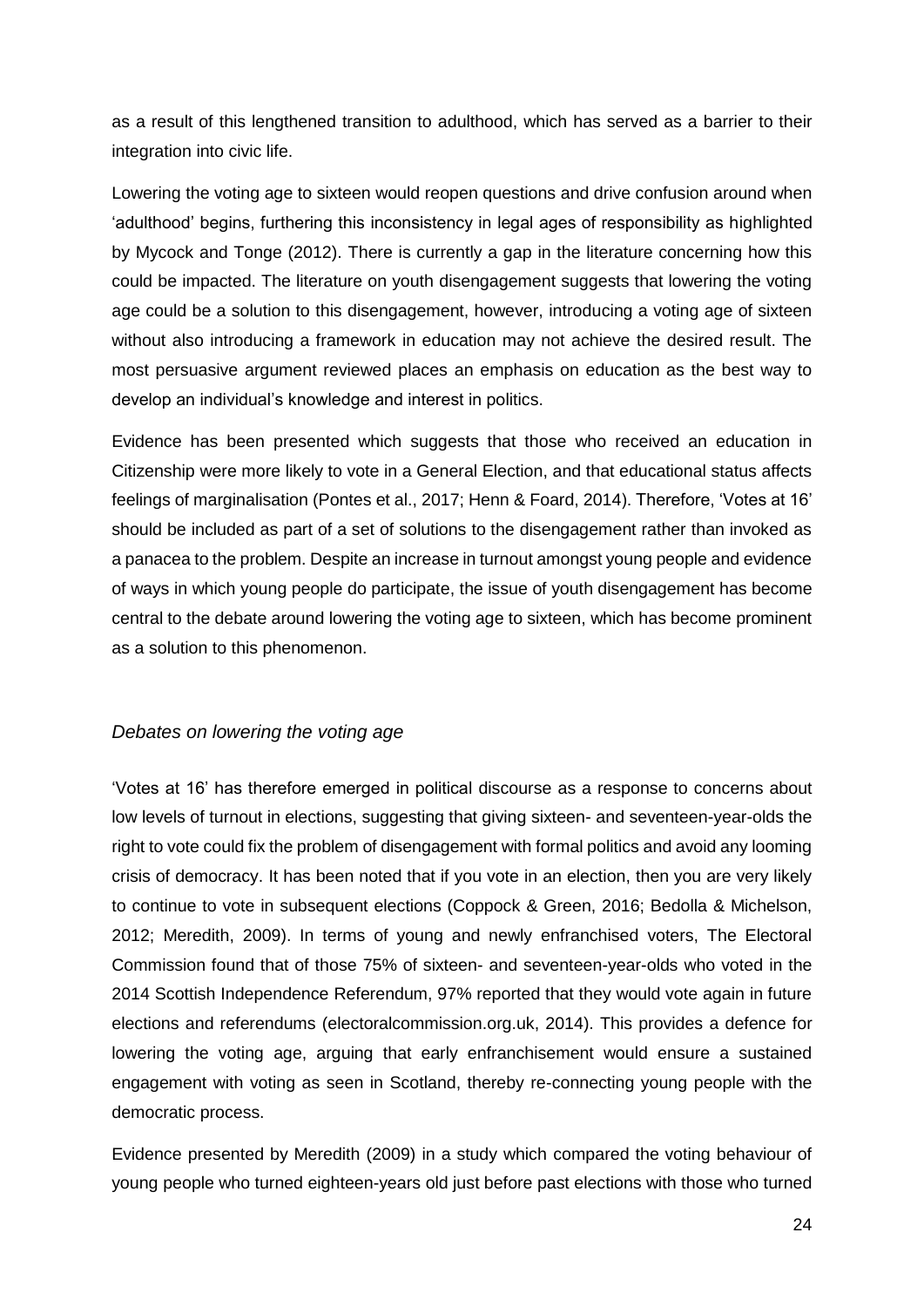as a result of this lengthened transition to adulthood, which has served as a barrier to their integration into civic life.

Lowering the voting age to sixteen would reopen questions and drive confusion around when 'adulthood' begins, furthering this inconsistency in legal ages of responsibility as highlighted by Mycock and Tonge (2012). There is currently a gap in the literature concerning how this could be impacted. The literature on youth disengagement suggests that lowering the voting age could be a solution to this disengagement, however, introducing a voting age of sixteen without also introducing a framework in education may not achieve the desired result. The most persuasive argument reviewed places an emphasis on education as the best way to develop an individual's knowledge and interest in politics.

Evidence has been presented which suggests that those who received an education in Citizenship were more likely to vote in a General Election, and that educational status affects feelings of marginalisation (Pontes et al., 2017; Henn & Foard, 2014). Therefore, 'Votes at 16' should be included as part of a set of solutions to the disengagement rather than invoked as a panacea to the problem. Despite an increase in turnout amongst young people and evidence of ways in which young people do participate, the issue of youth disengagement has become central to the debate around lowering the voting age to sixteen, which has become prominent as a solution to this phenomenon.

### *Debates on lowering the voting age*

'Votes at 16' has therefore emerged in political discourse as a response to concerns about low levels of turnout in elections, suggesting that giving sixteen- and seventeen-year-olds the right to vote could fix the problem of disengagement with formal politics and avoid any looming crisis of democracy. It has been noted that if you vote in an election, then you are very likely to continue to vote in subsequent elections (Coppock & Green, 2016; Bedolla & Michelson, 2012; Meredith, 2009). In terms of young and newly enfranchised voters, The Electoral Commission found that of those 75% of sixteen- and seventeen-year-olds who voted in the 2014 Scottish Independence Referendum, 97% reported that they would vote again in future elections and referendums (electoralcommission.org.uk, 2014). This provides a defence for lowering the voting age, arguing that early enfranchisement would ensure a sustained engagement with voting as seen in Scotland, thereby re-connecting young people with the democratic process.

Evidence presented by Meredith (2009) in a study which compared the voting behaviour of young people who turned eighteen-years old just before past elections with those who turned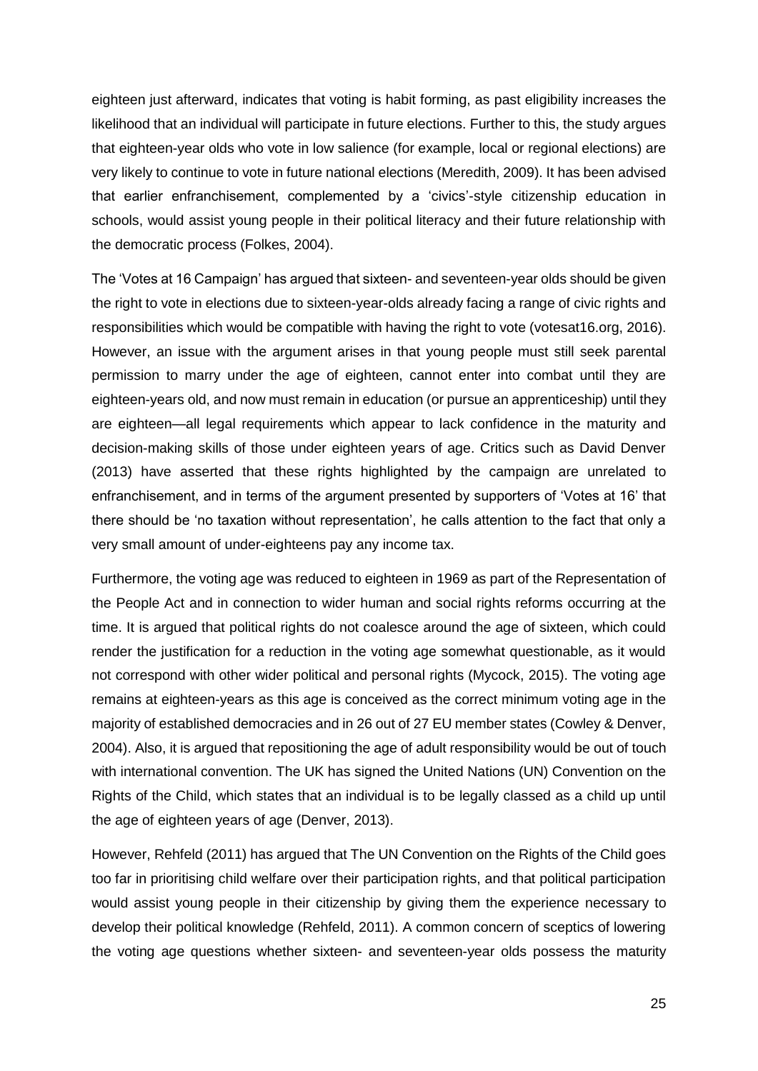eighteen just afterward, indicates that voting is habit forming, as past eligibility increases the likelihood that an individual will participate in future elections. Further to this, the study argues that eighteen-year olds who vote in low salience (for example, local or regional elections) are very likely to continue to vote in future national elections (Meredith, 2009). It has been advised that earlier enfranchisement, complemented by a 'civics'-style citizenship education in schools, would assist young people in their political literacy and their future relationship with the democratic process (Folkes, 2004).

The 'Votes at 16 Campaign' has argued that sixteen- and seventeen-year olds should be given the right to vote in elections due to sixteen-year-olds already facing a range of civic rights and responsibilities which would be compatible with having the right to vote (votesat16.org, 2016). However, an issue with the argument arises in that young people must still seek parental permission to marry under the age of eighteen, cannot enter into combat until they are eighteen-years old, and now must remain in education (or pursue an apprenticeship) until they are eighteen—all legal requirements which appear to lack confidence in the maturity and decision-making skills of those under eighteen years of age. Critics such as David Denver (2013) have asserted that these rights highlighted by the campaign are unrelated to enfranchisement, and in terms of the argument presented by supporters of 'Votes at 16' that there should be 'no taxation without representation', he calls attention to the fact that only a very small amount of under-eighteens pay any income tax.

Furthermore, the voting age was reduced to eighteen in 1969 as part of the Representation of the People Act and in connection to wider human and social rights reforms occurring at the time. It is argued that political rights do not coalesce around the age of sixteen, which could render the justification for a reduction in the voting age somewhat questionable, as it would not correspond with other wider political and personal rights (Mycock, 2015). The voting age remains at eighteen-years as this age is conceived as the correct minimum voting age in the majority of established democracies and in 26 out of 27 EU member states (Cowley & Denver, 2004). Also, it is argued that repositioning the age of adult responsibility would be out of touch with international convention. The UK has signed the United Nations (UN) Convention on the Rights of the Child, which states that an individual is to be legally classed as a child up until the age of eighteen years of age (Denver, 2013).

However, Rehfeld (2011) has argued that The UN Convention on the Rights of the Child goes too far in prioritising child welfare over their participation rights, and that political participation would assist young people in their citizenship by giving them the experience necessary to develop their political knowledge (Rehfeld, 2011). A common concern of sceptics of lowering the voting age questions whether sixteen- and seventeen-year olds possess the maturity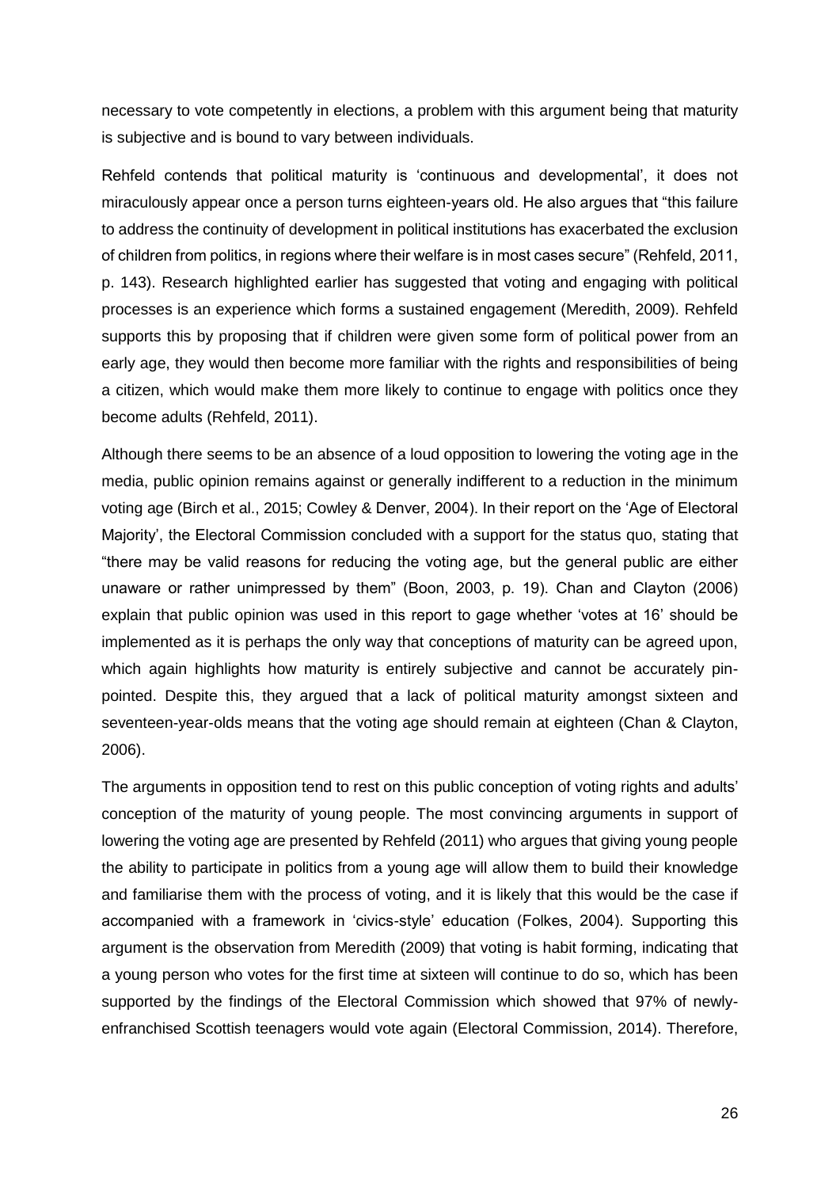necessary to vote competently in elections, a problem with this argument being that maturity is subjective and is bound to vary between individuals.

Rehfeld contends that political maturity is 'continuous and developmental', it does not miraculously appear once a person turns eighteen-years old. He also argues that "this failure to address the continuity of development in political institutions has exacerbated the exclusion of children from politics, in regions where their welfare is in most cases secure" (Rehfeld, 2011, p. 143). Research highlighted earlier has suggested that voting and engaging with political processes is an experience which forms a sustained engagement (Meredith, 2009). Rehfeld supports this by proposing that if children were given some form of political power from an early age, they would then become more familiar with the rights and responsibilities of being a citizen, which would make them more likely to continue to engage with politics once they become adults (Rehfeld, 2011).

Although there seems to be an absence of a loud opposition to lowering the voting age in the media, public opinion remains against or generally indifferent to a reduction in the minimum voting age (Birch et al., 2015; Cowley & Denver, 2004). In their report on the 'Age of Electoral Majority', the Electoral Commission concluded with a support for the status quo, stating that "there may be valid reasons for reducing the voting age, but the general public are either unaware or rather unimpressed by them" (Boon, 2003, p. 19). Chan and Clayton (2006) explain that public opinion was used in this report to gage whether 'votes at 16' should be implemented as it is perhaps the only way that conceptions of maturity can be agreed upon, which again highlights how maturity is entirely subjective and cannot be accurately pin-pointed. Despite this, they argued that a lack of political maturity amongst sixteen and seventeen-year-olds means that the voting age should remain at eighteen (Chan & Clayton, 2006).

The arguments in opposition tend to rest on this public conception of voting rights and adults' conception of the maturity of young people. The most convincing arguments in support of lowering the voting age are presented by Rehfeld (2011) who argues that giving young people the ability to participate in politics from a young age will allow them to build their knowledge and familiarise them with the process of voting, and it is likely that this would be the case if accompanied with a framework in 'civics-style' education (Folkes, 2004). Supporting this argument is the observation from Meredith (2009) that voting is habit forming, indicating that a young person who votes for the first time at sixteen will continue to do so, which has been supported by the findings of the Electoral Commission which showed that 97% of newly-enfranchised Scottish teenagers would vote again (Electoral Commission, 2014). Therefore,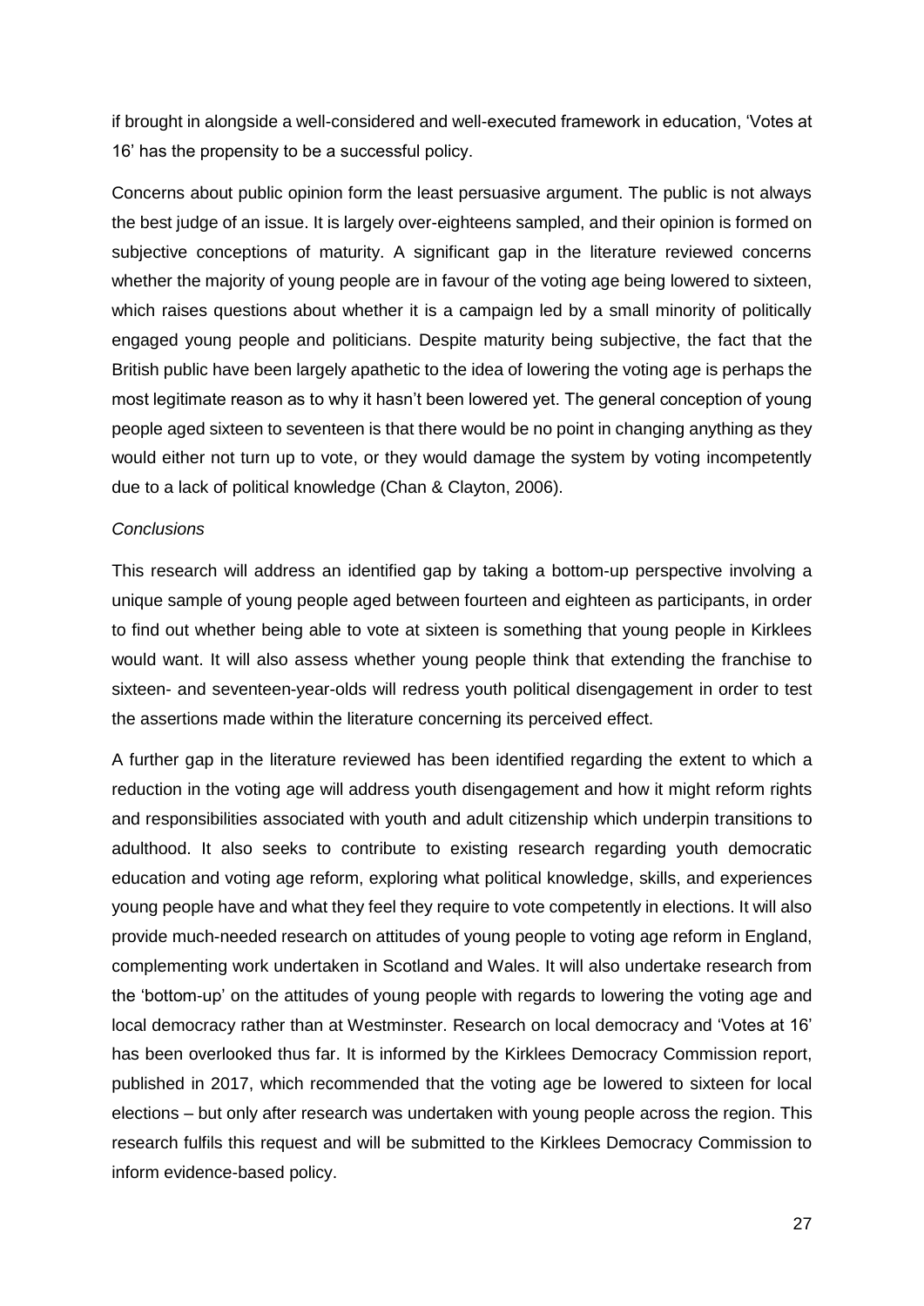if brought in alongside a well-considered and well-executed framework in education, 'Votes at 16' has the propensity to be a successful policy.

Concerns about public opinion form the least persuasive argument. The public is not always the best judge of an issue. It is largely over-eighteens sampled, and their opinion is formed on subjective conceptions of maturity. A significant gap in the literature reviewed concerns whether the majority of young people are in favour of the voting age being lowered to sixteen, which raises questions about whether it is a campaign led by a small minority of politically engaged young people and politicians. Despite maturity being subjective, the fact that the British public have been largely apathetic to the idea of lowering the voting age is perhaps the most legitimate reason as to why it hasn't been lowered yet. The general conception of young people aged sixteen to seventeen is that there would be no point in changing anything as they would either not turn up to vote, or they would damage the system by voting incompetently due to a lack of political knowledge (Chan & Clayton, 2006).

*Conclusions*

This research will address an identified gap by taking a bottom-up perspective involving a unique sample of young people aged between fourteen and eighteen as participants, in order to find out whether being able to vote at sixteen is something that young people in Kirklees would want. It will also assess whether young people think that extending the franchise to sixteen- and seventeen-year-olds will redress youth political disengagement in order to test the assertions made within the literature concerning its perceived effect.

A further gap in the literature reviewed has been identified regarding the extent to which a reduction in the voting age will address youth disengagement and how it might reform rights and responsibilities associated with youth and adult citizenship which underpin transitions to adulthood. It also seeks to contribute to existing research regarding youth democratic education and voting age reform, exploring what political knowledge, skills, and experiences young people have and what they feel they require to vote competently in elections. It will also provide much-needed research on attitudes of young people to voting age reform in England, complementing work undertaken in Scotland and Wales. It will also undertake research from the 'bottom-up' on the attitudes of young people with regards to lowering the voting age and local democracy rather than at Westminster. Research on local democracy and 'Votes at 16' has been overlooked thus far. It is informed by the Kirklees Democracy Commission report, published in 2017, which recommended that the voting age be lowered to sixteen for local elections – but only after research was undertaken with young people across the region. This research fulfils this request and will be submitted to the Kirklees Democracy Commission to inform evidence-based policy.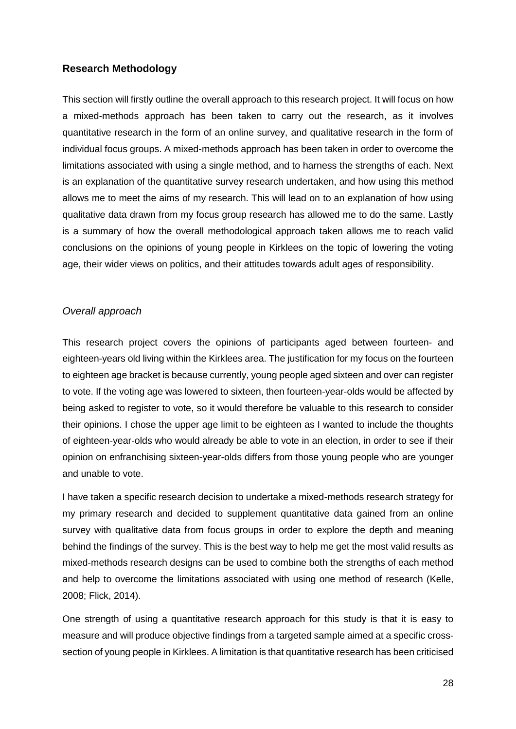## Research Methodology

This section will firstly outline the overall approach to this research project. It will focus on how a mixed-methods approach has been taken to carry out the research, as it involves quantitative research in the form of an online survey, and qualitative research in the form of individual focus groups. A mixed-methods approach has been taken in order to overcome the limitations associated with using a single method, and to harness the strengths of each. Next is an explanation of the quantitative survey research undertaken, and how using this method allows me to meet the aims of my research. This will lead on to an explanation of how using qualitative data drawn from my focus group research has allowed me to do the same. Lastly is a summary of how the overall methodological approach taken allows me to reach valid conclusions on the opinions of young people in Kirklees on the topic of lowering the voting age, their wider views on politics, and their attitudes towards adult ages of responsibility.

### *Overall approach*

This research project covers the opinions of participants aged between fourteen- and eighteen-years old living within the Kirklees area. The justification for my focus on the fourteen to eighteen age bracket is because currently, young people aged sixteen and over can register to vote. If the voting age was lowered to sixteen, then fourteen-year-olds would be affected by being asked to register to vote, so it would therefore be valuable to this research to consider their opinions. I chose the upper age limit to be eighteen as I wanted to include the thoughts of eighteen-year-olds who would already be able to vote in an election, in order to see if their opinion on enfranchising sixteen-year-olds differs from those young people who are younger and unable to vote.

I have taken a specific research decision to undertake a mixed-methods research strategy for my primary research and decided to supplement quantitative data gained from an online survey with qualitative data from focus groups in order to explore the depth and meaning behind the findings of the survey. This is the best way to help me get the most valid results as mixed-methods research designs can be used to combine both the strengths of each method and help to overcome the limitations associated with using one method of research (Kelle, 2008; Flick, 2014).

One strength of using a quantitative research approach for this study is that it is easy to measure and will produce objective findings from a targeted sample aimed at a specific cross-section of young people in Kirklees. A limitation is that quantitative research has been criticised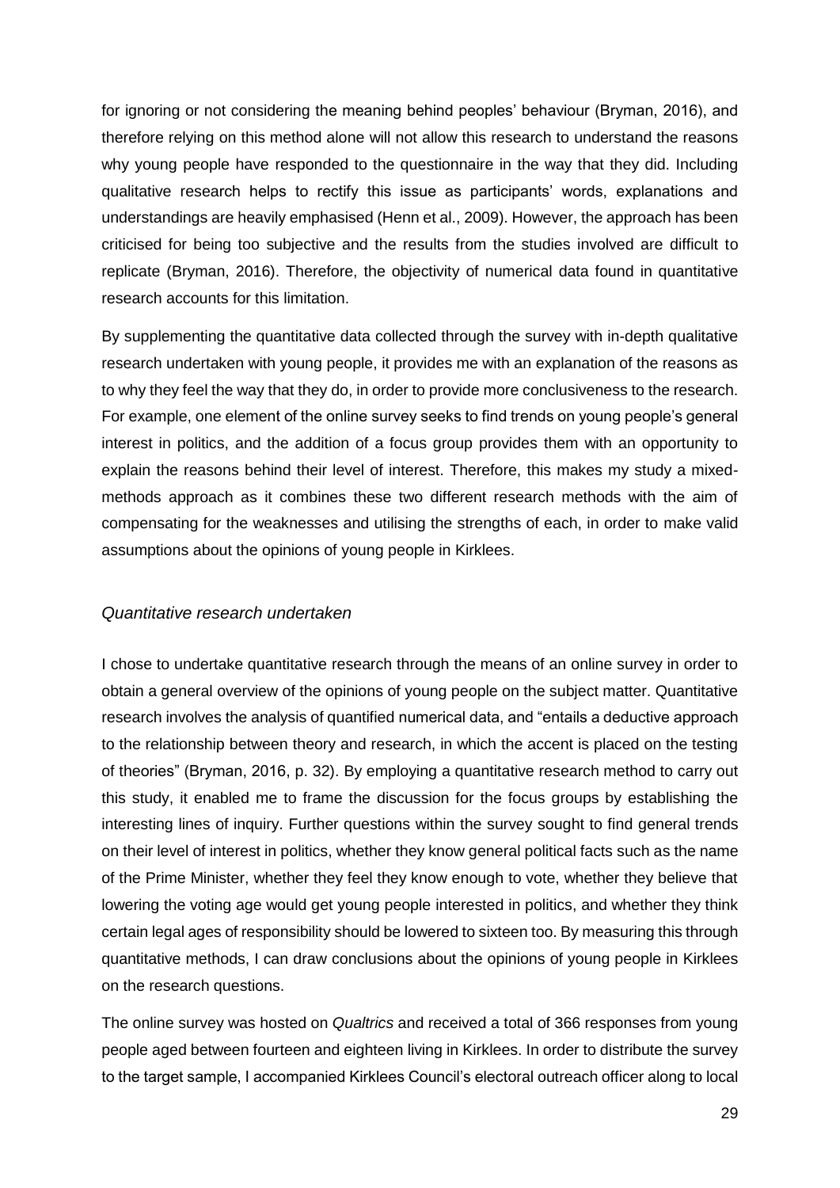for ignoring or not considering the meaning behind peoples' behaviour (Bryman, 2016), and therefore relying on this method alone will not allow this research to understand the reasons why young people have responded to the questionnaire in the way that they did. Including qualitative research helps to rectify this issue as participants' words, explanations and understandings are heavily emphasised (Henn et al., 2009). However, the approach has been criticised for being too subjective and the results from the studies involved are difficult to replicate (Bryman, 2016). Therefore, the objectivity of numerical data found in quantitative research accounts for this limitation.

By supplementing the quantitative data collected through the survey with in-depth qualitative research undertaken with young people, it provides me with an explanation of the reasons as to why they feel the way that they do, in order to provide more conclusiveness to the research. For example, one element of the online survey seeks to find trends on young people's general interest in politics, and the addition of a focus group provides them with an opportunity to explain the reasons behind their level of interest. Therefore, this makes my study a mixed-methods approach as it combines these two different research methods with the aim of compensating for the weaknesses and utilising the strengths of each, in order to make valid assumptions about the opinions of young people in Kirklees.

### *Quantitative research undertaken*

I chose to undertake quantitative research through the means of an online survey in order to obtain a general overview of the opinions of young people on the subject matter. Quantitative research involves the analysis of quantified numerical data, and "entails a deductive approach to the relationship between theory and research, in which the accent is placed on the testing of theories" (Bryman, 2016, p. 32). By employing a quantitative research method to carry out this study, it enabled me to frame the discussion for the focus groups by establishing the interesting lines of inquiry. Further questions within the survey sought to find general trends on their level of interest in politics, whether they know general political facts such as the name of the Prime Minister, whether they feel they know enough to vote, whether they believe that lowering the voting age would get young people interested in politics, and whether they think certain legal ages of responsibility should be lowered to sixteen too. By measuring this through quantitative methods, I can draw conclusions about the opinions of young people in Kirklees on the research questions.

The online survey was hosted on *Qualtrics* and received a total of 366 responses from young people aged between fourteen and eighteen living in Kirklees. In order to distribute the survey to the target sample, I accompanied Kirklees Council's electoral outreach officer along to local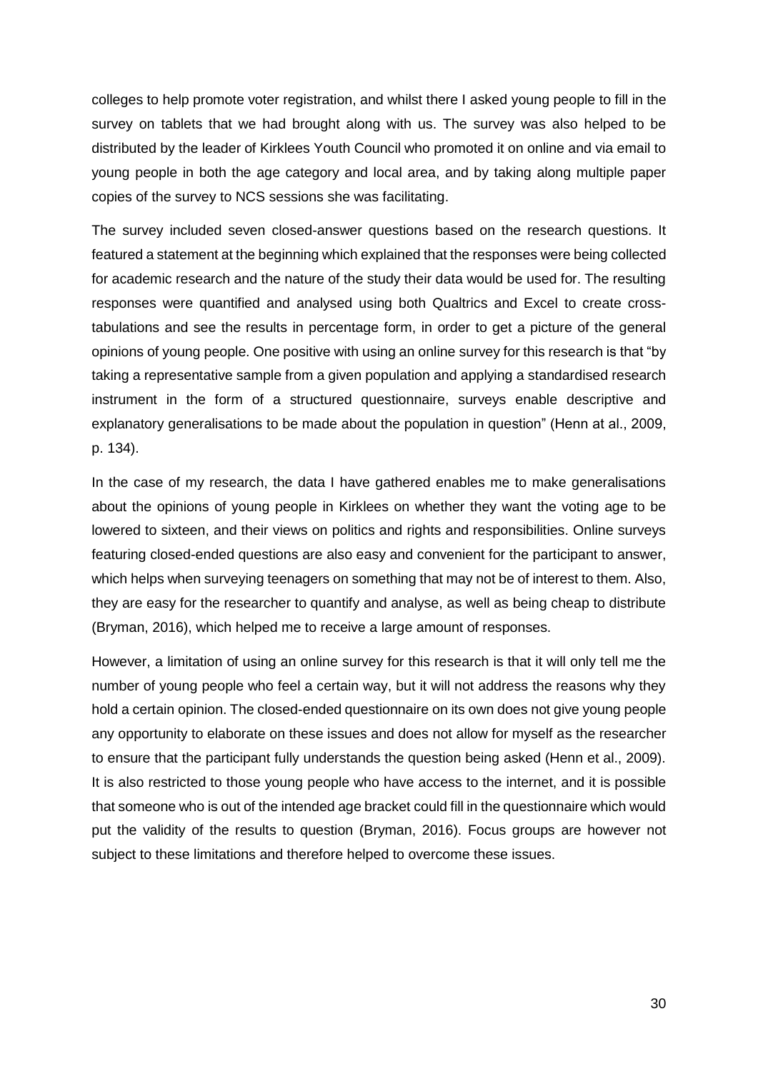colleges to help promote voter registration, and whilst there I asked young people to fill in the survey on tablets that we had brought along with us. The survey was also helped to be distributed by the leader of Kirklees Youth Council who promoted it on online and via email to young people in both the age category and local area, and by taking along multiple paper copies of the survey to NCS sessions she was facilitating.

The survey included seven closed-answer questions based on the research questions. It featured a statement at the beginning which explained that the responses were being collected for academic research and the nature of the study their data would be used for. The resulting responses were quantified and analysed using both Qualtrics and Excel to create cross-tabulations and see the results in percentage form, in order to get a picture of the general opinions of young people. One positive with using an online survey for this research is that "by taking a representative sample from a given population and applying a standardised research instrument in the form of a structured questionnaire, surveys enable descriptive and explanatory generalisations to be made about the population in question" (Henn at al., 2009, p. 134).

In the case of my research, the data I have gathered enables me to make generalisations about the opinions of young people in Kirklees on whether they want the voting age to be lowered to sixteen, and their views on politics and rights and responsibilities. Online surveys featuring closed-ended questions are also easy and convenient for the participant to answer, which helps when surveying teenagers on something that may not be of interest to them. Also, they are easy for the researcher to quantify and analyse, as well as being cheap to distribute (Bryman, 2016), which helped me to receive a large amount of responses.

However, a limitation of using an online survey for this research is that it will only tell me the number of young people who feel a certain way, but it will not address the reasons why they hold a certain opinion. The closed-ended questionnaire on its own does not give young people any opportunity to elaborate on these issues and does not allow for myself as the researcher to ensure that the participant fully understands the question being asked (Henn et al., 2009). It is also restricted to those young people who have access to the internet, and it is possible that someone who is out of the intended age bracket could fill in the questionnaire which would put the validity of the results to question (Bryman, 2016). Focus groups are however not subject to these limitations and therefore helped to overcome these issues.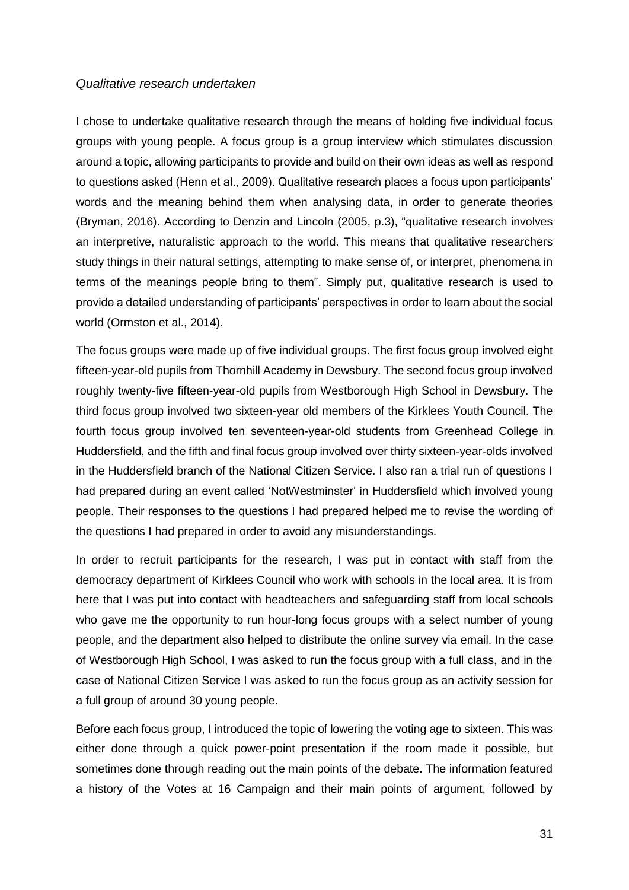*Qualitative research undertaken*

I chose to undertake qualitative research through the means of holding five individual focus groups with young people. A focus group is a group interview which stimulates discussion around a topic, allowing participants to provide and build on their own ideas as well as respond to questions asked (Henn et al., 2009). Qualitative research places a focus upon participants' words and the meaning behind them when analysing data, in order to generate theories (Bryman, 2016). According to Denzin and Lincoln (2005, p.3), "qualitative research involves an interpretive, naturalistic approach to the world. This means that qualitative researchers study things in their natural settings, attempting to make sense of, or interpret, phenomena in terms of the meanings people bring to them". Simply put, qualitative research is used to provide a detailed understanding of participants' perspectives in order to learn about the social world (Ormston et al., 2014).

The focus groups were made up of five individual groups. The first focus group involved eight fifteen-year-old pupils from Thornhill Academy in Dewsbury. The second focus group involved roughly twenty-five fifteen-year-old pupils from Westborough High School in Dewsbury. The third focus group involved two sixteen-year old members of the Kirklees Youth Council. The fourth focus group involved ten seventeen-year-old students from Greenhead College in Huddersfield, and the fifth and final focus group involved over thirty sixteen-year-olds involved in the Huddersfield branch of the National Citizen Service. I also ran a trial run of questions I had prepared during an event called 'NotWestminster' in Huddersfield which involved young people. Their responses to the questions I had prepared helped me to revise the wording of the questions I had prepared in order to avoid any misunderstandings.

In order to recruit participants for the research, I was put in contact with staff from the democracy department of Kirklees Council who work with schools in the local area. It is from here that I was put into contact with headteachers and safeguarding staff from local schools who gave me the opportunity to run hour-long focus groups with a select number of young people, and the department also helped to distribute the online survey via email. In the case of Westborough High School, I was asked to run the focus group with a full class, and in the case of National Citizen Service I was asked to run the focus group as an activity session for a full group of around 30 young people.

Before each focus group, I introduced the topic of lowering the voting age to sixteen. This was either done through a quick power-point presentation if the room made it possible, but sometimes done through reading out the main points of the debate. The information featured a history of the Votes at 16 Campaign and their main points of argument, followed by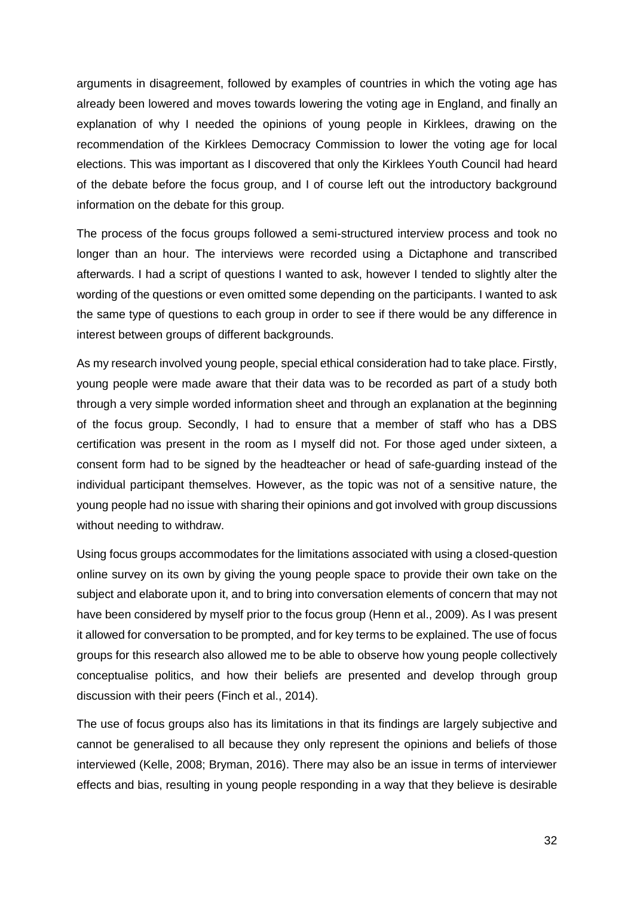arguments in disagreement, followed by examples of countries in which the voting age has already been lowered and moves towards lowering the voting age in England, and finally an explanation of why I needed the opinions of young people in Kirklees, drawing on the recommendation of the Kirklees Democracy Commission to lower the voting age for local elections. This was important as I discovered that only the Kirklees Youth Council had heard of the debate before the focus group, and I of course left out the introductory background information on the debate for this group.

The process of the focus groups followed a semi-structured interview process and took no longer than an hour. The interviews were recorded using a Dictaphone and transcribed afterwards. I had a script of questions I wanted to ask, however I tended to slightly alter the wording of the questions or even omitted some depending on the participants. I wanted to ask the same type of questions to each group in order to see if there would be any difference in interest between groups of different backgrounds.

As my research involved young people, special ethical consideration had to take place. Firstly, young people were made aware that their data was to be recorded as part of a study both through a very simple worded information sheet and through an explanation at the beginning of the focus group. Secondly, I had to ensure that a member of staff who has a DBS certification was present in the room as I myself did not. For those aged under sixteen, a consent form had to be signed by the headteacher or head of safe-guarding instead of the individual participant themselves. However, as the topic was not of a sensitive nature, the young people had no issue with sharing their opinions and got involved with group discussions without needing to withdraw.

Using focus groups accommodates for the limitations associated with using a closed-question online survey on its own by giving the young people space to provide their own take on the subject and elaborate upon it, and to bring into conversation elements of concern that may not have been considered by myself prior to the focus group (Henn et al., 2009). As I was present it allowed for conversation to be prompted, and for key terms to be explained. The use of focus groups for this research also allowed me to be able to observe how young people collectively conceptualise politics, and how their beliefs are presented and develop through group discussion with their peers (Finch et al., 2014).

The use of focus groups also has its limitations in that its findings are largely subjective and cannot be generalised to all because they only represent the opinions and beliefs of those interviewed (Kelle, 2008; Bryman, 2016). There may also be an issue in terms of interviewer effects and bias, resulting in young people responding in a way that they believe is desirable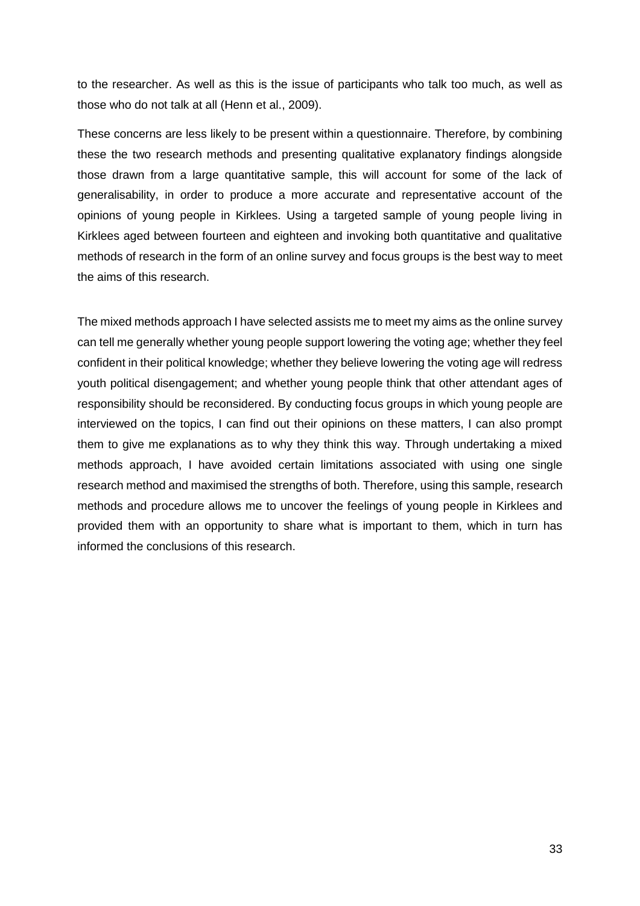to the researcher. As well as this is the issue of participants who talk too much, as well as those who do not talk at all (Henn et al., 2009).

These concerns are less likely to be present within a questionnaire. Therefore, by combining these the two research methods and presenting qualitative explanatory findings alongside those drawn from a large quantitative sample, this will account for some of the lack of generalisability, in order to produce a more accurate and representative account of the opinions of young people in Kirklees. Using a targeted sample of young people living in Kirklees aged between fourteen and eighteen and invoking both quantitative and qualitative methods of research in the form of an online survey and focus groups is the best way to meet the aims of this research.

The mixed methods approach I have selected assists me to meet my aims as the online survey can tell me generally whether young people support lowering the voting age; whether they feel confident in their political knowledge; whether they believe lowering the voting age will redress youth political disengagement; and whether young people think that other attendant ages of responsibility should be reconsidered. By conducting focus groups in which young people are interviewed on the topics, I can find out their opinions on these matters, I can also prompt them to give me explanations as to why they think this way. Through undertaking a mixed methods approach, I have avoided certain limitations associated with using one single research method and maximised the strengths of both. Therefore, using this sample, research methods and procedure allows me to uncover the feelings of young people in Kirklees and provided them with an opportunity to share what is important to them, which in turn has informed the conclusions of this research.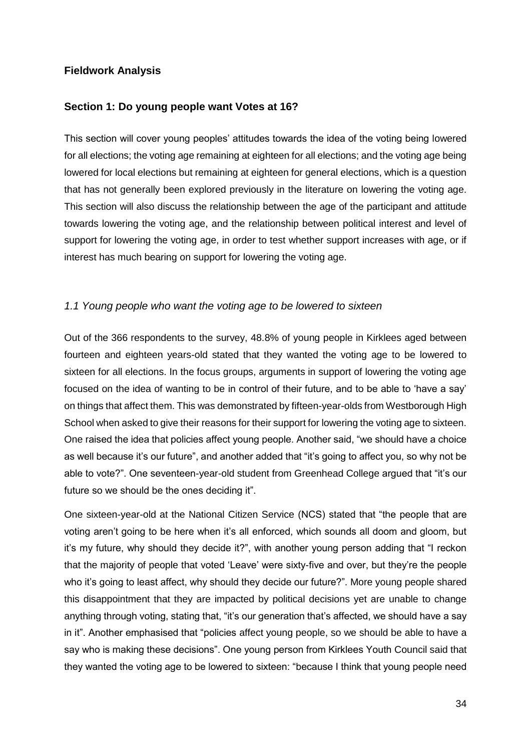## Fieldwork Analysis

### Section 1: Do young people want Votes at 16?

This section will cover young peoples' attitudes towards the idea of the voting being lowered for all elections; the voting age remaining at eighteen for all elections; and the voting age being lowered for local elections but remaining at eighteen for general elections, which is a question that has not generally been explored previously in the literature on lowering the voting age. This section will also discuss the relationship between the age of the participant and attitude towards lowering the voting age, and the relationship between political interest and level of support for lowering the voting age, in order to test whether support increases with age, or if interest has much bearing on support for lowering the voting age.

#### *1.1 Young people who want the voting age to be lowered to sixteen*

Out of the 366 respondents to the survey, 48.8% of young people in Kirklees aged between fourteen and eighteen years-old stated that they wanted the voting age to be lowered to sixteen for all elections. In the focus groups, arguments in support of lowering the voting age focused on the idea of wanting to be in control of their future, and to be able to 'have a say' on things that affect them. This was demonstrated by fifteen-year-olds from Westborough High School when asked to give their reasons for their support for lowering the voting age to sixteen. One raised the idea that policies affect young people. Another said, "we should have a choice as well because it's our future", and another added that "it's going to affect you, so why not be able to vote?". One seventeen-year-old student from Greenhead College argued that "it's our future so we should be the ones deciding it".

One sixteen-year-old at the National Citizen Service (NCS) stated that "the people that are voting aren't going to be here when it's all enforced, which sounds all doom and gloom, but it's my future, why should they decide it?", with another young person adding that "I reckon that the majority of people that voted 'Leave' were sixty-five and over, but they're the people who it's going to least affect, why should they decide our future?". More young people shared this disappointment that they are impacted by political decisions yet are unable to change anything through voting, stating that, "it's our generation that's affected, we should have a say in it". Another emphasised that "policies affect young people, so we should be able to have a say who is making these decisions". One young person from Kirklees Youth Council said that they wanted the voting age to be lowered to sixteen: "because I think that young people need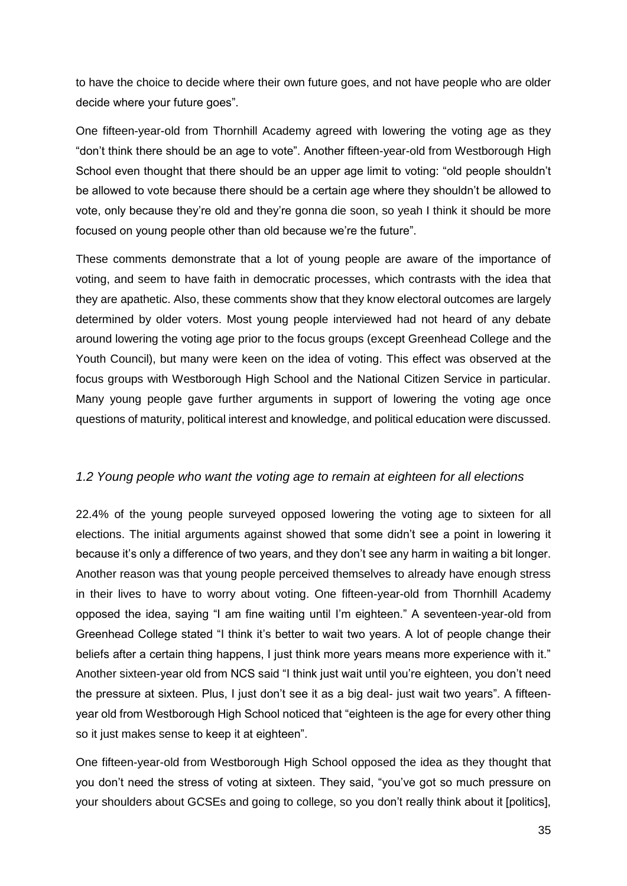to have the choice to decide where their own future goes, and not have people who are older decide where your future goes".

One fifteen-year-old from Thornhill Academy agreed with lowering the voting age as they "don't think there should be an age to vote". Another fifteen-year-old from Westborough High School even thought that there should be an upper age limit to voting: "old people shouldn't be allowed to vote because there should be a certain age where they shouldn't be allowed to vote, only because they're old and they're gonna die soon, so yeah I think it should be more focused on young people other than old because we're the future".

These comments demonstrate that a lot of young people are aware of the importance of voting, and seem to have faith in democratic processes, which contrasts with the idea that they are apathetic. Also, these comments show that they know electoral outcomes are largely determined by older voters. Most young people interviewed had not heard of any debate around lowering the voting age prior to the focus groups (except Greenhead College and the Youth Council), but many were keen on the idea of voting. This effect was observed at the focus groups with Westborough High School and the National Citizen Service in particular. Many young people gave further arguments in support of lowering the voting age once questions of maturity, political interest and knowledge, and political education were discussed.

### *1.2 Young people who want the voting age to remain at eighteen for all elections*

22.4% of the young people surveyed opposed lowering the voting age to sixteen for all elections. The initial arguments against showed that some didn't see a point in lowering it because it's only a difference of two years, and they don't see any harm in waiting a bit longer. Another reason was that young people perceived themselves to already have enough stress in their lives to have to worry about voting. One fifteen-year-old from Thornhill Academy opposed the idea, saying "I am fine waiting until I'm eighteen." A seventeen-year-old from Greenhead College stated "I think it's better to wait two years. A lot of people change their beliefs after a certain thing happens, I just think more years means more experience with it." Another sixteen-year old from NCS said "I think just wait until you're eighteen, you don't need the pressure at sixteen. Plus, I just don't see it as a big deal- just wait two years". A fifteen-year old from Westborough High School noticed that "eighteen is the age for every other thing so it just makes sense to keep it at eighteen".

One fifteen-year-old from Westborough High School opposed the idea as they thought that you don't need the stress of voting at sixteen. They said, "you've got so much pressure on your shoulders about GCSEs and going to college, so you don't really think about it [politics],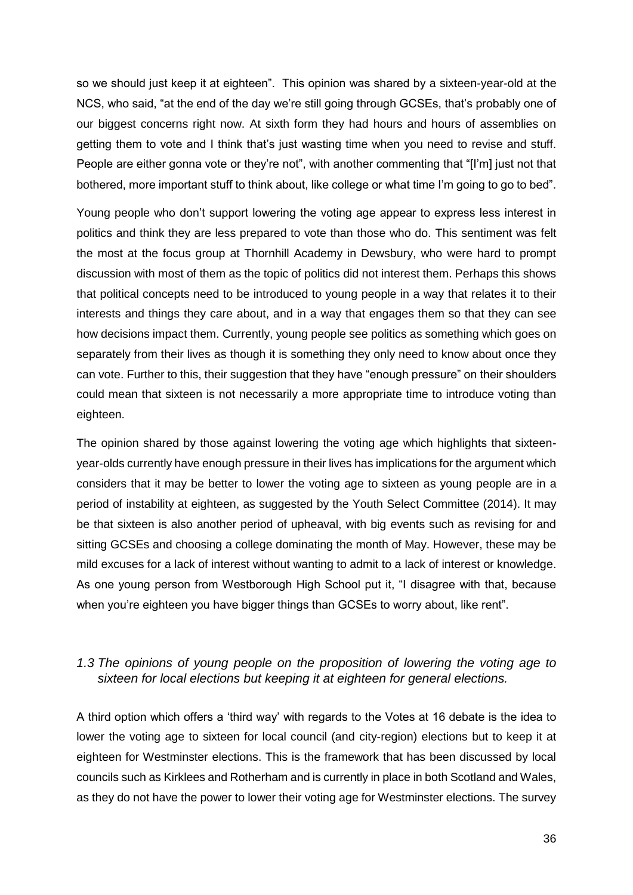so we should just keep it at eighteen". This opinion was shared by a sixteen-year-old at the NCS, who said, "at the end of the day we're still going through GCSEs, that's probably one of our biggest concerns right now. At sixth form they had hours and hours of assemblies on getting them to vote and I think that's just wasting time when you need to revise and stuff. People are either gonna vote or they're not", with another commenting that "[I'm] just not that bothered, more important stuff to think about, like college or what time I'm going to go to bed".

Young people who don't support lowering the voting age appear to express less interest in politics and think they are less prepared to vote than those who do. This sentiment was felt the most at the focus group at Thornhill Academy in Dewsbury, who were hard to prompt discussion with most of them as the topic of politics did not interest them. Perhaps this shows that political concepts need to be introduced to young people in a way that relates it to their interests and things they care about, and in a way that engages them so that they can see how decisions impact them. Currently, young people see politics as something which goes on separately from their lives as though it is something they only need to know about once they can vote. Further to this, their suggestion that they have "enough pressure" on their shoulders could mean that sixteen is not necessarily a more appropriate time to introduce voting than eighteen.

The opinion shared by those against lowering the voting age which highlights that sixteen-year-olds currently have enough pressure in their lives has implications for the argument which considers that it may be better to lower the voting age to sixteen as young people are in a period of instability at eighteen, as suggested by the Youth Select Committee (2014). It may be that sixteen is also another period of upheaval, with big events such as revising for and sitting GCSEs and choosing a college dominating the month of May. However, these may be mild excuses for a lack of interest without wanting to admit to a lack of interest or knowledge. As one young person from Westborough High School put it, "I disagree with that, because when you're eighteen you have bigger things than GCSEs to worry about, like rent".

### *1.3 The opinions of young people on the proposition of lowering the voting age to sixteen for local elections but keeping it at eighteen for general elections.*

A third option which offers a 'third way' with regards to the Votes at 16 debate is the idea to lower the voting age to sixteen for local council (and city-region) elections but to keep it at eighteen for Westminster elections. This is the framework that has been discussed by local councils such as Kirklees and Rotherham and is currently in place in both Scotland and Wales, as they do not have the power to lower their voting age for Westminster elections. The survey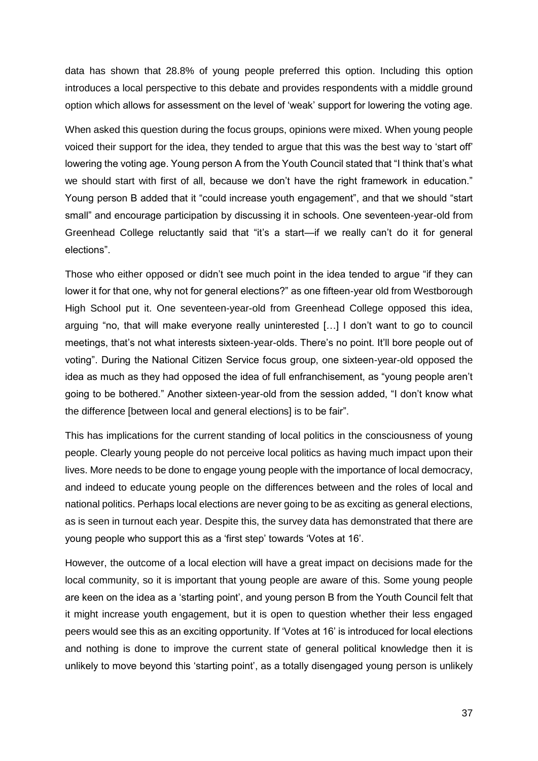data has shown that 28.8% of young people preferred this option. Including this option introduces a local perspective to this debate and provides respondents with a middle ground option which allows for assessment on the level of 'weak' support for lowering the voting age.

When asked this question during the focus groups, opinions were mixed. When young people voiced their support for the idea, they tended to argue that this was the best way to 'start off' lowering the voting age. Young person A from the Youth Council stated that "I think that's what we should start with first of all, because we don't have the right framework in education." Young person B added that it "could increase youth engagement", and that we should "start small" and encourage participation by discussing it in schools. One seventeen-year-old from Greenhead College reluctantly said that "it's a start—if we really can't do it for general elections".

Those who either opposed or didn't see much point in the idea tended to argue "if they can lower it for that one, why not for general elections?" as one fifteen-year old from Westborough High School put it. One seventeen-year-old from Greenhead College opposed this idea, arguing "no, that will make everyone really uninterested […] I don't want to go to council meetings, that's not what interests sixteen-year-olds. There's no point. It'll bore people out of voting". During the National Citizen Service focus group, one sixteen-year-old opposed the idea as much as they had opposed the idea of full enfranchisement, as "young people aren't going to be bothered." Another sixteen-year-old from the session added, "I don't know what the difference [between local and general elections] is to be fair".

This has implications for the current standing of local politics in the consciousness of young people. Clearly young people do not perceive local politics as having much impact upon their lives. More needs to be done to engage young people with the importance of local democracy, and indeed to educate young people on the differences between and the roles of local and national politics. Perhaps local elections are never going to be as exciting as general elections, as is seen in turnout each year. Despite this, the survey data has demonstrated that there are young people who support this as a 'first step' towards 'Votes at 16'.

However, the outcome of a local election will have a great impact on decisions made for the local community, so it is important that young people are aware of this. Some young people are keen on the idea as a 'starting point', and young person B from the Youth Council felt that it might increase youth engagement, but it is open to question whether their less engaged peers would see this as an exciting opportunity. If 'Votes at 16' is introduced for local elections and nothing is done to improve the current state of general political knowledge then it is unlikely to move beyond this 'starting point', as a totally disengaged young person is unlikely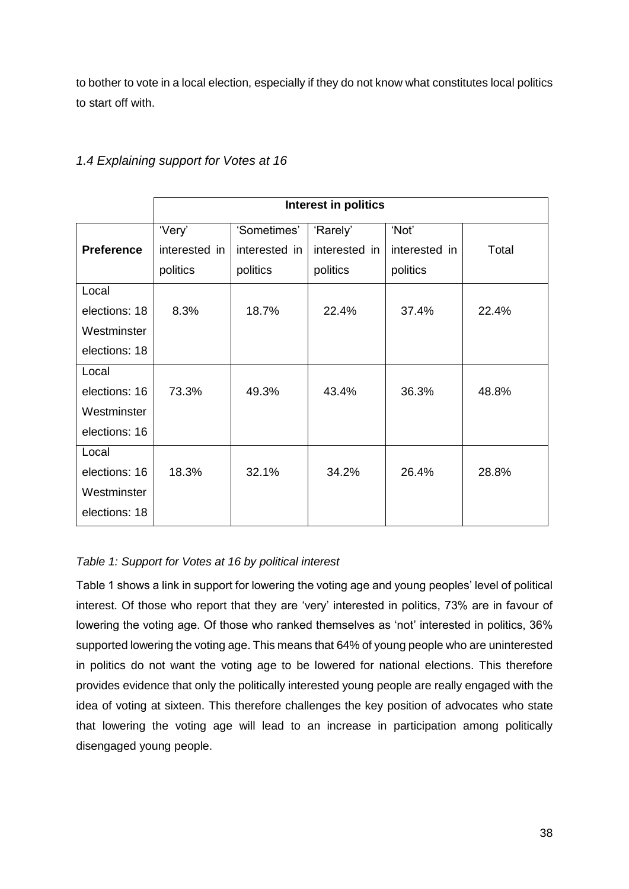to bother to vote in a local election, especially if they do not know what constitutes local politics to start off with.

### *1.4 Explaining support for Votes at 16*

| | Interest in politics | | | | |
|---|---|---|---|---|---|
| **Preference** | 'Very' interested in politics | 'Sometimes' interested in politics | 'Rarely' interested in politics | 'Not' interested in politics | Total |
| Local elections: 18 Westminster elections: 18 | 8.3% | 18.7% | 22.4% | 37.4% | 22.4% |
| Local elections: 16 Westminster elections: 16 | 73.3% | 49.3% | 43.4% | 36.3% | 48.8% |
| Local elections: 16 Westminster elections: 18 | 18.3% | 32.1% | 34.2% | 26.4% | 28.8% |

*Table 1: Support for Votes at 16 by political interest*

Table 1 shows a link in support for lowering the voting age and young peoples' level of political interest. Of those who report that they are 'very' interested in politics, 73% are in favour of lowering the voting age. Of those who ranked themselves as 'not' interested in politics, 36% supported lowering the voting age. This means that 64% of young people who are uninterested in politics do not want the voting age to be lowered for national elections. This therefore provides evidence that only the politically interested young people are really engaged with the idea of voting at sixteen. This therefore challenges the key position of advocates who state that lowering the voting age will lead to an increase in participation among politically disengaged young people.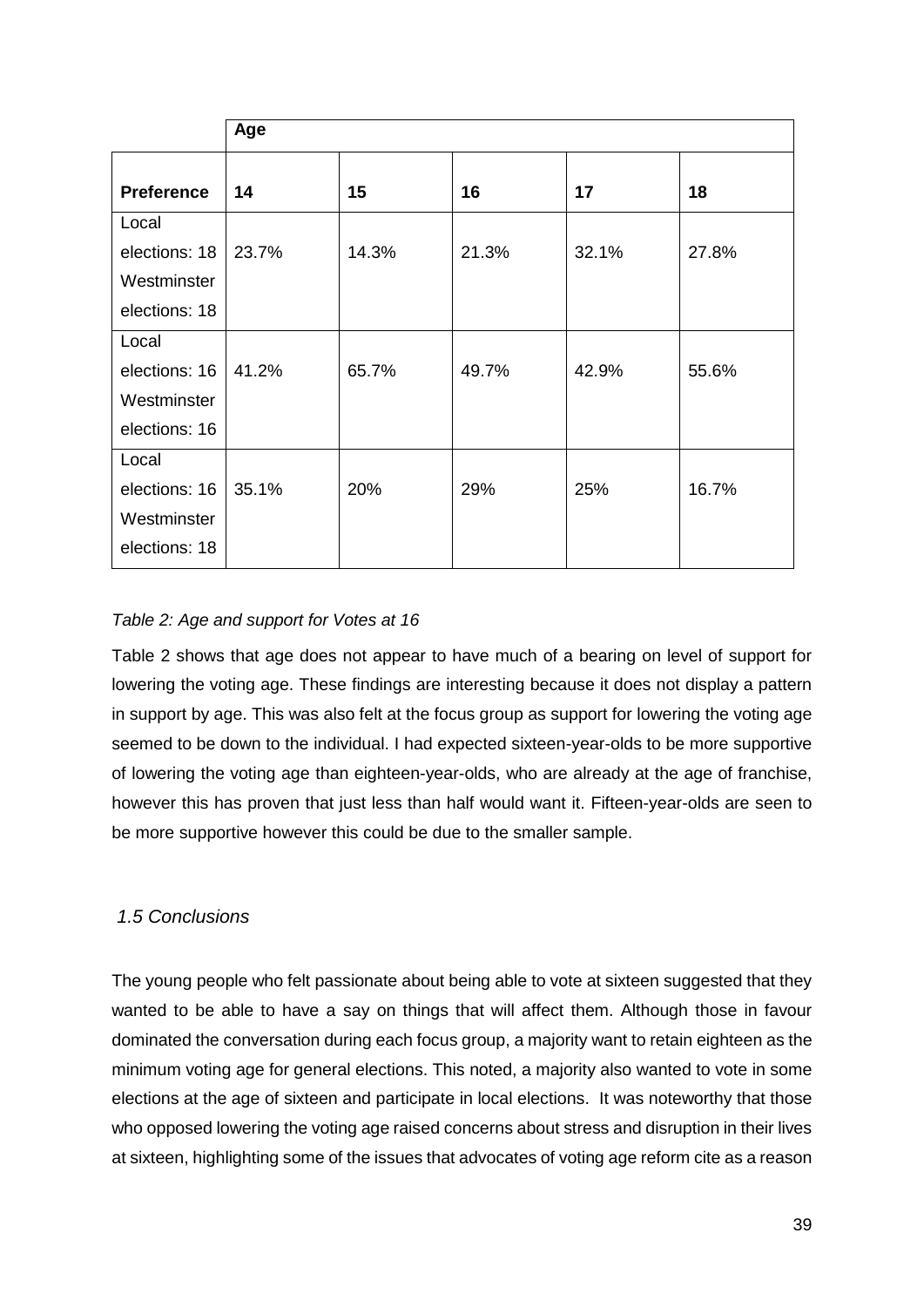| | Age | | | | |
|---|---|---|---|---|---|
| **Preference** | **14** | **15** | **16** | **17** | **18** |
| Local elections: 18 Westminster elections: 18 | 23.7% | 14.3% | 21.3% | 32.1% | 27.8% |
| Local elections: 16 Westminster elections: 16 | 41.2% | 65.7% | 49.7% | 42.9% | 55.6% |
| Local elections: 16 Westminster elections: 18 | 35.1% | 20% | 29% | 25% | 16.7% |

*Table 2: Age and support for Votes at 16*

Table 2 shows that age does not appear to have much of a bearing on level of support for lowering the voting age. These findings are interesting because it does not display a pattern in support by age. This was also felt at the focus group as support for lowering the voting age seemed to be down to the individual. I had expected sixteen-year-olds to be more supportive of lowering the voting age than eighteen-year-olds, who are already at the age of franchise, however this has proven that just less than half would want it. Fifteen-year-olds are seen to be more supportive however this could be due to the smaller sample.

### *1.5 Conclusions*

The young people who felt passionate about being able to vote at sixteen suggested that they wanted to be able to have a say on things that will affect them. Although those in favour dominated the conversation during each focus group, a majority want to retain eighteen as the minimum voting age for general elections. This noted, a majority also wanted to vote in some elections at the age of sixteen and participate in local elections. It was noteworthy that those who opposed lowering the voting age raised concerns about stress and disruption in their lives at sixteen, highlighting some of the issues that advocates of voting age reform cite as a reason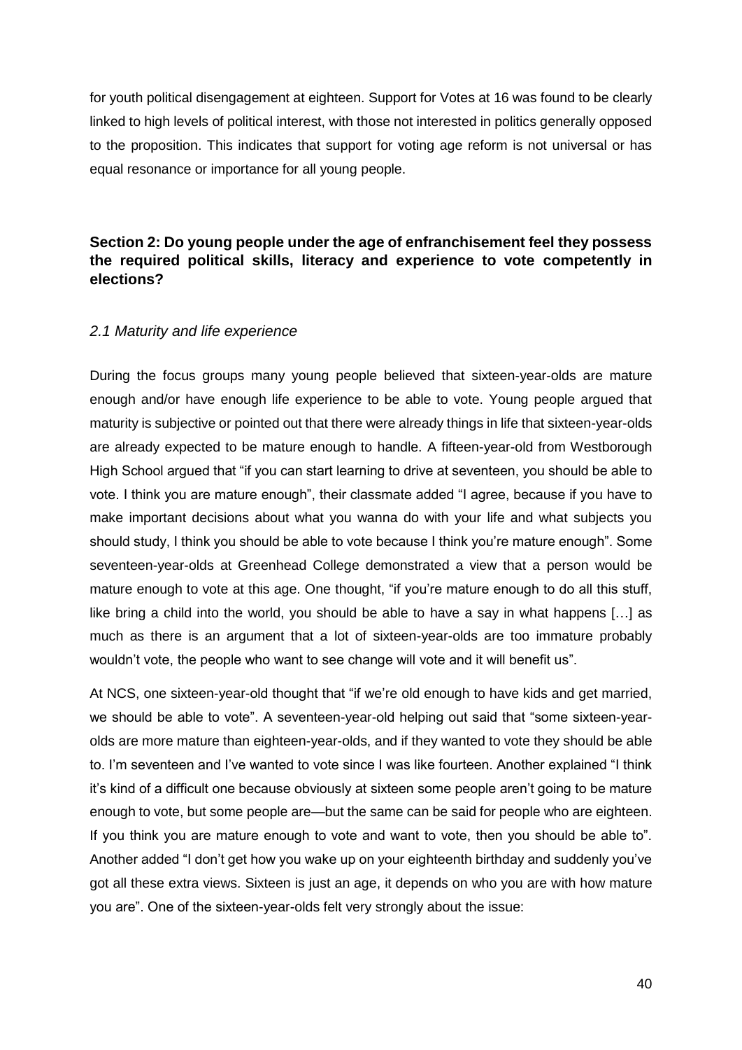for youth political disengagement at eighteen. Support for Votes at 16 was found to be clearly linked to high levels of political interest, with those not interested in politics generally opposed to the proposition. This indicates that support for voting age reform is not universal or has equal resonance or importance for all young people.

## Section 2: Do young people under the age of enfranchisement feel they possess the required political skills, literacy and experience to vote competently in elections?

### *2.1 Maturity and life experience*

During the focus groups many young people believed that sixteen-year-olds are mature enough and/or have enough life experience to be able to vote. Young people argued that maturity is subjective or pointed out that there were already things in life that sixteen-year-olds are already expected to be mature enough to handle. A fifteen-year-old from Westborough High School argued that "if you can start learning to drive at seventeen, you should be able to vote. I think you are mature enough", their classmate added "I agree, because if you have to make important decisions about what you wanna do with your life and what subjects you should study, I think you should be able to vote because I think you're mature enough". Some seventeen-year-olds at Greenhead College demonstrated a view that a person would be mature enough to vote at this age. One thought, "if you're mature enough to do all this stuff, like bring a child into the world, you should be able to have a say in what happens […] as much as there is an argument that a lot of sixteen-year-olds are too immature probably wouldn't vote, the people who want to see change will vote and it will benefit us".

At NCS, one sixteen-year-old thought that "if we're old enough to have kids and get married, we should be able to vote". A seventeen-year-old helping out said that "some sixteen-year-olds are more mature than eighteen-year-olds, and if they wanted to vote they should be able to. I'm seventeen and I've wanted to vote since I was like fourteen. Another explained "I think it's kind of a difficult one because obviously at sixteen some people aren't going to be mature enough to vote, but some people are—but the same can be said for people who are eighteen. If you think you are mature enough to vote and want to vote, then you should be able to". Another added "I don't get how you wake up on your eighteenth birthday and suddenly you've got all these extra views. Sixteen is just an age, it depends on who you are with how mature you are". One of the sixteen-year-olds felt very strongly about the issue: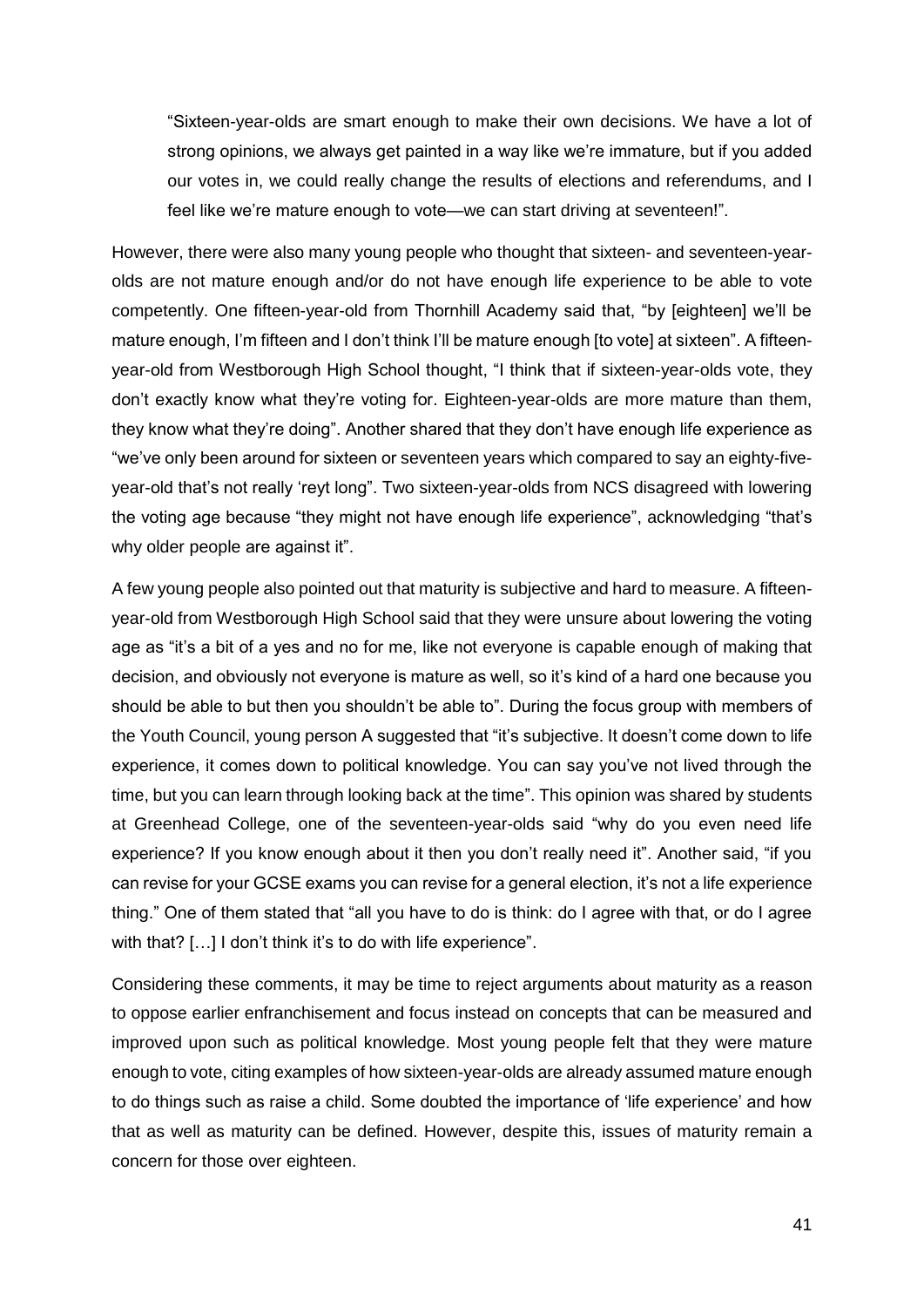> "Sixteen-year-olds are smart enough to make their own decisions. We have a lot of strong opinions, we always get painted in a way like we're immature, but if you added our votes in, we could really change the results of elections and referendums, and I feel like we're mature enough to vote—we can start driving at seventeen!".

However, there were also many young people who thought that sixteen- and seventeen-year-olds are not mature enough and/or do not have enough life experience to be able to vote competently. One fifteen-year-old from Thornhill Academy said that, "by [eighteen] we'll be mature enough, I'm fifteen and I don't think I'll be mature enough [to vote] at sixteen". A fifteen-year-old from Westborough High School thought, "I think that if sixteen-year-olds vote, they don't exactly know what they're voting for. Eighteen-year-olds are more mature than them, they know what they're doing". Another shared that they don't have enough life experience as "we've only been around for sixteen or seventeen years which compared to say an eighty-five-year-old that's not really 'reyt long". Two sixteen-year-olds from NCS disagreed with lowering the voting age because "they might not have enough life experience", acknowledging "that's why older people are against it".

A few young people also pointed out that maturity is subjective and hard to measure. A fifteen-year-old from Westborough High School said that they were unsure about lowering the voting age as "it's a bit of a yes and no for me, like not everyone is capable enough of making that decision, and obviously not everyone is mature as well, so it's kind of a hard one because you should be able to but then you shouldn't be able to". During the focus group with members of the Youth Council, young person A suggested that "it's subjective. It doesn't come down to life experience, it comes down to political knowledge. You can say you've not lived through the time, but you can learn through looking back at the time". This opinion was shared by students at Greenhead College, one of the seventeen-year-olds said "why do you even need life experience? If you know enough about it then you don't really need it". Another said, "if you can revise for your GCSE exams you can revise for a general election, it's not a life experience thing." One of them stated that "all you have to do is think: do I agree with that, or do I agree with that? […] I don't think it's to do with life experience".

Considering these comments, it may be time to reject arguments about maturity as a reason to oppose earlier enfranchisement and focus instead on concepts that can be measured and improved upon such as political knowledge. Most young people felt that they were mature enough to vote, citing examples of how sixteen-year-olds are already assumed mature enough to do things such as raise a child. Some doubted the importance of 'life experience' and how that as well as maturity can be defined. However, despite this, issues of maturity remain a concern for those over eighteen.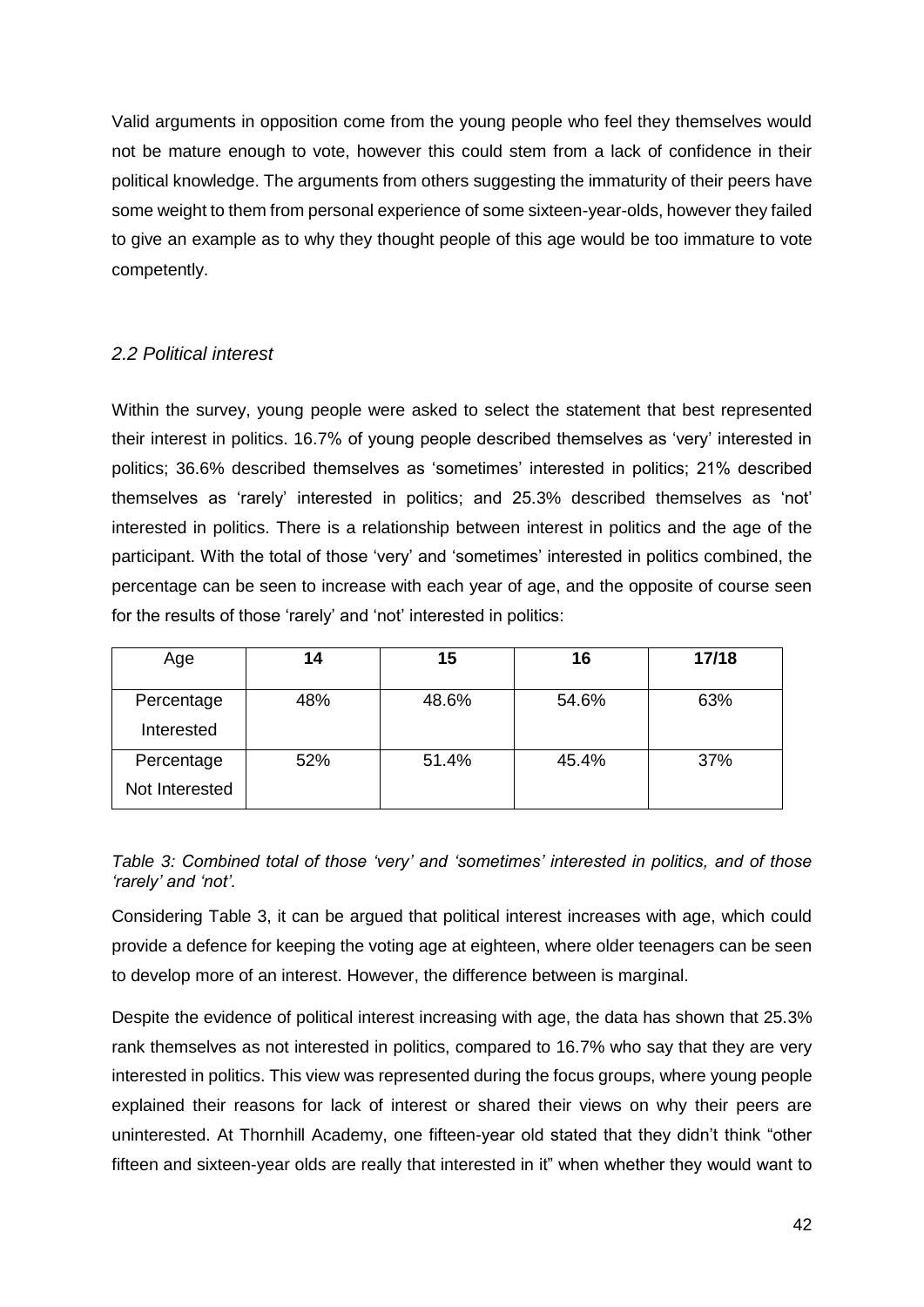Valid arguments in opposition come from the young people who feel they themselves would not be mature enough to vote, however this could stem from a lack of confidence in their political knowledge. The arguments from others suggesting the immaturity of their peers have some weight to them from personal experience of some sixteen-year-olds, however they failed to give an example as to why they thought people of this age would be too immature to vote competently.

### *2.2 Political interest*

Within the survey, young people were asked to select the statement that best represented their interest in politics. 16.7% of young people described themselves as 'very' interested in politics; 36.6% described themselves as 'sometimes' interested in politics; 21% described themselves as 'rarely' interested in politics; and 25.3% described themselves as 'not' interested in politics. There is a relationship between interest in politics and the age of the participant. With the total of those 'very' and 'sometimes' interested in politics combined, the percentage can be seen to increase with each year of age, and the opposite of course seen for the results of those 'rarely' and 'not' interested in politics:

| Age | **14** | **15** | **16** | **17/18** |
|---|---|---|---|---|
| Percentage Interested | 48% | 48.6% | 54.6% | 63% |
| Percentage Not Interested | 52% | 51.4% | 45.4% | 37% |

*Table 3: Combined total of those 'very' and 'sometimes' interested in politics, and of those 'rarely' and 'not'.*

Considering Table 3, it can be argued that political interest increases with age, which could provide a defence for keeping the voting age at eighteen, where older teenagers can be seen to develop more of an interest. However, the difference between is marginal.

Despite the evidence of political interest increasing with age, the data has shown that 25.3% rank themselves as not interested in politics, compared to 16.7% who say that they are very interested in politics. This view was represented during the focus groups, where young people explained their reasons for lack of interest or shared their views on why their peers are uninterested. At Thornhill Academy, one fifteen-year old stated that they didn't think "other fifteen and sixteen-year olds are really that interested in it" when whether they would want to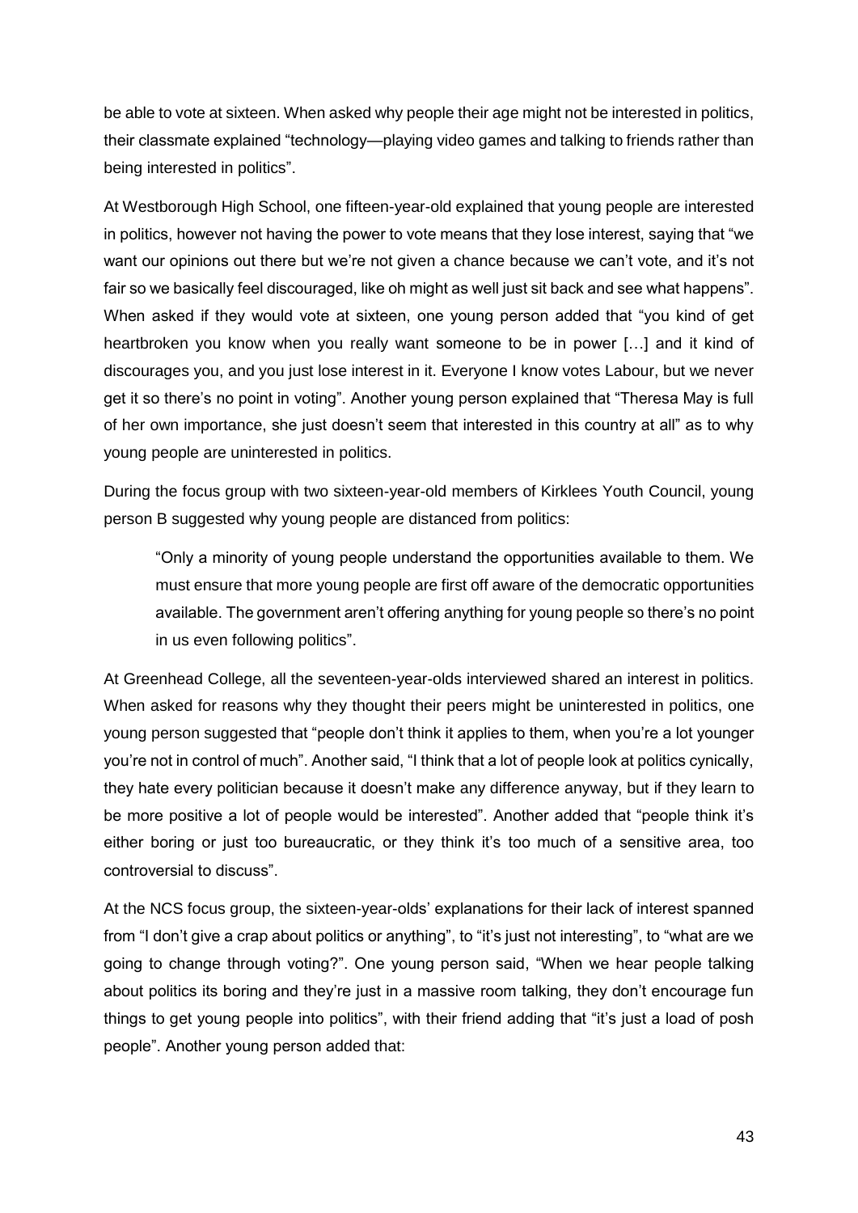be able to vote at sixteen. When asked why people their age might not be interested in politics, their classmate explained "technology—playing video games and talking to friends rather than being interested in politics".

At Westborough High School, one fifteen-year-old explained that young people are interested in politics, however not having the power to vote means that they lose interest, saying that "we want our opinions out there but we're not given a chance because we can't vote, and it's not fair so we basically feel discouraged, like oh might as well just sit back and see what happens". When asked if they would vote at sixteen, one young person added that "you kind of get heartbroken you know when you really want someone to be in power […] and it kind of discourages you, and you just lose interest in it. Everyone I know votes Labour, but we never get it so there's no point in voting". Another young person explained that "Theresa May is full of her own importance, she just doesn't seem that interested in this country at all" as to why young people are uninterested in politics.

During the focus group with two sixteen-year-old members of Kirklees Youth Council, young person B suggested why young people are distanced from politics:

> "Only a minority of young people understand the opportunities available to them. We must ensure that more young people are first off aware of the democratic opportunities available. The government aren't offering anything for young people so there's no point in us even following politics".

At Greenhead College, all the seventeen-year-olds interviewed shared an interest in politics. When asked for reasons why they thought their peers might be uninterested in politics, one young person suggested that "people don't think it applies to them, when you're a lot younger you're not in control of much". Another said, "I think that a lot of people look at politics cynically, they hate every politician because it doesn't make any difference anyway, but if they learn to be more positive a lot of people would be interested". Another added that "people think it's either boring or just too bureaucratic, or they think it's too much of a sensitive area, too controversial to discuss".

At the NCS focus group, the sixteen-year-olds' explanations for their lack of interest spanned from "I don't give a crap about politics or anything", to "it's just not interesting", to "what are we going to change through voting?". One young person said, "When we hear people talking about politics its boring and they're just in a massive room talking, they don't encourage fun things to get young people into politics", with their friend adding that "it's just a load of posh people". Another young person added that: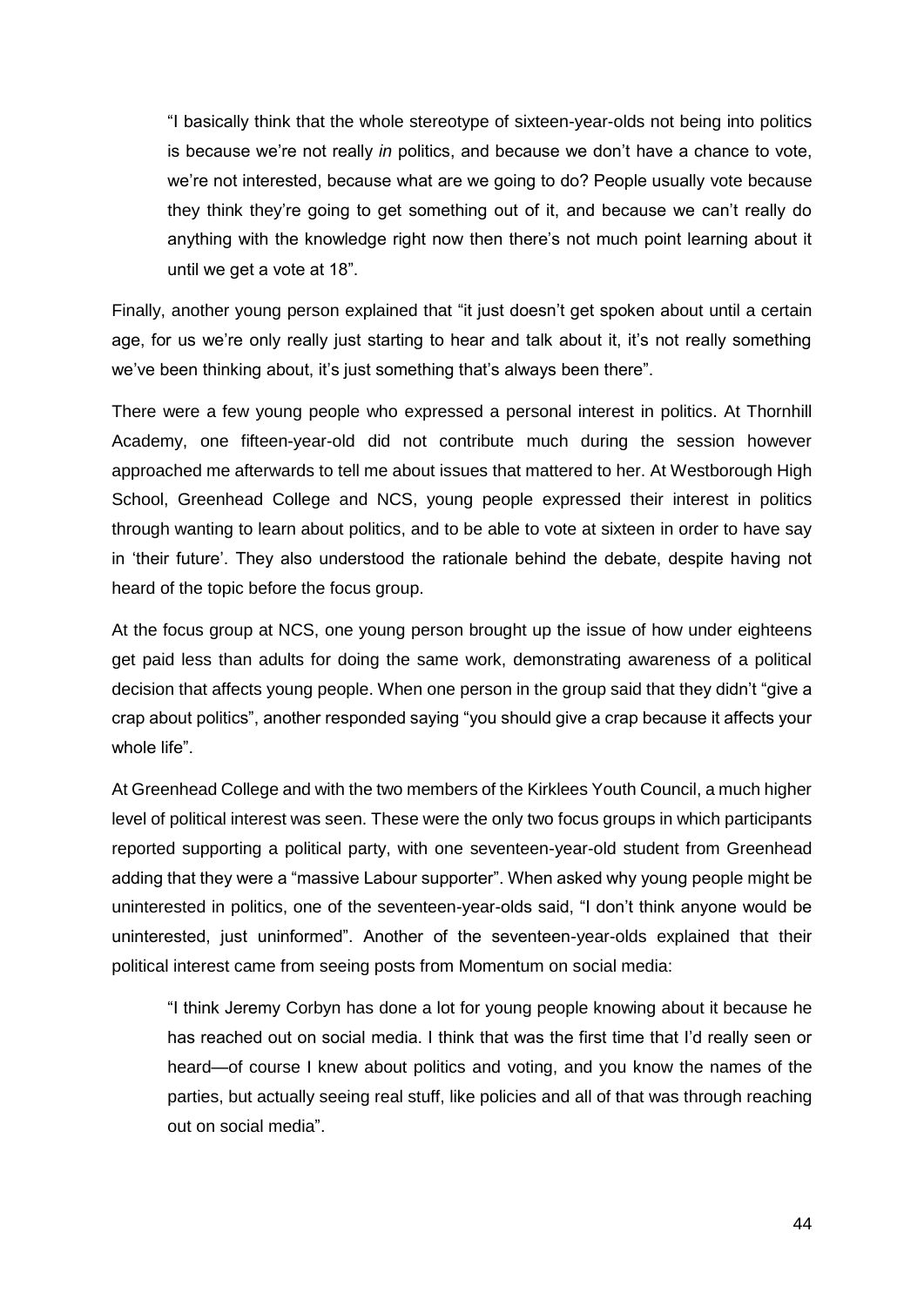> "I basically think that the whole stereotype of sixteen-year-olds not being into politics is because we're not really *in* politics, and because we don't have a chance to vote, we're not interested, because what are we going to do? People usually vote because they think they're going to get something out of it, and because we can't really do anything with the knowledge right now then there's not much point learning about it until we get a vote at 18".

Finally, another young person explained that "it just doesn't get spoken about until a certain age, for us we're only really just starting to hear and talk about it, it's not really something we've been thinking about, it's just something that's always been there".

There were a few young people who expressed a personal interest in politics. At Thornhill Academy, one fifteen-year-old did not contribute much during the session however approached me afterwards to tell me about issues that mattered to her. At Westborough High School, Greenhead College and NCS, young people expressed their interest in politics through wanting to learn about politics, and to be able to vote at sixteen in order to have say in 'their future'. They also understood the rationale behind the debate, despite having not heard of the topic before the focus group.

At the focus group at NCS, one young person brought up the issue of how under eighteens get paid less than adults for doing the same work, demonstrating awareness of a political decision that affects young people. When one person in the group said that they didn't "give a crap about politics", another responded saying "you should give a crap because it affects your whole life".

At Greenhead College and with the two members of the Kirklees Youth Council, a much higher level of political interest was seen. These were the only two focus groups in which participants reported supporting a political party, with one seventeen-year-old student from Greenhead adding that they were a "massive Labour supporter". When asked why young people might be uninterested in politics, one of the seventeen-year-olds said, "I don't think anyone would be uninterested, just uninformed". Another of the seventeen-year-olds explained that their political interest came from seeing posts from Momentum on social media:

> "I think Jeremy Corbyn has done a lot for young people knowing about it because he has reached out on social media. I think that was the first time that I'd really seen or heard—of course I knew about politics and voting, and you know the names of the parties, but actually seeing real stuff, like policies and all of that was through reaching out on social media".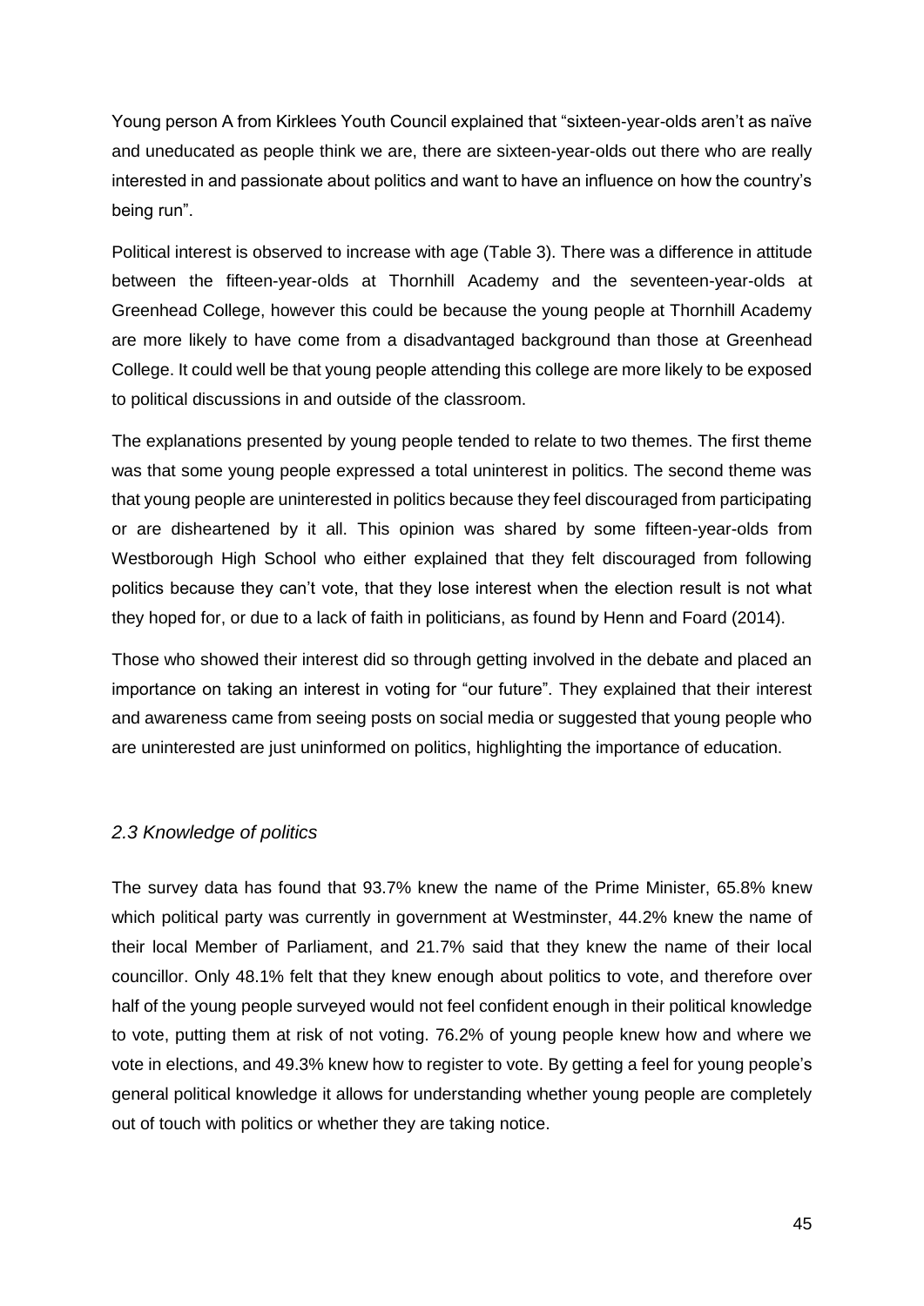Young person A from Kirklees Youth Council explained that "sixteen-year-olds aren't as naïve and uneducated as people think we are, there are sixteen-year-olds out there who are really interested in and passionate about politics and want to have an influence on how the country's being run".

Political interest is observed to increase with age (Table 3). There was a difference in attitude between the fifteen-year-olds at Thornhill Academy and the seventeen-year-olds at Greenhead College, however this could be because the young people at Thornhill Academy are more likely to have come from a disadvantaged background than those at Greenhead College. It could well be that young people attending this college are more likely to be exposed to political discussions in and outside of the classroom.

The explanations presented by young people tended to relate to two themes. The first theme was that some young people expressed a total uninterest in politics. The second theme was that young people are uninterested in politics because they feel discouraged from participating or are disheartened by it all. This opinion was shared by some fifteen-year-olds from Westborough High School who either explained that they felt discouraged from following politics because they can't vote, that they lose interest when the election result is not what they hoped for, or due to a lack of faith in politicians, as found by Henn and Foard (2014).

Those who showed their interest did so through getting involved in the debate and placed an importance on taking an interest in voting for "our future". They explained that their interest and awareness came from seeing posts on social media or suggested that young people who are uninterested are just uninformed on politics, highlighting the importance of education.

### *2.3 Knowledge of politics*

The survey data has found that 93.7% knew the name of the Prime Minister, 65.8% knew which political party was currently in government at Westminster, 44.2% knew the name of their local Member of Parliament, and 21.7% said that they knew the name of their local councillor. Only 48.1% felt that they knew enough about politics to vote, and therefore over half of the young people surveyed would not feel confident enough in their political knowledge to vote, putting them at risk of not voting. 76.2% of young people knew how and where we vote in elections, and 49.3% knew how to register to vote. By getting a feel for young people's general political knowledge it allows for understanding whether young people are completely out of touch with politics or whether they are taking notice.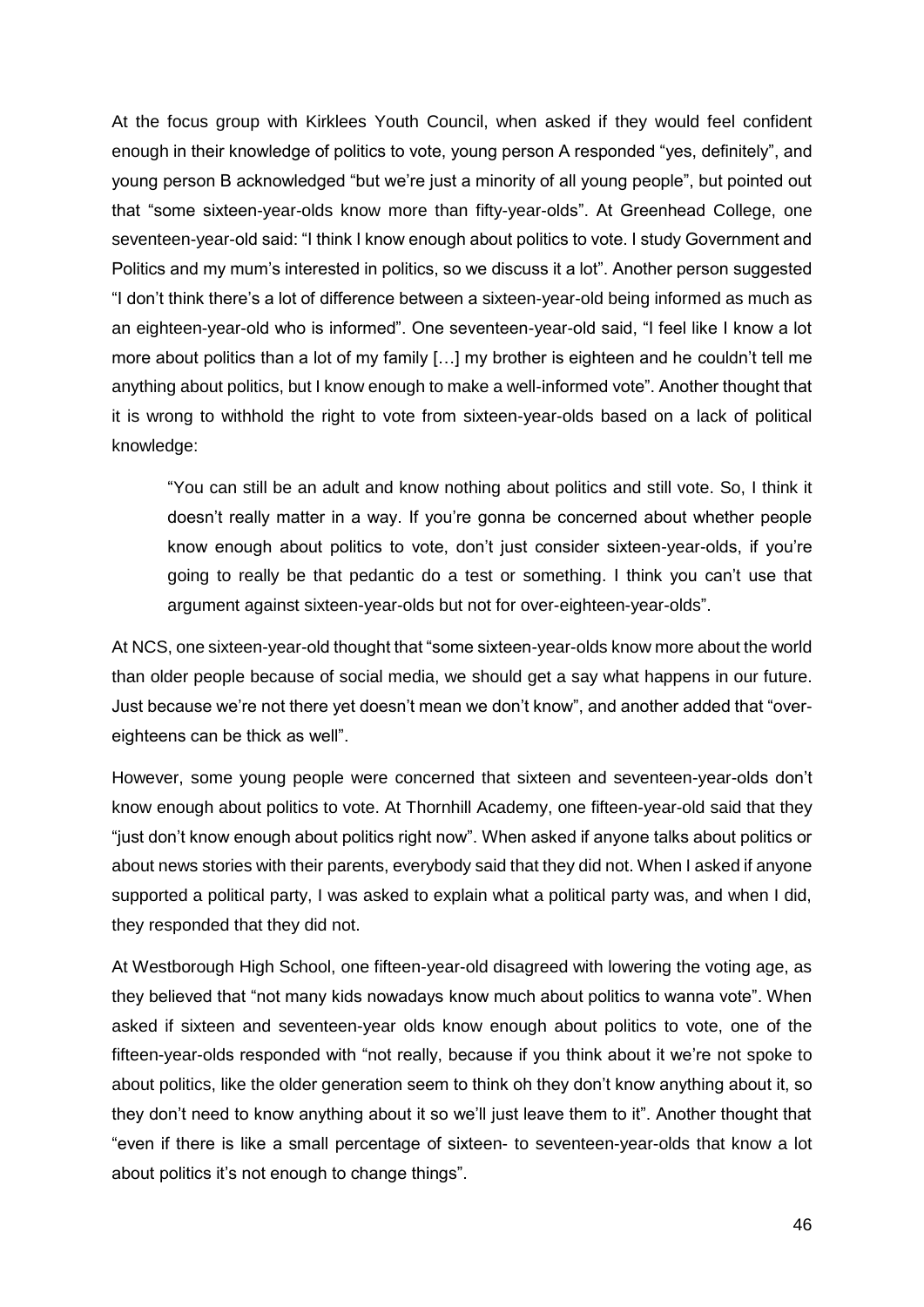At the focus group with Kirklees Youth Council, when asked if they would feel confident enough in their knowledge of politics to vote, young person A responded "yes, definitely", and young person B acknowledged "but we're just a minority of all young people", but pointed out that "some sixteen-year-olds know more than fifty-year-olds". At Greenhead College, one seventeen-year-old said: "I think I know enough about politics to vote. I study Government and Politics and my mum's interested in politics, so we discuss it a lot". Another person suggested "I don't think there's a lot of difference between a sixteen-year-old being informed as much as an eighteen-year-old who is informed". One seventeen-year-old said, "I feel like I know a lot more about politics than a lot of my family […] my brother is eighteen and he couldn't tell me anything about politics, but I know enough to make a well-informed vote". Another thought that it is wrong to withhold the right to vote from sixteen-year-olds based on a lack of political knowledge:

> "You can still be an adult and know nothing about politics and still vote. So, I think it doesn't really matter in a way. If you're gonna be concerned about whether people know enough about politics to vote, don't just consider sixteen-year-olds, if you're going to really be that pedantic do a test or something. I think you can't use that argument against sixteen-year-olds but not for over-eighteen-year-olds".

At NCS, one sixteen-year-old thought that "some sixteen-year-olds know more about the world than older people because of social media, we should get a say what happens in our future. Just because we're not there yet doesn't mean we don't know", and another added that "over-eighteens can be thick as well".

However, some young people were concerned that sixteen and seventeen-year-olds don't know enough about politics to vote. At Thornhill Academy, one fifteen-year-old said that they "just don't know enough about politics right now". When asked if anyone talks about politics or about news stories with their parents, everybody said that they did not. When I asked if anyone supported a political party, I was asked to explain what a political party was, and when I did, they responded that they did not.

At Westborough High School, one fifteen-year-old disagreed with lowering the voting age, as they believed that "not many kids nowadays know much about politics to wanna vote". When asked if sixteen and seventeen-year olds know enough about politics to vote, one of the fifteen-year-olds responded with "not really, because if you think about it we're not spoke to about politics, like the older generation seem to think oh they don't know anything about it, so they don't need to know anything about it so we'll just leave them to it". Another thought that "even if there is like a small percentage of sixteen- to seventeen-year-olds that know a lot about politics it's not enough to change things".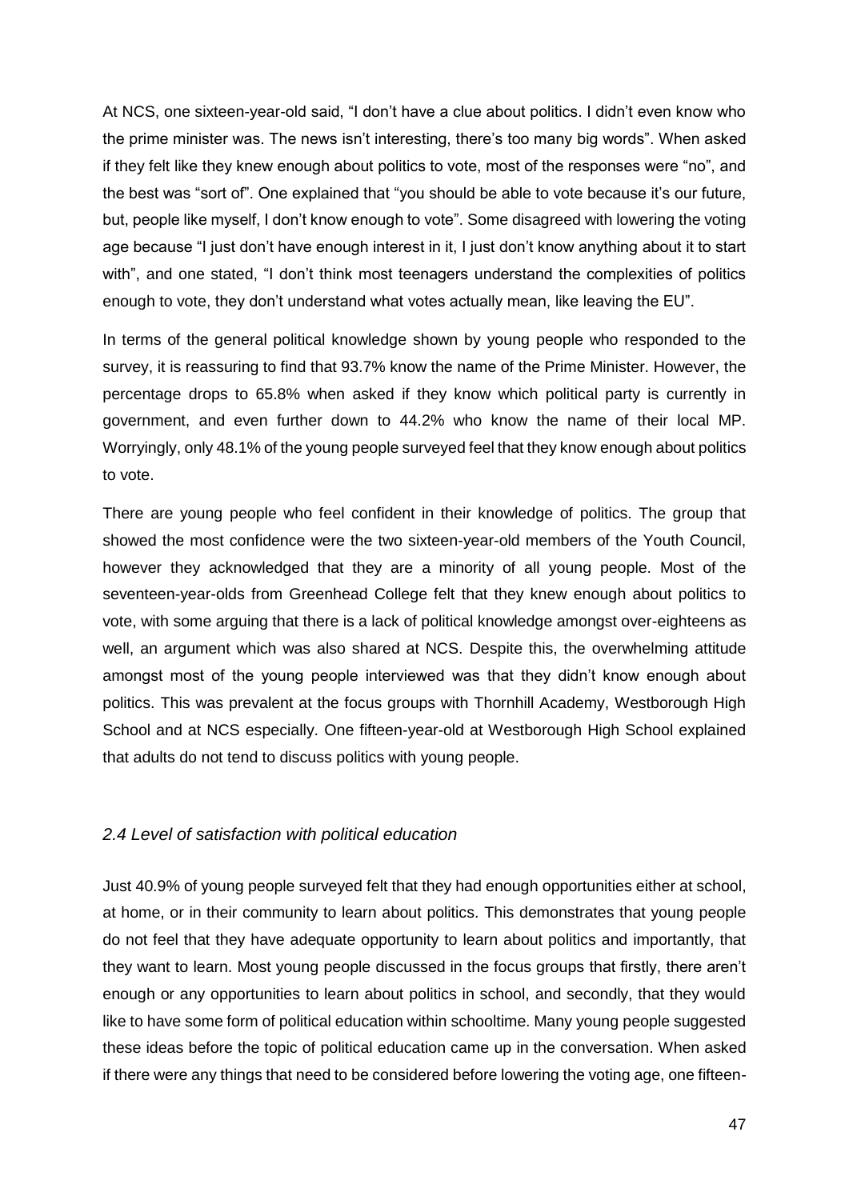At NCS, one sixteen-year-old said, "I don't have a clue about politics. I didn't even know who the prime minister was. The news isn't interesting, there's too many big words". When asked if they felt like they knew enough about politics to vote, most of the responses were "no", and the best was "sort of". One explained that "you should be able to vote because it's our future, but, people like myself, I don't know enough to vote". Some disagreed with lowering the voting age because "I just don't have enough interest in it, I just don't know anything about it to start with", and one stated, "I don't think most teenagers understand the complexities of politics enough to vote, they don't understand what votes actually mean, like leaving the EU".

In terms of the general political knowledge shown by young people who responded to the survey, it is reassuring to find that 93.7% know the name of the Prime Minister. However, the percentage drops to 65.8% when asked if they know which political party is currently in government, and even further down to 44.2% who know the name of their local MP. Worryingly, only 48.1% of the young people surveyed feel that they know enough about politics to vote.

There are young people who feel confident in their knowledge of politics. The group that showed the most confidence were the two sixteen-year-old members of the Youth Council, however they acknowledged that they are a minority of all young people. Most of the seventeen-year-olds from Greenhead College felt that they knew enough about politics to vote, with some arguing that there is a lack of political knowledge amongst over-eighteens as well, an argument which was also shared at NCS. Despite this, the overwhelming attitude amongst most of the young people interviewed was that they didn't know enough about politics. This was prevalent at the focus groups with Thornhill Academy, Westborough High School and at NCS especially. One fifteen-year-old at Westborough High School explained that adults do not tend to discuss politics with young people.

### *2.4 Level of satisfaction with political education*

Just 40.9% of young people surveyed felt that they had enough opportunities either at school, at home, or in their community to learn about politics. This demonstrates that young people do not feel that they have adequate opportunity to learn about politics and importantly, that they want to learn. Most young people discussed in the focus groups that firstly, there aren't enough or any opportunities to learn about politics in school, and secondly, that they would like to have some form of political education within schooltime. Many young people suggested these ideas before the topic of political education came up in the conversation. When asked if there were any things that need to be considered before lowering the voting age, one fifteen-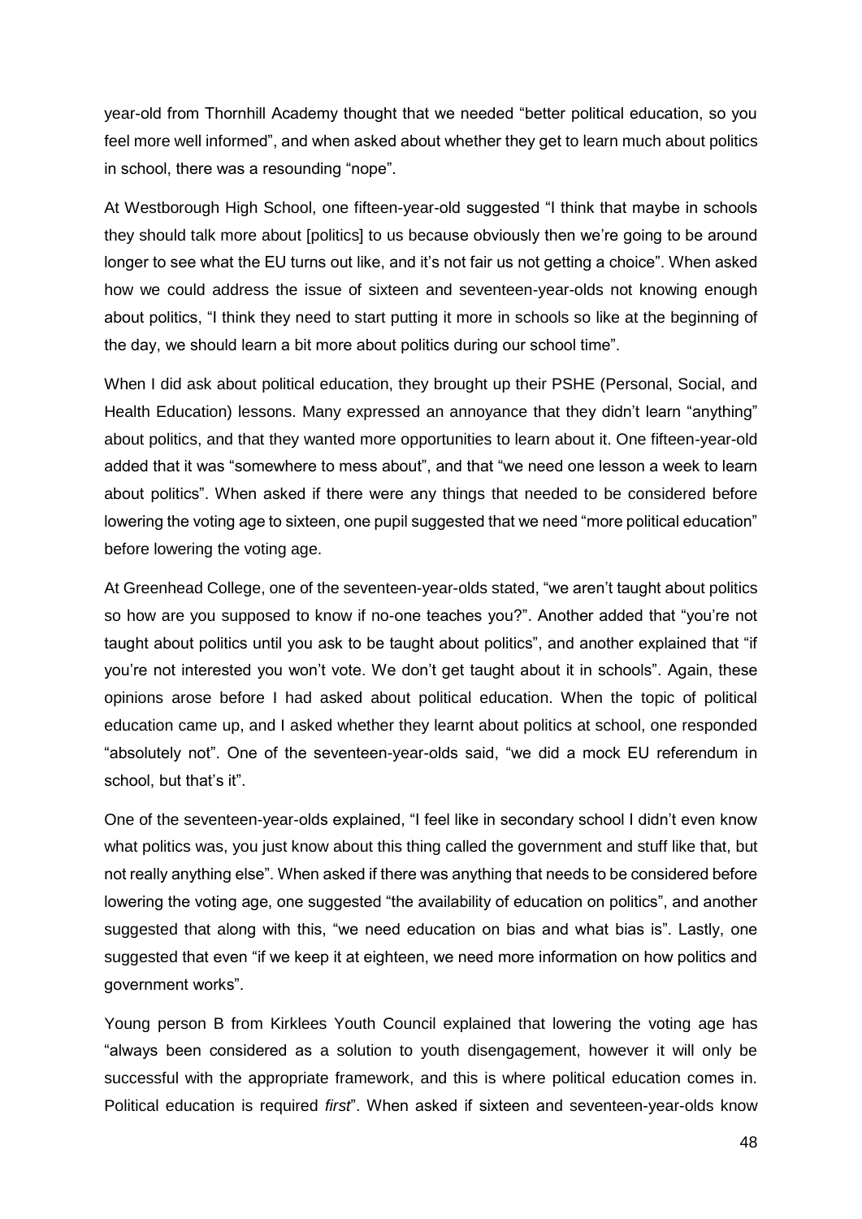year-old from Thornhill Academy thought that we needed “better political education, so you feel more well informed”, and when asked about whether they get to learn much about politics in school, there was a resounding “nope”.

At Westborough High School, one fifteen-year-old suggested “I think that maybe in schools they should talk more about [politics] to us because obviously then we’re going to be around longer to see what the EU turns out like, and it’s not fair us not getting a choice”. When asked how we could address the issue of sixteen and seventeen-year-olds not knowing enough about politics, “I think they need to start putting it more in schools so like at the beginning of the day, we should learn a bit more about politics during our school time”.

When I did ask about political education, they brought up their PSHE (Personal, Social, and Health Education) lessons. Many expressed an annoyance that they didn’t learn “anything” about politics, and that they wanted more opportunities to learn about it. One fifteen-year-old added that it was “somewhere to mess about”, and that “we need one lesson a week to learn about politics”. When asked if there were any things that needed to be considered before lowering the voting age to sixteen, one pupil suggested that we need “more political education” before lowering the voting age.

At Greenhead College, one of the seventeen-year-olds stated, “we aren’t taught about politics so how are you supposed to know if no-one teaches you?”. Another added that “you’re not taught about politics until you ask to be taught about politics”, and another explained that “if you’re not interested you won’t vote. We don’t get taught about it in schools”. Again, these opinions arose before I had asked about political education. When the topic of political education came up, and I asked whether they learnt about politics at school, one responded “absolutely not”. One of the seventeen-year-olds said, “we did a mock EU referendum in school, but that’s it”.

One of the seventeen-year-olds explained, “I feel like in secondary school I didn’t even know what politics was, you just know about this thing called the government and stuff like that, but not really anything else”. When asked if there was anything that needs to be considered before lowering the voting age, one suggested “the availability of education on politics”, and another suggested that along with this, “we need education on bias and what bias is”. Lastly, one suggested that even “if we keep it at eighteen, we need more information on how politics and government works”.

Young person B from Kirklees Youth Council explained that lowering the voting age has “always been considered as a solution to youth disengagement, however it will only be successful with the appropriate framework, and this is where political education comes in. Political education is required *first*”. When asked if sixteen and seventeen-year-olds know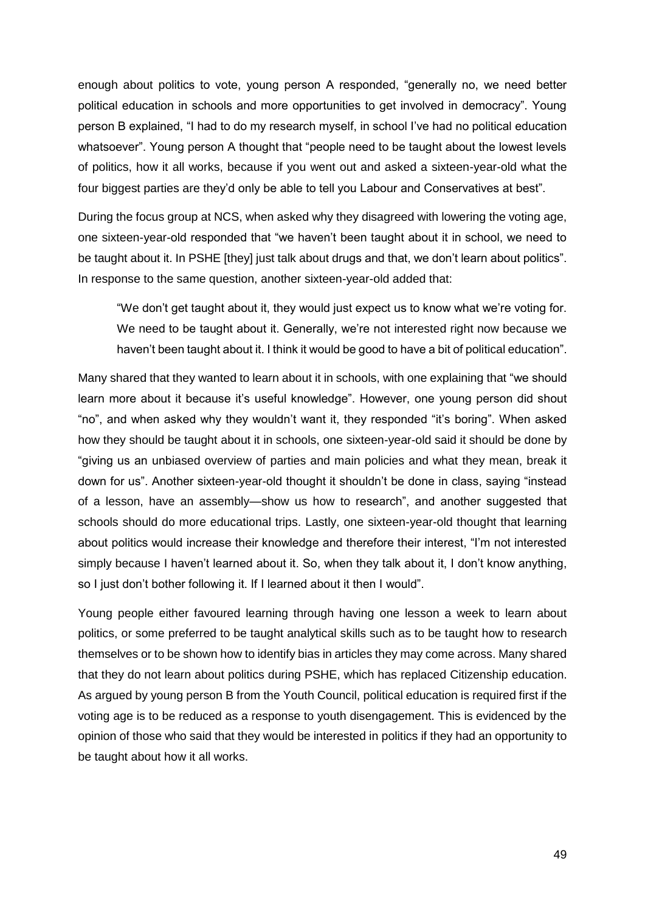enough about politics to vote, young person A responded, "generally no, we need better political education in schools and more opportunities to get involved in democracy". Young person B explained, "I had to do my research myself, in school I've had no political education whatsoever". Young person A thought that "people need to be taught about the lowest levels of politics, how it all works, because if you went out and asked a sixteen-year-old what the four biggest parties are they'd only be able to tell you Labour and Conservatives at best".

During the focus group at NCS, when asked why they disagreed with lowering the voting age, one sixteen-year-old responded that "we haven't been taught about it in school, we need to be taught about it. In PSHE [they] just talk about drugs and that, we don't learn about politics". In response to the same question, another sixteen-year-old added that:

> "We don't get taught about it, they would just expect us to know what we're voting for. We need to be taught about it. Generally, we're not interested right now because we haven't been taught about it. I think it would be good to have a bit of political education".

Many shared that they wanted to learn about it in schools, with one explaining that "we should learn more about it because it's useful knowledge". However, one young person did shout "no", and when asked why they wouldn't want it, they responded "it's boring". When asked how they should be taught about it in schools, one sixteen-year-old said it should be done by "giving us an unbiased overview of parties and main policies and what they mean, break it down for us". Another sixteen-year-old thought it shouldn't be done in class, saying "instead of a lesson, have an assembly—show us how to research", and another suggested that schools should do more educational trips. Lastly, one sixteen-year-old thought that learning about politics would increase their knowledge and therefore their interest, "I'm not interested simply because I haven't learned about it. So, when they talk about it, I don't know anything, so I just don't bother following it. If I learned about it then I would".

Young people either favoured learning through having one lesson a week to learn about politics, or some preferred to be taught analytical skills such as to be taught how to research themselves or to be shown how to identify bias in articles they may come across. Many shared that they do not learn about politics during PSHE, which has replaced Citizenship education. As argued by young person B from the Youth Council, political education is required first if the voting age is to be reduced as a response to youth disengagement. This is evidenced by the opinion of those who said that they would be interested in politics if they had an opportunity to be taught about how it all works.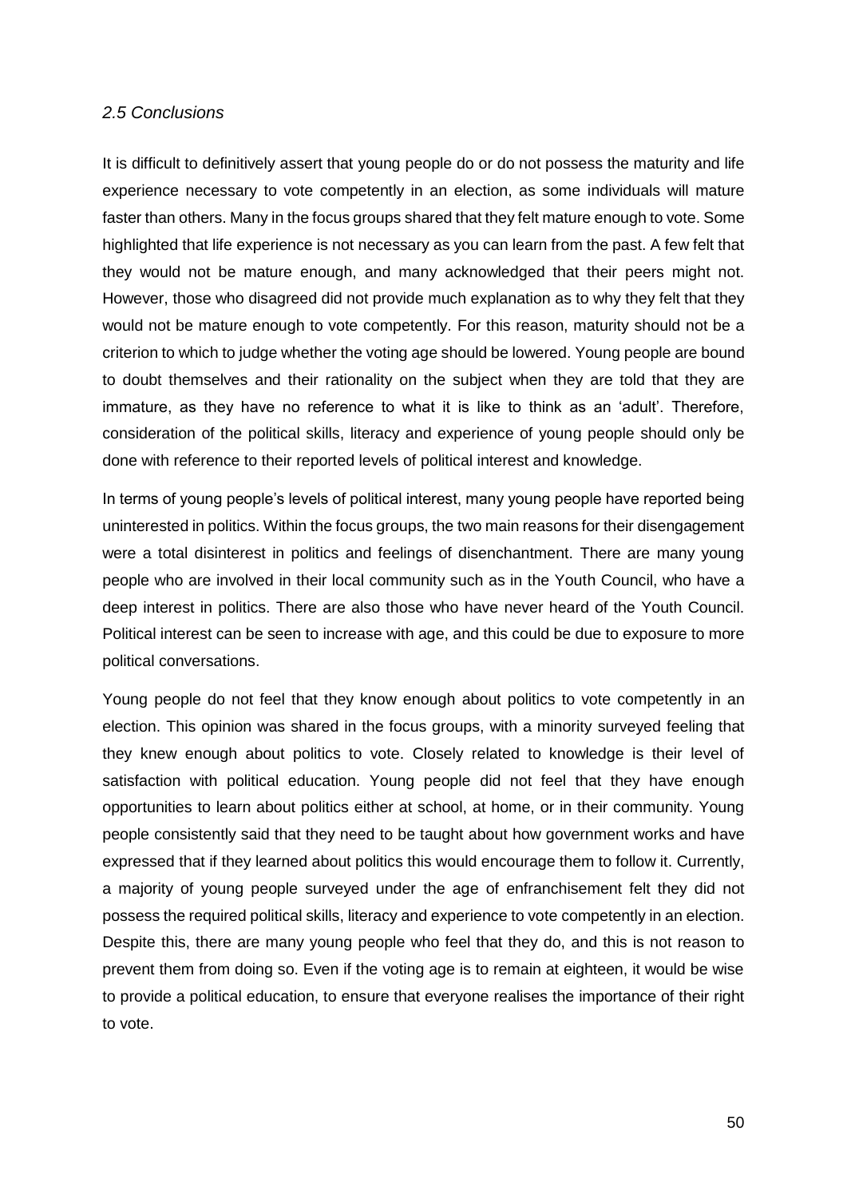### *2.5 Conclusions*

It is difficult to definitively assert that young people do or do not possess the maturity and life experience necessary to vote competently in an election, as some individuals will mature faster than others. Many in the focus groups shared that they felt mature enough to vote. Some highlighted that life experience is not necessary as you can learn from the past. A few felt that they would not be mature enough, and many acknowledged that their peers might not. However, those who disagreed did not provide much explanation as to why they felt that they would not be mature enough to vote competently. For this reason, maturity should not be a criterion to which to judge whether the voting age should be lowered. Young people are bound to doubt themselves and their rationality on the subject when they are told that they are immature, as they have no reference to what it is like to think as an 'adult'. Therefore, consideration of the political skills, literacy and experience of young people should only be done with reference to their reported levels of political interest and knowledge.

In terms of young people's levels of political interest, many young people have reported being uninterested in politics. Within the focus groups, the two main reasons for their disengagement were a total disinterest in politics and feelings of disenchantment. There are many young people who are involved in their local community such as in the Youth Council, who have a deep interest in politics. There are also those who have never heard of the Youth Council. Political interest can be seen to increase with age, and this could be due to exposure to more political conversations.

Young people do not feel that they know enough about politics to vote competently in an election. This opinion was shared in the focus groups, with a minority surveyed feeling that they knew enough about politics to vote. Closely related to knowledge is their level of satisfaction with political education. Young people did not feel that they have enough opportunities to learn about politics either at school, at home, or in their community. Young people consistently said that they need to be taught about how government works and have expressed that if they learned about politics this would encourage them to follow it. Currently, a majority of young people surveyed under the age of enfranchisement felt they did not possess the required political skills, literacy and experience to vote competently in an election. Despite this, there are many young people who feel that they do, and this is not reason to prevent them from doing so. Even if the voting age is to remain at eighteen, it would be wise to provide a political education, to ensure that everyone realises the importance of their right to vote.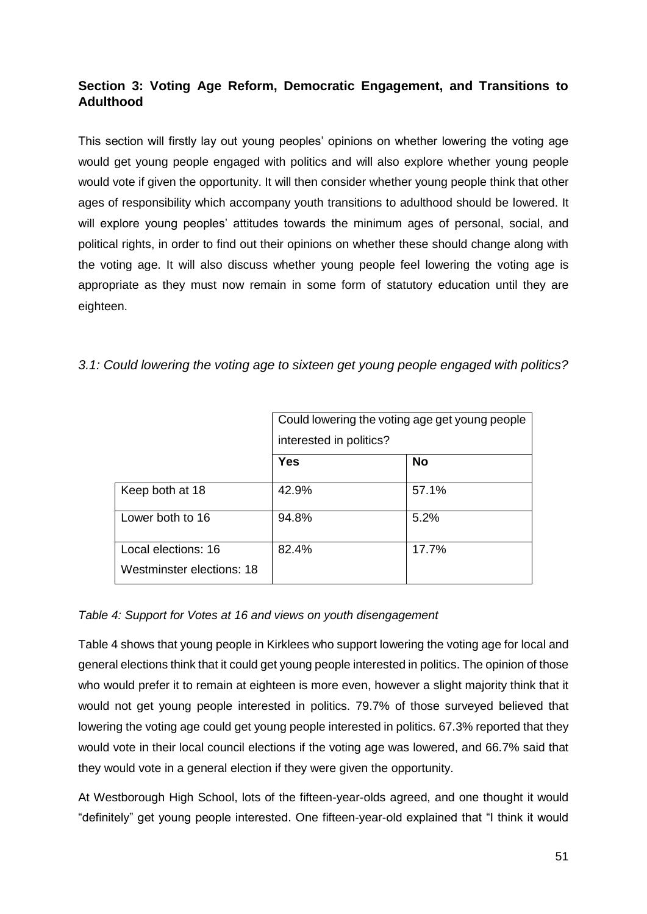## Section 3: Voting Age Reform, Democratic Engagement, and Transitions to Adulthood

This section will firstly lay out young peoples' opinions on whether lowering the voting age would get young people engaged with politics and will also explore whether young people would vote if given the opportunity. It will then consider whether young people think that other ages of responsibility which accompany youth transitions to adulthood should be lowered. It will explore young peoples' attitudes towards the minimum ages of personal, social, and political rights, in order to find out their opinions on whether these should change along with the voting age. It will also discuss whether young people feel lowering the voting age is appropriate as they must now remain in some form of statutory education until they are eighteen.

### *3.1: Could lowering the voting age to sixteen get young people engaged with politics?*

| | Could lowering the voting age get young people interested in politics? | |
|---|---|---|
| | **Yes** | **No** |
| Keep both at 18 | 42.9% | 57.1% |
| Lower both to 16 | 94.8% | 5.2% |
| Local elections: 16<br>Westminster elections: 18 | 82.4% | 17.7% |

*Table 4: Support for Votes at 16 and views on youth disengagement*

Table 4 shows that young people in Kirklees who support lowering the voting age for local and general elections think that it could get young people interested in politics. The opinion of those who would prefer it to remain at eighteen is more even, however a slight majority think that it would not get young people interested in politics. 79.7% of those surveyed believed that lowering the voting age could get young people interested in politics. 67.3% reported that they would vote in their local council elections if the voting age was lowered, and 66.7% said that they would vote in a general election if they were given the opportunity.

At Westborough High School, lots of the fifteen-year-olds agreed, and one thought it would "definitely" get young people interested. One fifteen-year-old explained that "I think it would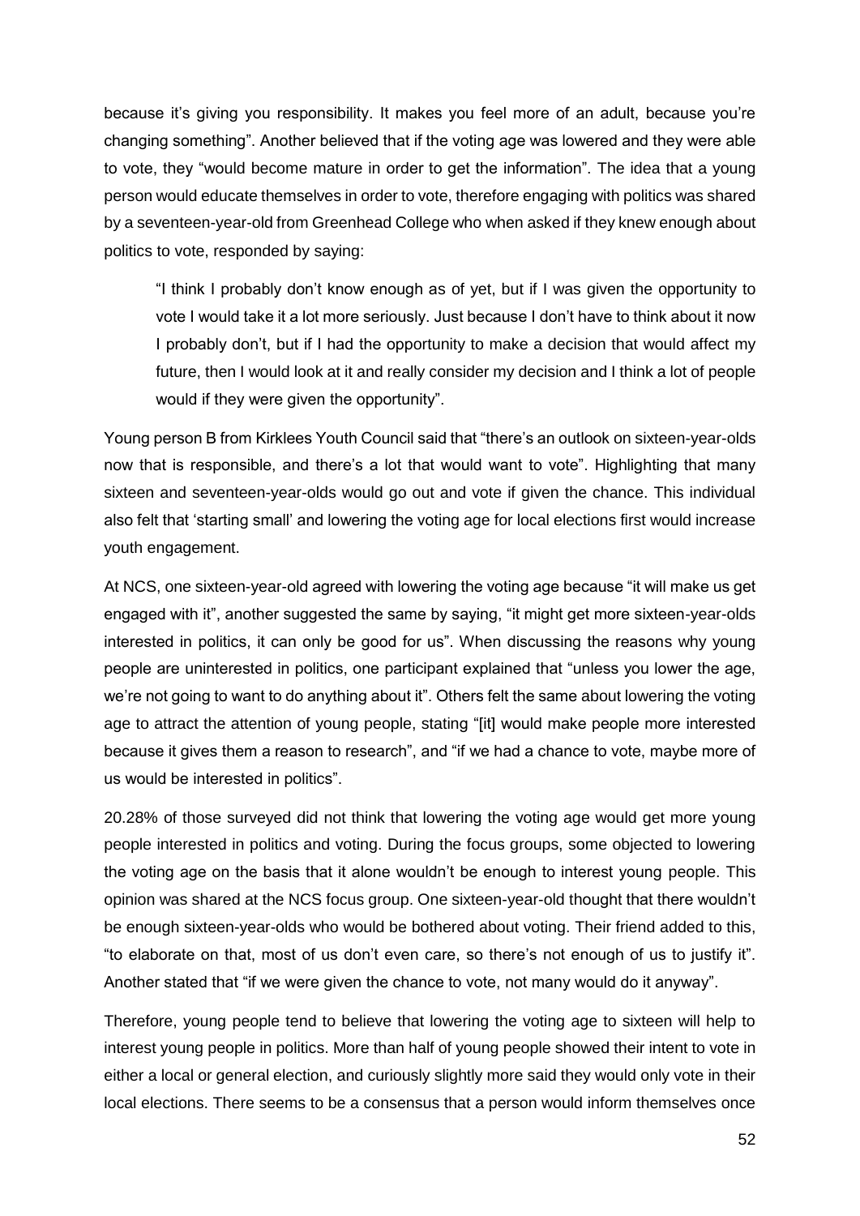because it's giving you responsibility. It makes you feel more of an adult, because you're changing something". Another believed that if the voting age was lowered and they were able to vote, they "would become mature in order to get the information". The idea that a young person would educate themselves in order to vote, therefore engaging with politics was shared by a seventeen-year-old from Greenhead College who when asked if they knew enough about politics to vote, responded by saying:

> "I think I probably don't know enough as of yet, but if I was given the opportunity to vote I would take it a lot more seriously. Just because I don't have to think about it now I probably don't, but if I had the opportunity to make a decision that would affect my future, then I would look at it and really consider my decision and I think a lot of people would if they were given the opportunity".

Young person B from Kirklees Youth Council said that "there's an outlook on sixteen-year-olds now that is responsible, and there's a lot that would want to vote". Highlighting that many sixteen and seventeen-year-olds would go out and vote if given the chance. This individual also felt that 'starting small' and lowering the voting age for local elections first would increase youth engagement.

At NCS, one sixteen-year-old agreed with lowering the voting age because "it will make us get engaged with it", another suggested the same by saying, "it might get more sixteen-year-olds interested in politics, it can only be good for us". When discussing the reasons why young people are uninterested in politics, one participant explained that "unless you lower the age, we're not going to want to do anything about it". Others felt the same about lowering the voting age to attract the attention of young people, stating "[it] would make people more interested because it gives them a reason to research", and "if we had a chance to vote, maybe more of us would be interested in politics".

20.28% of those surveyed did not think that lowering the voting age would get more young people interested in politics and voting. During the focus groups, some objected to lowering the voting age on the basis that it alone wouldn't be enough to interest young people. This opinion was shared at the NCS focus group. One sixteen-year-old thought that there wouldn't be enough sixteen-year-olds who would be bothered about voting. Their friend added to this, "to elaborate on that, most of us don't even care, so there's not enough of us to justify it". Another stated that "if we were given the chance to vote, not many would do it anyway".

Therefore, young people tend to believe that lowering the voting age to sixteen will help to interest young people in politics. More than half of young people showed their intent to vote in either a local or general election, and curiously slightly more said they would only vote in their local elections. There seems to be a consensus that a person would inform themselves once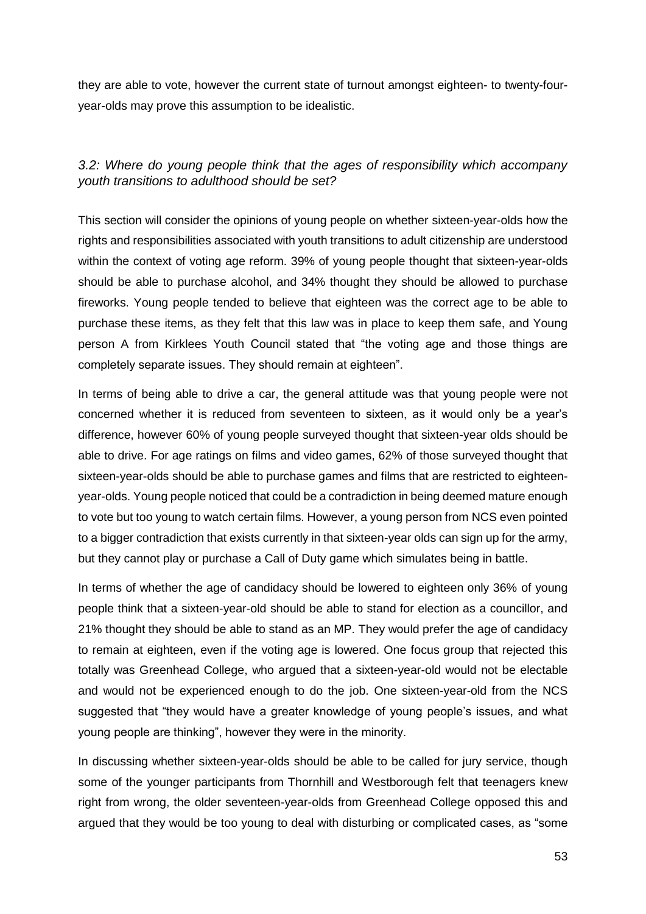they are able to vote, however the current state of turnout amongst eighteen- to twenty-four-year-olds may prove this assumption to be idealistic.

### *3.2: Where do young people think that the ages of responsibility which accompany youth transitions to adulthood should be set?*

This section will consider the opinions of young people on whether sixteen-year-olds how the rights and responsibilities associated with youth transitions to adult citizenship are understood within the context of voting age reform. 39% of young people thought that sixteen-year-olds should be able to purchase alcohol, and 34% thought they should be allowed to purchase fireworks. Young people tended to believe that eighteen was the correct age to be able to purchase these items, as they felt that this law was in place to keep them safe, and Young person A from Kirklees Youth Council stated that "the voting age and those things are completely separate issues. They should remain at eighteen".

In terms of being able to drive a car, the general attitude was that young people were not concerned whether it is reduced from seventeen to sixteen, as it would only be a year's difference, however 60% of young people surveyed thought that sixteen-year olds should be able to drive. For age ratings on films and video games, 62% of those surveyed thought that sixteen-year-olds should be able to purchase games and films that are restricted to eighteen-year-olds. Young people noticed that could be a contradiction in being deemed mature enough to vote but too young to watch certain films. However, a young person from NCS even pointed to a bigger contradiction that exists currently in that sixteen-year olds can sign up for the army, but they cannot play or purchase a Call of Duty game which simulates being in battle.

In terms of whether the age of candidacy should be lowered to eighteen only 36% of young people think that a sixteen-year-old should be able to stand for election as a councillor, and 21% thought they should be able to stand as an MP. They would prefer the age of candidacy to remain at eighteen, even if the voting age is lowered. One focus group that rejected this totally was Greenhead College, who argued that a sixteen-year-old would not be electable and would not be experienced enough to do the job. One sixteen-year-old from the NCS suggested that "they would have a greater knowledge of young people's issues, and what young people are thinking", however they were in the minority.

In discussing whether sixteen-year-olds should be able to be called for jury service, though some of the younger participants from Thornhill and Westborough felt that teenagers knew right from wrong, the older seventeen-year-olds from Greenhead College opposed this and argued that they would be too young to deal with disturbing or complicated cases, as "some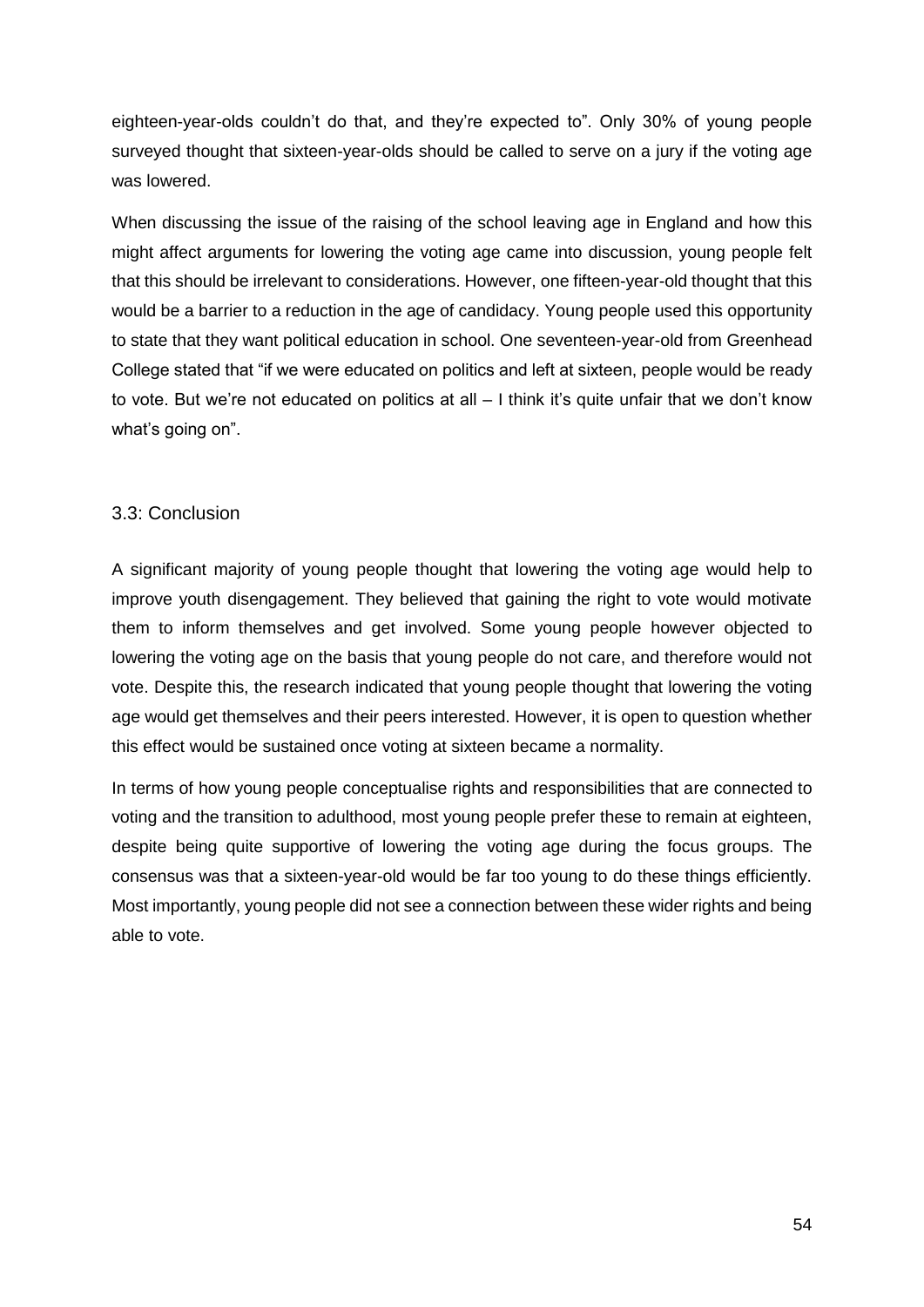eighteen-year-olds couldn't do that, and they're expected to". Only 30% of young people surveyed thought that sixteen-year-olds should be called to serve on a jury if the voting age was lowered.

When discussing the issue of the raising of the school leaving age in England and how this might affect arguments for lowering the voting age came into discussion, young people felt that this should be irrelevant to considerations. However, one fifteen-year-old thought that this would be a barrier to a reduction in the age of candidacy. Young people used this opportunity to state that they want political education in school. One seventeen-year-old from Greenhead College stated that "if we were educated on politics and left at sixteen, people would be ready to vote. But we're not educated on politics at all – I think it's quite unfair that we don't know what's going on".

### 3.3: Conclusion

A significant majority of young people thought that lowering the voting age would help to improve youth disengagement. They believed that gaining the right to vote would motivate them to inform themselves and get involved. Some young people however objected to lowering the voting age on the basis that young people do not care, and therefore would not vote. Despite this, the research indicated that young people thought that lowering the voting age would get themselves and their peers interested. However, it is open to question whether this effect would be sustained once voting at sixteen became a normality.

In terms of how young people conceptualise rights and responsibilities that are connected to voting and the transition to adulthood, most young people prefer these to remain at eighteen, despite being quite supportive of lowering the voting age during the focus groups. The consensus was that a sixteen-year-old would be far too young to do these things efficiently. Most importantly, young people did not see a connection between these wider rights and being able to vote.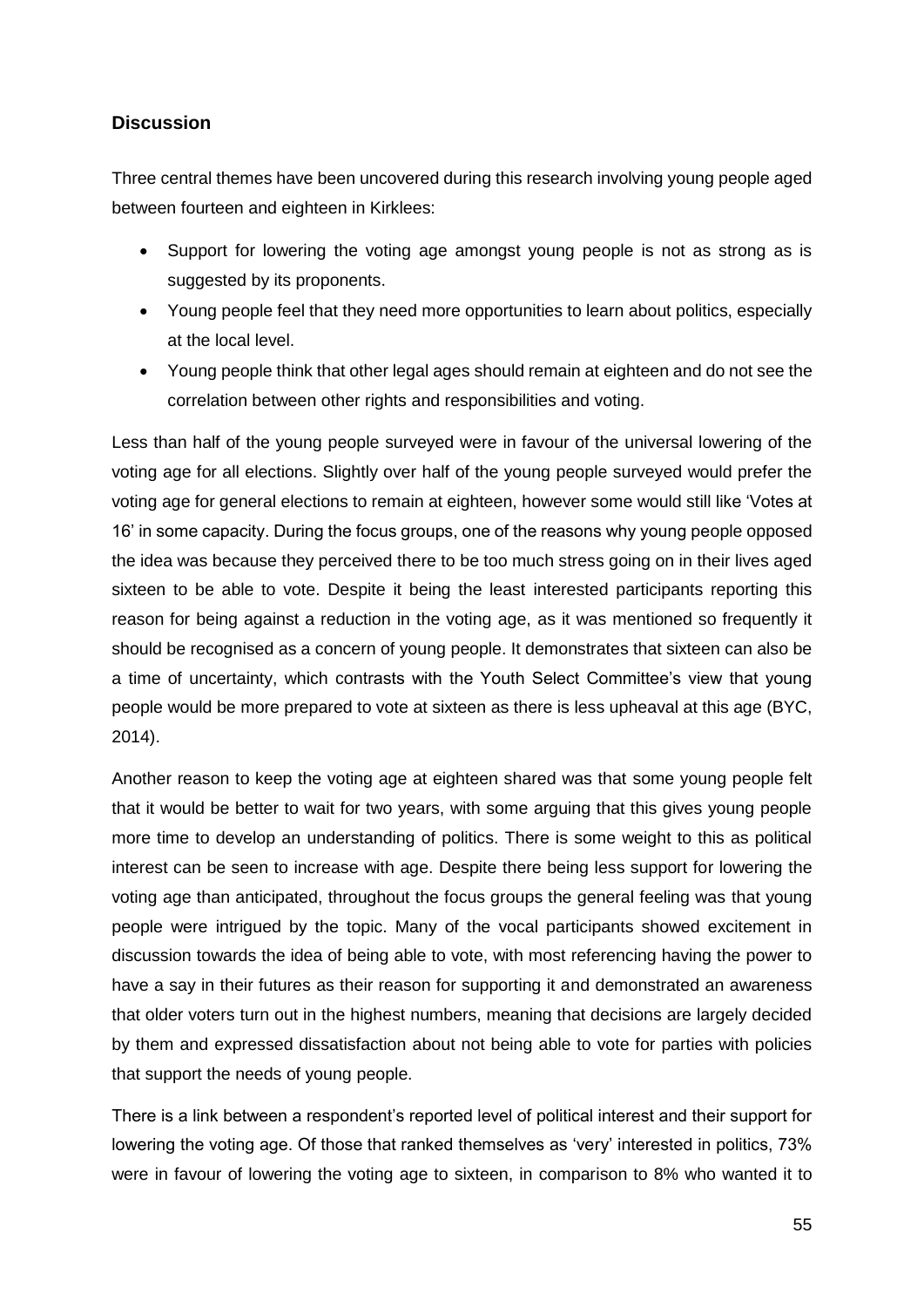## Discussion

Three central themes have been uncovered during this research involving young people aged between fourteen and eighteen in Kirklees:

- Support for lowering the voting age amongst young people is not as strong as is suggested by its proponents.
- Young people feel that they need more opportunities to learn about politics, especially at the local level.
- Young people think that other legal ages should remain at eighteen and do not see the correlation between other rights and responsibilities and voting.

Less than half of the young people surveyed were in favour of the universal lowering of the voting age for all elections. Slightly over half of the young people surveyed would prefer the voting age for general elections to remain at eighteen, however some would still like 'Votes at 16' in some capacity. During the focus groups, one of the reasons why young people opposed the idea was because they perceived there to be too much stress going on in their lives aged sixteen to be able to vote. Despite it being the least interested participants reporting this reason for being against a reduction in the voting age, as it was mentioned so frequently it should be recognised as a concern of young people. It demonstrates that sixteen can also be a time of uncertainty, which contrasts with the Youth Select Committee's view that young people would be more prepared to vote at sixteen as there is less upheaval at this age (BYC, 2014).

Another reason to keep the voting age at eighteen shared was that some young people felt that it would be better to wait for two years, with some arguing that this gives young people more time to develop an understanding of politics. There is some weight to this as political interest can be seen to increase with age. Despite there being less support for lowering the voting age than anticipated, throughout the focus groups the general feeling was that young people were intrigued by the topic. Many of the vocal participants showed excitement in discussion towards the idea of being able to vote, with most referencing having the power to have a say in their futures as their reason for supporting it and demonstrated an awareness that older voters turn out in the highest numbers, meaning that decisions are largely decided by them and expressed dissatisfaction about not being able to vote for parties with policies that support the needs of young people.

There is a link between a respondent's reported level of political interest and their support for lowering the voting age. Of those that ranked themselves as 'very' interested in politics, 73% were in favour of lowering the voting age to sixteen, in comparison to 8% who wanted it to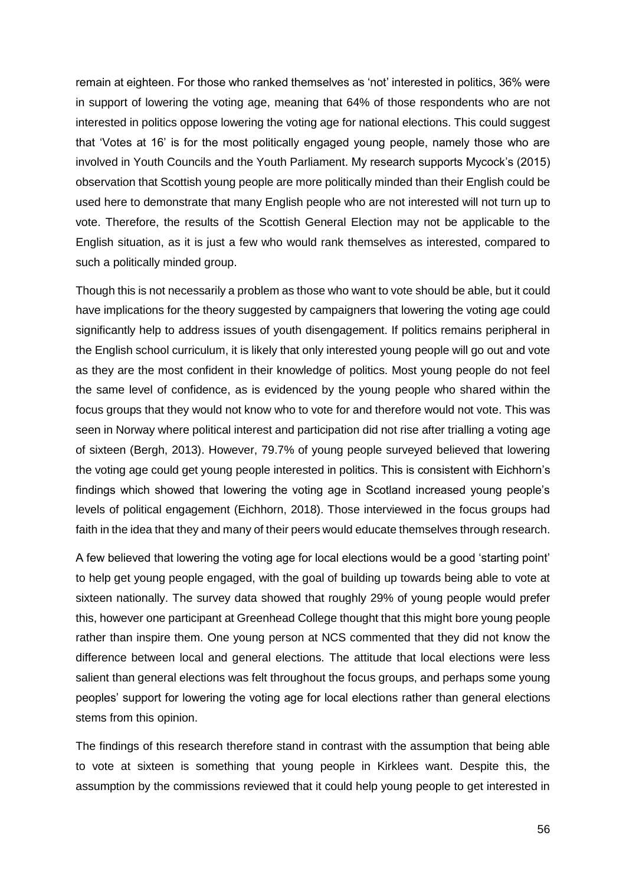remain at eighteen. For those who ranked themselves as 'not' interested in politics, 36% were in support of lowering the voting age, meaning that 64% of those respondents who are not interested in politics oppose lowering the voting age for national elections. This could suggest that 'Votes at 16' is for the most politically engaged young people, namely those who are involved in Youth Councils and the Youth Parliament. My research supports Mycock's (2015) observation that Scottish young people are more politically minded than their English could be used here to demonstrate that many English people who are not interested will not turn up to vote. Therefore, the results of the Scottish General Election may not be applicable to the English situation, as it is just a few who would rank themselves as interested, compared to such a politically minded group.

Though this is not necessarily a problem as those who want to vote should be able, but it could have implications for the theory suggested by campaigners that lowering the voting age could significantly help to address issues of youth disengagement. If politics remains peripheral in the English school curriculum, it is likely that only interested young people will go out and vote as they are the most confident in their knowledge of politics. Most young people do not feel the same level of confidence, as is evidenced by the young people who shared within the focus groups that they would not know who to vote for and therefore would not vote. This was seen in Norway where political interest and participation did not rise after trialling a voting age of sixteen (Bergh, 2013). However, 79.7% of young people surveyed believed that lowering the voting age could get young people interested in politics. This is consistent with Eichhorn's findings which showed that lowering the voting age in Scotland increased young people's levels of political engagement (Eichhorn, 2018). Those interviewed in the focus groups had faith in the idea that they and many of their peers would educate themselves through research.

A few believed that lowering the voting age for local elections would be a good 'starting point' to help get young people engaged, with the goal of building up towards being able to vote at sixteen nationally. The survey data showed that roughly 29% of young people would prefer this, however one participant at Greenhead College thought that this might bore young people rather than inspire them. One young person at NCS commented that they did not know the difference between local and general elections. The attitude that local elections were less salient than general elections was felt throughout the focus groups, and perhaps some young peoples' support for lowering the voting age for local elections rather than general elections stems from this opinion.

The findings of this research therefore stand in contrast with the assumption that being able to vote at sixteen is something that young people in Kirklees want. Despite this, the assumption by the commissions reviewed that it could help young people to get interested in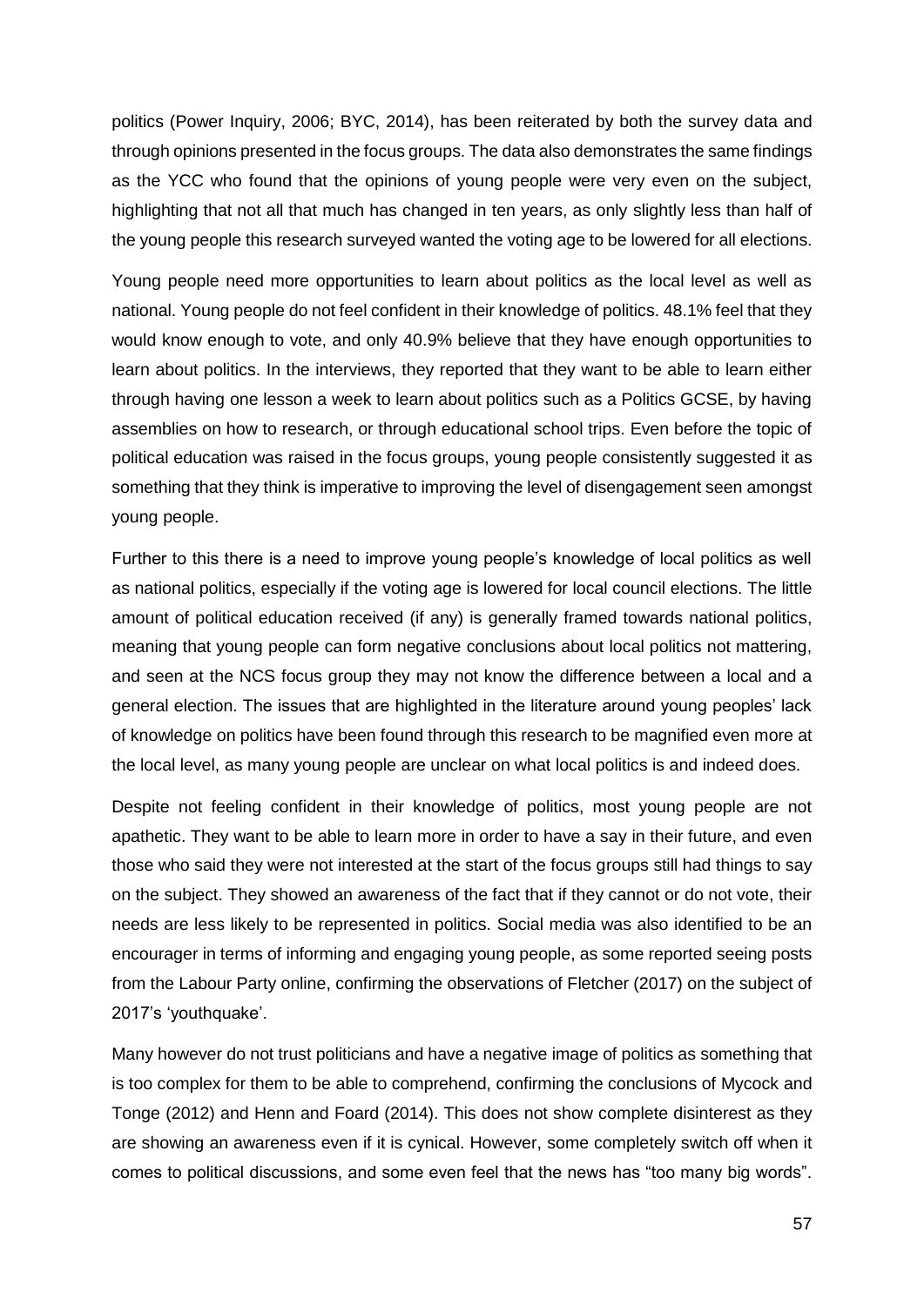politics (Power Inquiry, 2006; BYC, 2014), has been reiterated by both the survey data and through opinions presented in the focus groups. The data also demonstrates the same findings as the YCC who found that the opinions of young people were very even on the subject, highlighting that not all that much has changed in ten years, as only slightly less than half of the young people this research surveyed wanted the voting age to be lowered for all elections.

Young people need more opportunities to learn about politics as the local level as well as national. Young people do not feel confident in their knowledge of politics. 48.1% feel that they would know enough to vote, and only 40.9% believe that they have enough opportunities to learn about politics. In the interviews, they reported that they want to be able to learn either through having one lesson a week to learn about politics such as a Politics GCSE, by having assemblies on how to research, or through educational school trips. Even before the topic of political education was raised in the focus groups, young people consistently suggested it as something that they think is imperative to improving the level of disengagement seen amongst young people.

Further to this there is a need to improve young people's knowledge of local politics as well as national politics, especially if the voting age is lowered for local council elections. The little amount of political education received (if any) is generally framed towards national politics, meaning that young people can form negative conclusions about local politics not mattering, and seen at the NCS focus group they may not know the difference between a local and a general election. The issues that are highlighted in the literature around young peoples' lack of knowledge on politics have been found through this research to be magnified even more at the local level, as many young people are unclear on what local politics is and indeed does.

Despite not feeling confident in their knowledge of politics, most young people are not apathetic. They want to be able to learn more in order to have a say in their future, and even those who said they were not interested at the start of the focus groups still had things to say on the subject. They showed an awareness of the fact that if they cannot or do not vote, their needs are less likely to be represented in politics. Social media was also identified to be an encourager in terms of informing and engaging young people, as some reported seeing posts from the Labour Party online, confirming the observations of Fletcher (2017) on the subject of 2017's 'youthquake'.

Many however do not trust politicians and have a negative image of politics as something that is too complex for them to be able to comprehend, confirming the conclusions of Mycock and Tonge (2012) and Henn and Foard (2014). This does not show complete disinterest as they are showing an awareness even if it is cynical. However, some completely switch off when it comes to political discussions, and some even feel that the news has "too many big words".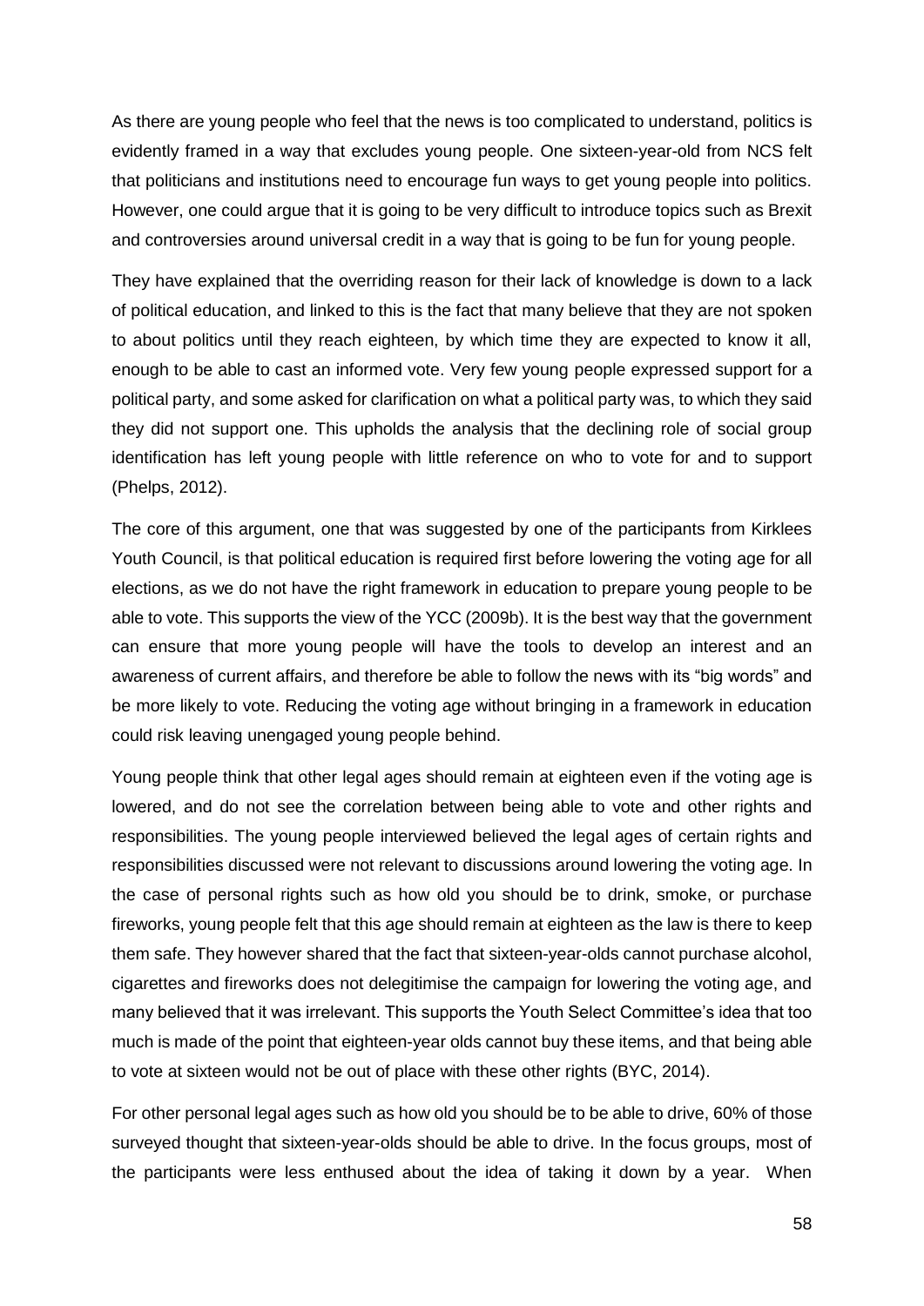As there are young people who feel that the news is too complicated to understand, politics is evidently framed in a way that excludes young people. One sixteen-year-old from NCS felt that politicians and institutions need to encourage fun ways to get young people into politics. However, one could argue that it is going to be very difficult to introduce topics such as Brexit and controversies around universal credit in a way that is going to be fun for young people.

They have explained that the overriding reason for their lack of knowledge is down to a lack of political education, and linked to this is the fact that many believe that they are not spoken to about politics until they reach eighteen, by which time they are expected to know it all, enough to be able to cast an informed vote. Very few young people expressed support for a political party, and some asked for clarification on what a political party was, to which they said they did not support one. This upholds the analysis that the declining role of social group identification has left young people with little reference on who to vote for and to support (Phelps, 2012).

The core of this argument, one that was suggested by one of the participants from Kirklees Youth Council, is that political education is required first before lowering the voting age for all elections, as we do not have the right framework in education to prepare young people to be able to vote. This supports the view of the YCC (2009b). It is the best way that the government can ensure that more young people will have the tools to develop an interest and an awareness of current affairs, and therefore be able to follow the news with its "big words" and be more likely to vote. Reducing the voting age without bringing in a framework in education could risk leaving unengaged young people behind.

Young people think that other legal ages should remain at eighteen even if the voting age is lowered, and do not see the correlation between being able to vote and other rights and responsibilities. The young people interviewed believed the legal ages of certain rights and responsibilities discussed were not relevant to discussions around lowering the voting age. In the case of personal rights such as how old you should be to drink, smoke, or purchase fireworks, young people felt that this age should remain at eighteen as the law is there to keep them safe. They however shared that the fact that sixteen-year-olds cannot purchase alcohol, cigarettes and fireworks does not delegitimise the campaign for lowering the voting age, and many believed that it was irrelevant. This supports the Youth Select Committee's idea that too much is made of the point that eighteen-year olds cannot buy these items, and that being able to vote at sixteen would not be out of place with these other rights (BYC, 2014).

For other personal legal ages such as how old you should be to be able to drive, 60% of those surveyed thought that sixteen-year-olds should be able to drive. In the focus groups, most of the participants were less enthused about the idea of taking it down by a year. When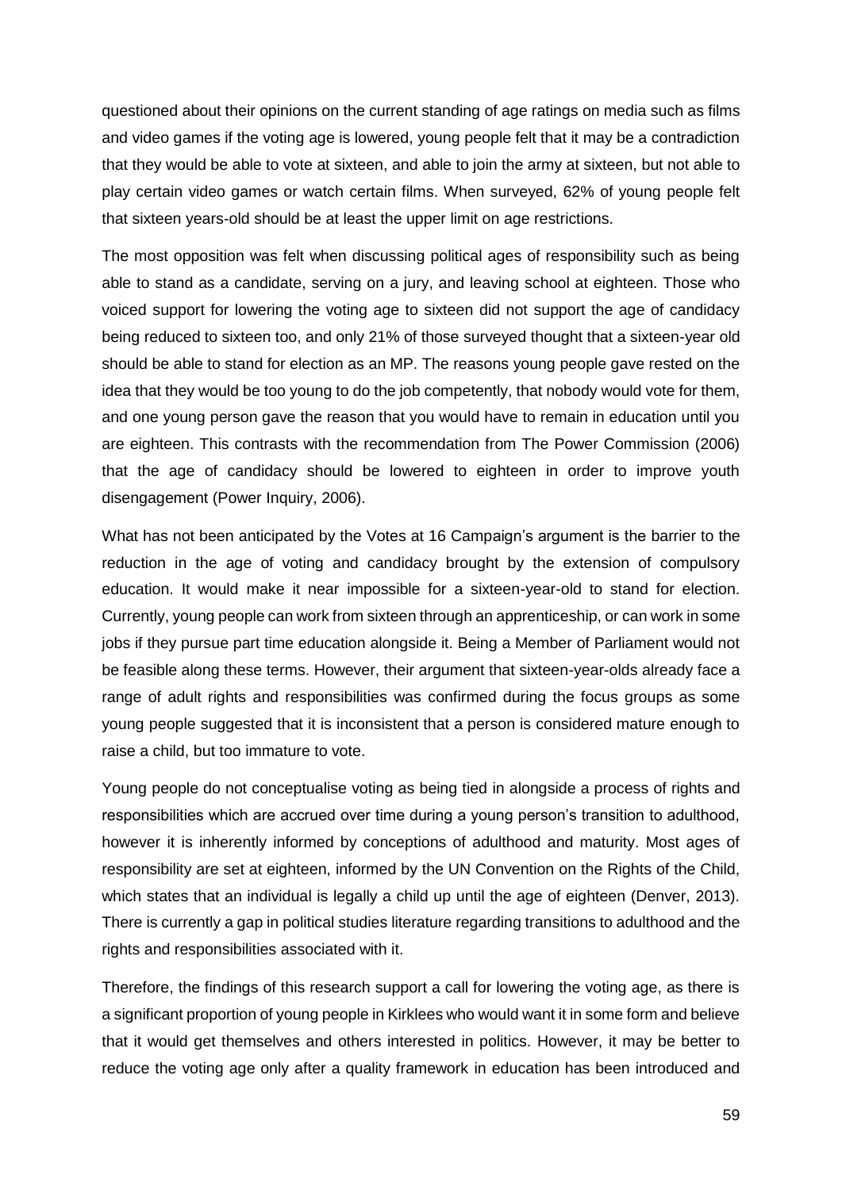questioned about their opinions on the current standing of age ratings on media such as films and video games if the voting age is lowered, young people felt that it may be a contradiction that they would be able to vote at sixteen, and able to join the army at sixteen, but not able to play certain video games or watch certain films. When surveyed, 62% of young people felt that sixteen years-old should be at least the upper limit on age restrictions.

The most opposition was felt when discussing political ages of responsibility such as being able to stand as a candidate, serving on a jury, and leaving school at eighteen. Those who voiced support for lowering the voting age to sixteen did not support the age of candidacy being reduced to sixteen too, and only 21% of those surveyed thought that a sixteen-year old should be able to stand for election as an MP. The reasons young people gave rested on the idea that they would be too young to do the job competently, that nobody would vote for them, and one young person gave the reason that you would have to remain in education until you are eighteen. This contrasts with the recommendation from The Power Commission (2006) that the age of candidacy should be lowered to eighteen in order to improve youth disengagement (Power Inquiry, 2006).

What has not been anticipated by the Votes at 16 Campaign's argument is the barrier to the reduction in the age of voting and candidacy brought by the extension of compulsory education. It would make it near impossible for a sixteen-year-old to stand for election. Currently, young people can work from sixteen through an apprenticeship, or can work in some jobs if they pursue part time education alongside it. Being a Member of Parliament would not be feasible along these terms. However, their argument that sixteen-year-olds already face a range of adult rights and responsibilities was confirmed during the focus groups as some young people suggested that it is inconsistent that a person is considered mature enough to raise a child, but too immature to vote.

Young people do not conceptualise voting as being tied in alongside a process of rights and responsibilities which are accrued over time during a young person's transition to adulthood, however it is inherently informed by conceptions of adulthood and maturity. Most ages of responsibility are set at eighteen, informed by the UN Convention on the Rights of the Child, which states that an individual is legally a child up until the age of eighteen (Denver, 2013). There is currently a gap in political studies literature regarding transitions to adulthood and the rights and responsibilities associated with it.

Therefore, the findings of this research support a call for lowering the voting age, as there is a significant proportion of young people in Kirklees who would want it in some form and believe that it would get themselves and others interested in politics. However, it may be better to reduce the voting age only after a quality framework in education has been introduced and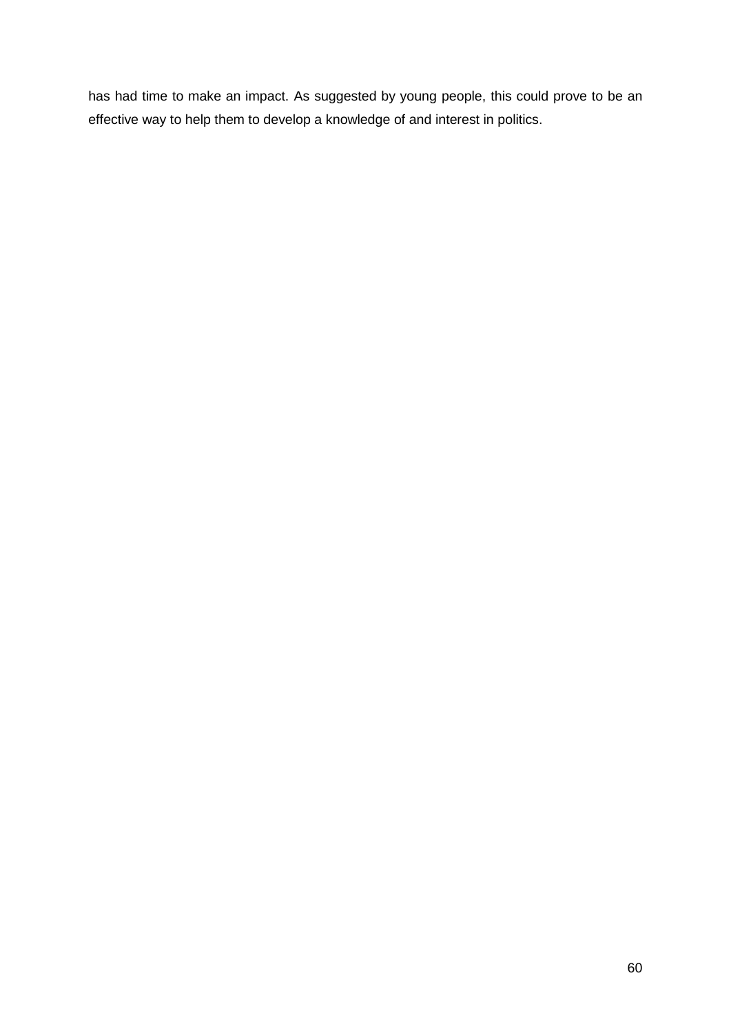has had time to make an impact. As suggested by young people, this could prove to be an effective way to help them to develop a knowledge of and interest in politics.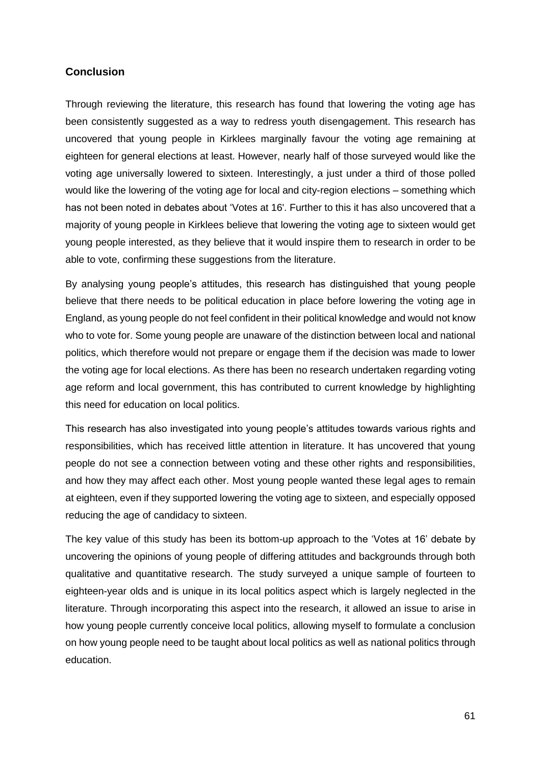## Conclusion

Through reviewing the literature, this research has found that lowering the voting age has been consistently suggested as a way to redress youth disengagement. This research has uncovered that young people in Kirklees marginally favour the voting age remaining at eighteen for general elections at least. However, nearly half of those surveyed would like the voting age universally lowered to sixteen. Interestingly, a just under a third of those polled would like the lowering of the voting age for local and city-region elections – something which has not been noted in debates about 'Votes at 16'. Further to this it has also uncovered that a majority of young people in Kirklees believe that lowering the voting age to sixteen would get young people interested, as they believe that it would inspire them to research in order to be able to vote, confirming these suggestions from the literature.

By analysing young people's attitudes, this research has distinguished that young people believe that there needs to be political education in place before lowering the voting age in England, as young people do not feel confident in their political knowledge and would not know who to vote for. Some young people are unaware of the distinction between local and national politics, which therefore would not prepare or engage them if the decision was made to lower the voting age for local elections. As there has been no research undertaken regarding voting age reform and local government, this has contributed to current knowledge by highlighting this need for education on local politics.

This research has also investigated into young people's attitudes towards various rights and responsibilities, which has received little attention in literature. It has uncovered that young people do not see a connection between voting and these other rights and responsibilities, and how they may affect each other. Most young people wanted these legal ages to remain at eighteen, even if they supported lowering the voting age to sixteen, and especially opposed reducing the age of candidacy to sixteen.

The key value of this study has been its bottom-up approach to the 'Votes at 16' debate by uncovering the opinions of young people of differing attitudes and backgrounds through both qualitative and quantitative research. The study surveyed a unique sample of fourteen to eighteen-year olds and is unique in its local politics aspect which is largely neglected in the literature. Through incorporating this aspect into the research, it allowed an issue to arise in how young people currently conceive local politics, allowing myself to formulate a conclusion on how young people need to be taught about local politics as well as national politics through education.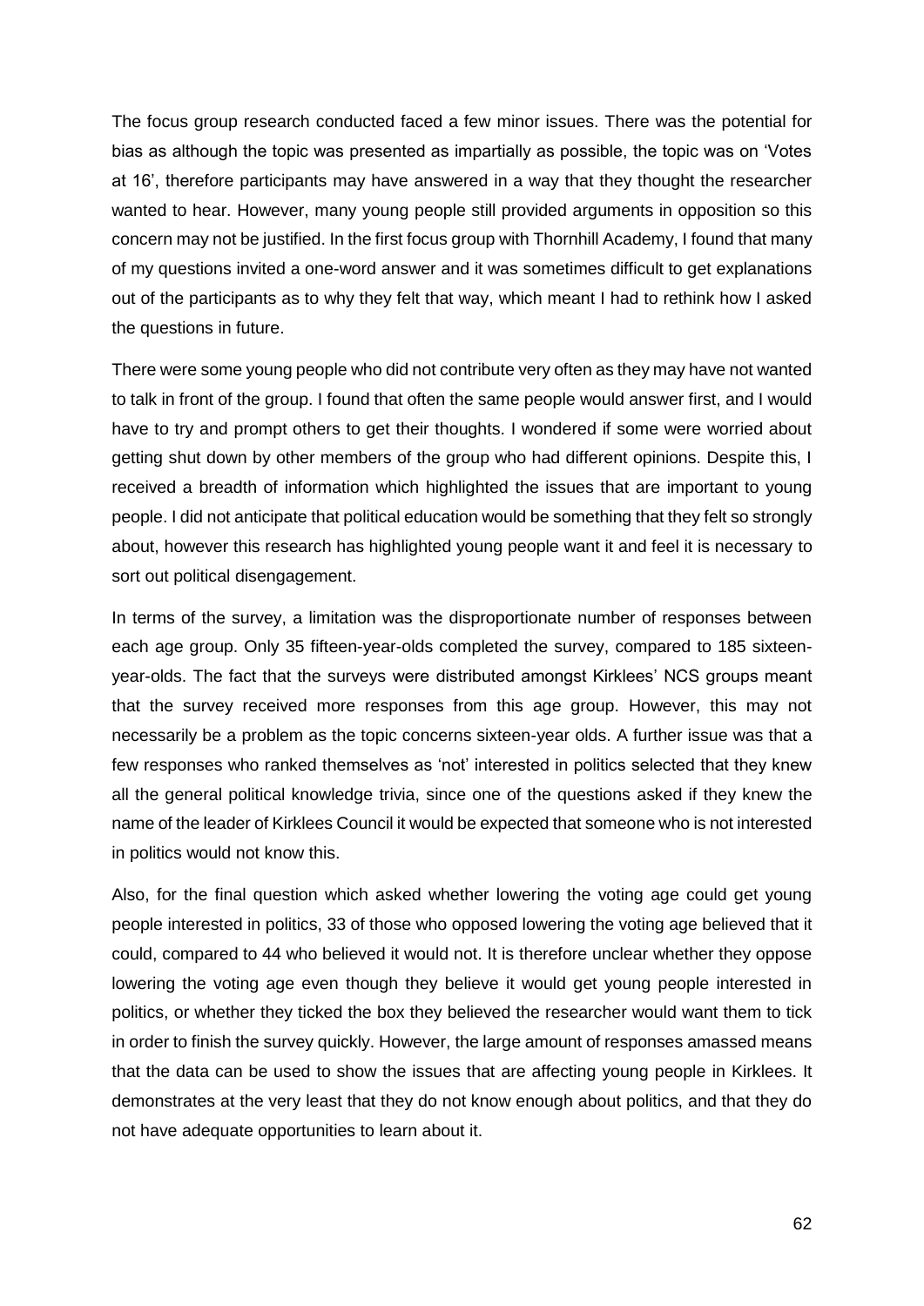The focus group research conducted faced a few minor issues. There was the potential for bias as although the topic was presented as impartially as possible, the topic was on 'Votes at 16', therefore participants may have answered in a way that they thought the researcher wanted to hear. However, many young people still provided arguments in opposition so this concern may not be justified. In the first focus group with Thornhill Academy, I found that many of my questions invited a one-word answer and it was sometimes difficult to get explanations out of the participants as to why they felt that way, which meant I had to rethink how I asked the questions in future.

There were some young people who did not contribute very often as they may have not wanted to talk in front of the group. I found that often the same people would answer first, and I would have to try and prompt others to get their thoughts. I wondered if some were worried about getting shut down by other members of the group who had different opinions. Despite this, I received a breadth of information which highlighted the issues that are important to young people. I did not anticipate that political education would be something that they felt so strongly about, however this research has highlighted young people want it and feel it is necessary to sort out political disengagement.

In terms of the survey, a limitation was the disproportionate number of responses between each age group. Only 35 fifteen-year-olds completed the survey, compared to 185 sixteen-year-olds. The fact that the surveys were distributed amongst Kirklees' NCS groups meant that the survey received more responses from this age group. However, this may not necessarily be a problem as the topic concerns sixteen-year olds. A further issue was that a few responses who ranked themselves as 'not' interested in politics selected that they knew all the general political knowledge trivia, since one of the questions asked if they knew the name of the leader of Kirklees Council it would be expected that someone who is not interested in politics would not know this.

Also, for the final question which asked whether lowering the voting age could get young people interested in politics, 33 of those who opposed lowering the voting age believed that it could, compared to 44 who believed it would not. It is therefore unclear whether they oppose lowering the voting age even though they believe it would get young people interested in politics, or whether they ticked the box they believed the researcher would want them to tick in order to finish the survey quickly. However, the large amount of responses amassed means that the data can be used to show the issues that are affecting young people in Kirklees. It demonstrates at the very least that they do not know enough about politics, and that they do not have adequate opportunities to learn about it.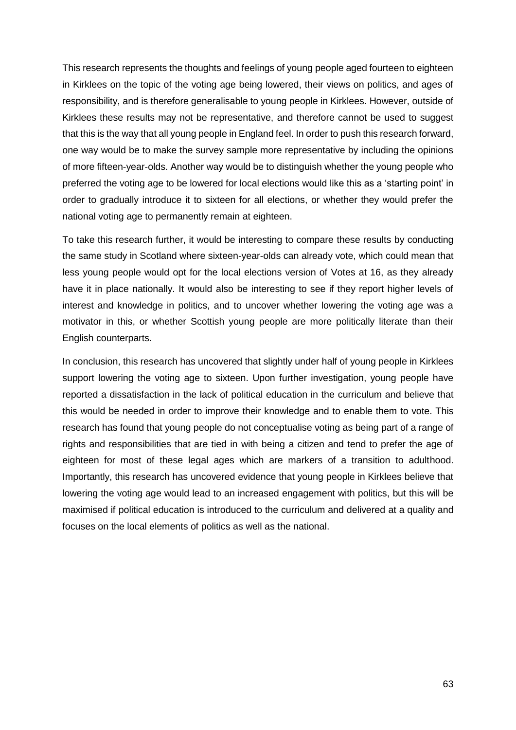This research represents the thoughts and feelings of young people aged fourteen to eighteen in Kirklees on the topic of the voting age being lowered, their views on politics, and ages of responsibility, and is therefore generalisable to young people in Kirklees. However, outside of Kirklees these results may not be representative, and therefore cannot be used to suggest that this is the way that all young people in England feel. In order to push this research forward, one way would be to make the survey sample more representative by including the opinions of more fifteen-year-olds. Another way would be to distinguish whether the young people who preferred the voting age to be lowered for local elections would like this as a 'starting point' in order to gradually introduce it to sixteen for all elections, or whether they would prefer the national voting age to permanently remain at eighteen.

To take this research further, it would be interesting to compare these results by conducting the same study in Scotland where sixteen-year-olds can already vote, which could mean that less young people would opt for the local elections version of Votes at 16, as they already have it in place nationally. It would also be interesting to see if they report higher levels of interest and knowledge in politics, and to uncover whether lowering the voting age was a motivator in this, or whether Scottish young people are more politically literate than their English counterparts.

In conclusion, this research has uncovered that slightly under half of young people in Kirklees support lowering the voting age to sixteen. Upon further investigation, young people have reported a dissatisfaction in the lack of political education in the curriculum and believe that this would be needed in order to improve their knowledge and to enable them to vote. This research has found that young people do not conceptualise voting as being part of a range of rights and responsibilities that are tied in with being a citizen and tend to prefer the age of eighteen for most of these legal ages which are markers of a transition to adulthood. Importantly, this research has uncovered evidence that young people in Kirklees believe that lowering the voting age would lead to an increased engagement with politics, but this will be maximised if political education is introduced to the curriculum and delivered at a quality and focuses on the local elements of politics as well as the national.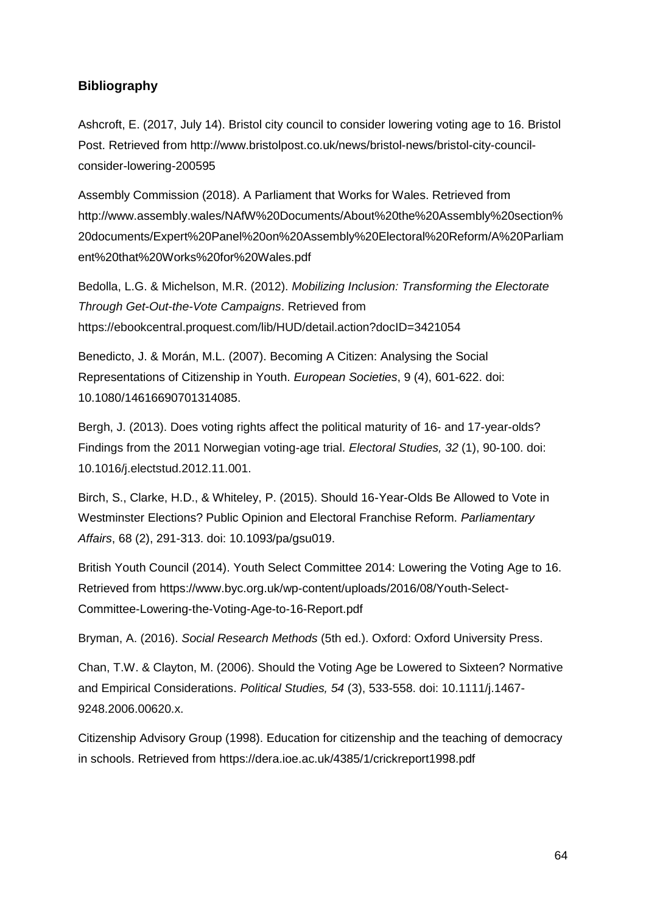## Bibliography

Ashcroft, E. (2017, July 14). Bristol city council to consider lowering voting age to 16. Bristol Post. Retrieved from http://www.bristolpost.co.uk/news/bristol-news/bristol-city-council-consider-lowering-200595

Assembly Commission (2018). A Parliament that Works for Wales. Retrieved from http://www.assembly.wales/NAfW%20Documents/About%20the%20Assembly%20section%20documents/Expert%20Panel%20on%20Assembly%20Electoral%20Reform/A%20Parliament%20that%20Works%20for%20Wales.pdf

Bedolla, L.G. & Michelson, M.R. (2012). *Mobilizing Inclusion: Transforming the Electorate Through Get-Out-the-Vote Campaigns*. Retrieved from https://ebookcentral.proquest.com/lib/HUD/detail.action?docID=3421054

Benedicto, J. & Morán, M.L. (2007). Becoming A Citizen: Analysing the Social Representations of Citizenship in Youth. *European Societies*, 9 (4), 601-622. doi: 10.1080/14616690701314085.

Bergh, J. (2013). Does voting rights affect the political maturity of 16- and 17-year-olds? Findings from the 2011 Norwegian voting-age trial. *Electoral Studies, 32* (1), 90-100. doi: 10.1016/j.electstud.2012.11.001.

Birch, S., Clarke, H.D., & Whiteley, P. (2015). Should 16-Year-Olds Be Allowed to Vote in Westminster Elections? Public Opinion and Electoral Franchise Reform. *Parliamentary Affairs*, 68 (2), 291-313. doi: 10.1093/pa/gsu019.

British Youth Council (2014). Youth Select Committee 2014: Lowering the Voting Age to 16. Retrieved from https://www.byc.org.uk/wp-content/uploads/2016/08/Youth-Select-Committee-Lowering-the-Voting-Age-to-16-Report.pdf

Bryman, A. (2016). *Social Research Methods* (5th ed.). Oxford: Oxford University Press.

Chan, T.W. & Clayton, M. (2006). Should the Voting Age be Lowered to Sixteen? Normative and Empirical Considerations. *Political Studies, 54* (3), 533-558. doi: 10.1111/j.1467-9248.2006.00620.x.

Citizenship Advisory Group (1998). Education for citizenship and the teaching of democracy in schools. Retrieved from https://dera.ioe.ac.uk/4385/1/crickreport1998.pdf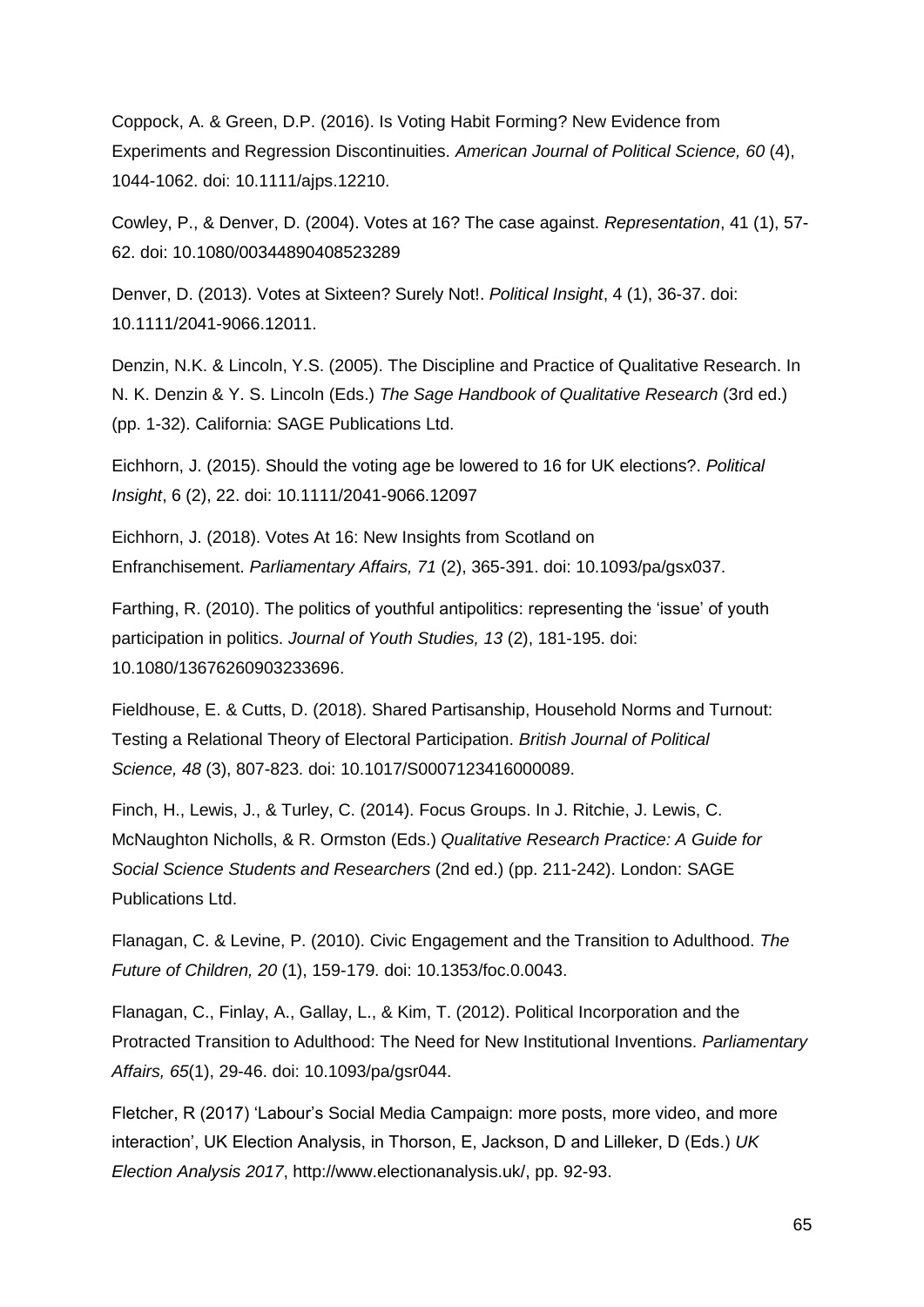Coppock, A. & Green, D.P. (2016). Is Voting Habit Forming? New Evidence from Experiments and Regression Discontinuities. *American Journal of Political Science, 60* (4), 1044-1062. doi: 10.1111/ajps.12210.

Cowley, P., & Denver, D. (2004). Votes at 16? The case against. *Representation*, 41 (1), 57-62. doi: 10.1080/00344890408523289

Denver, D. (2013). Votes at Sixteen? Surely Not!. *Political Insight*, 4 (1), 36-37. doi: 10.1111/2041-9066.12011.

Denzin, N.K. & Lincoln, Y.S. (2005). The Discipline and Practice of Qualitative Research. In N. K. Denzin & Y. S. Lincoln (Eds.) *The Sage Handbook of Qualitative Research* (3rd ed.) (pp. 1-32). California: SAGE Publications Ltd.

Eichhorn, J. (2015). Should the voting age be lowered to 16 for UK elections?. *Political Insight*, 6 (2), 22. doi: 10.1111/2041-9066.12097

Eichhorn, J. (2018). Votes At 16: New Insights from Scotland on Enfranchisement. *Parliamentary Affairs, 71* (2), 365-391. doi: 10.1093/pa/gsx037.

Farthing, R. (2010). The politics of youthful antipolitics: representing the 'issue' of youth participation in politics. *Journal of Youth Studies, 13* (2), 181-195. doi: 10.1080/13676260903233696.

Fieldhouse, E. & Cutts, D. (2018). Shared Partisanship, Household Norms and Turnout: Testing a Relational Theory of Electoral Participation. *British Journal of Political Science, 48* (3), 807-823. doi: 10.1017/S0007123416000089.

Finch, H., Lewis, J., & Turley, C. (2014). Focus Groups. In J. Ritchie, J. Lewis, C. McNaughton Nicholls, & R. Ormston (Eds.) *Qualitative Research Practice: A Guide for Social Science Students and Researchers* (2nd ed.) (pp. 211-242). London: SAGE Publications Ltd.

Flanagan, C. & Levine, P. (2010). Civic Engagement and the Transition to Adulthood. *The Future of Children, 20* (1), 159-179. doi: 10.1353/foc.0.0043.

Flanagan, C., Finlay, A., Gallay, L., & Kim, T. (2012). Political Incorporation and the Protracted Transition to Adulthood: The Need for New Institutional Inventions. *Parliamentary Affairs, 65*(1), 29-46. doi: 10.1093/pa/gsr044.

Fletcher, R (2017) 'Labour's Social Media Campaign: more posts, more video, and more interaction', UK Election Analysis, in Thorson, E, Jackson, D and Lilleker, D (Eds.) *UK Election Analysis 2017*, http://www.electionanalysis.uk/, pp. 92-93.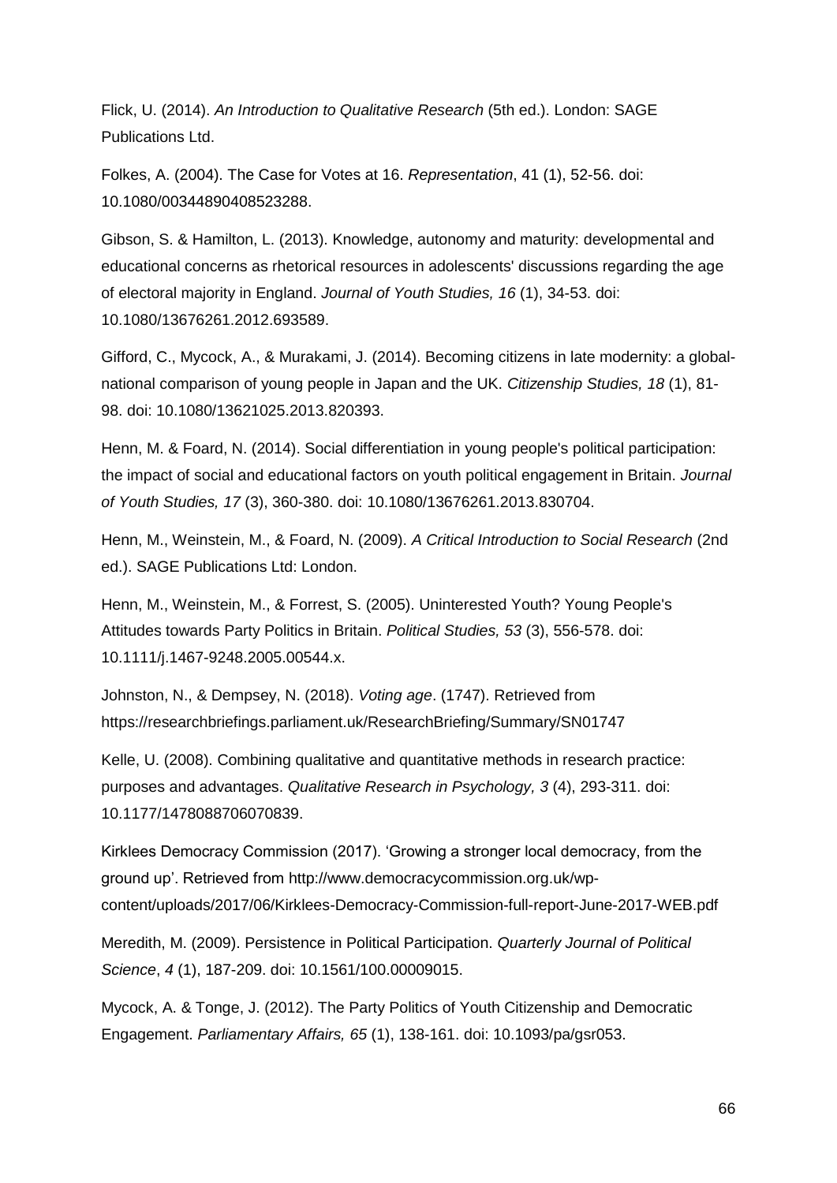Flick, U. (2014). *An Introduction to Qualitative Research* (5th ed.). London: SAGE Publications Ltd.

Folkes, A. (2004). The Case for Votes at 16. *Representation*, 41 (1), 52-56. doi: 10.1080/00344890408523288.

Gibson, S. & Hamilton, L. (2013). Knowledge, autonomy and maturity: developmental and educational concerns as rhetorical resources in adolescents' discussions regarding the age of electoral majority in England. *Journal of Youth Studies, 16* (1), 34-53. doi: 10.1080/13676261.2012.693589.

Gifford, C., Mycock, A., & Murakami, J. (2014). Becoming citizens in late modernity: a global-national comparison of young people in Japan and the UK. *Citizenship Studies, 18* (1), 81-98. doi: 10.1080/13621025.2013.820393.

Henn, M. & Foard, N. (2014). Social differentiation in young people's political participation: the impact of social and educational factors on youth political engagement in Britain. *Journal of Youth Studies, 17* (3), 360-380. doi: 10.1080/13676261.2013.830704.

Henn, M., Weinstein, M., & Foard, N. (2009). *A Critical Introduction to Social Research* (2nd ed.). SAGE Publications Ltd: London.

Henn, M., Weinstein, M., & Forrest, S. (2005). Uninterested Youth? Young People's Attitudes towards Party Politics in Britain. *Political Studies, 53* (3), 556-578. doi: 10.1111/j.1467-9248.2005.00544.x.

Johnston, N., & Dempsey, N. (2018). *Voting age*. (1747). Retrieved from https://researchbriefings.parliament.uk/ResearchBriefing/Summary/SN01747

Kelle, U. (2008). Combining qualitative and quantitative methods in research practice: purposes and advantages. *Qualitative Research in Psychology, 3* (4), 293-311. doi: 10.1177/1478088706070839.

Kirklees Democracy Commission (2017). 'Growing a stronger local democracy, from the ground up'. Retrieved from http://www.democracycommission.org.uk/wp-content/uploads/2017/06/Kirklees-Democracy-Commission-full-report-June-2017-WEB.pdf

Meredith, M. (2009). Persistence in Political Participation. *Quarterly Journal of Political Science*, *4* (1), 187-209. doi: 10.1561/100.00009015.

Mycock, A. & Tonge, J. (2012). The Party Politics of Youth Citizenship and Democratic Engagement. *Parliamentary Affairs, 65* (1), 138-161. doi: 10.1093/pa/gsr053.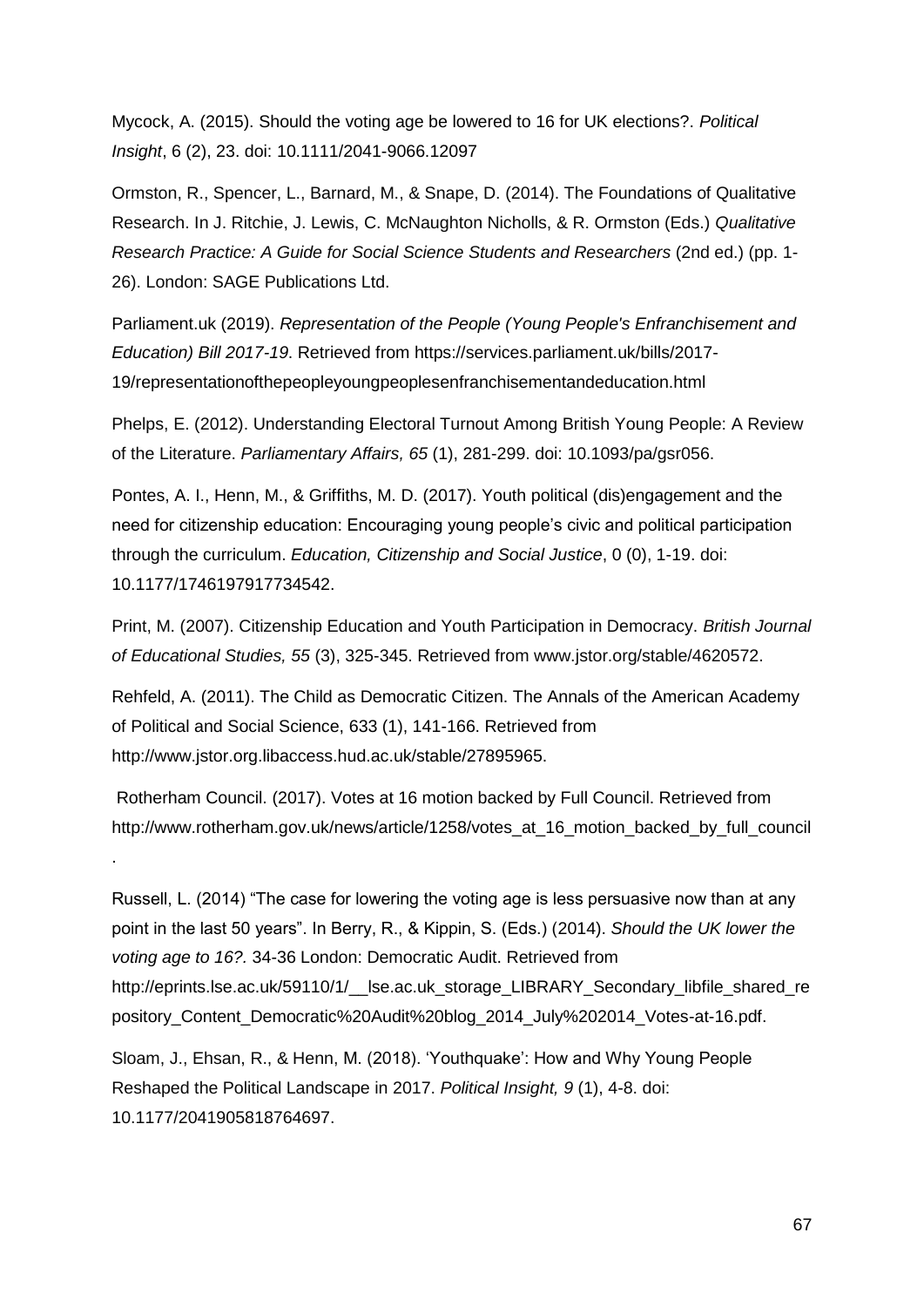Mycock, A. (2015). Should the voting age be lowered to 16 for UK elections?. *Political Insight*, 6 (2), 23. doi: 10.1111/2041-9066.12097

Ormston, R., Spencer, L., Barnard, M., & Snape, D. (2014). The Foundations of Qualitative Research. In J. Ritchie, J. Lewis, C. McNaughton Nicholls, & R. Ormston (Eds.) *Qualitative Research Practice: A Guide for Social Science Students and Researchers* (2nd ed.) (pp. 1-26). London: SAGE Publications Ltd.

Parliament.uk (2019). *Representation of the People (Young People's Enfranchisement and Education) Bill 2017-19*. Retrieved from https://services.parliament.uk/bills/2017-19/representationofthepeopleyoungpeoplesenfranchisementandeducation.html

Phelps, E. (2012). Understanding Electoral Turnout Among British Young People: A Review of the Literature. *Parliamentary Affairs, 65* (1), 281-299. doi: 10.1093/pa/gsr056.

Pontes, A. I., Henn, M., & Griffiths, M. D. (2017). Youth political (dis)engagement and the need for citizenship education: Encouraging young people's civic and political participation through the curriculum. *Education, Citizenship and Social Justice*, 0 (0), 1-19. doi: 10.1177/1746197917734542.

Print, M. (2007). Citizenship Education and Youth Participation in Democracy. *British Journal of Educational Studies, 55* (3), 325-345. Retrieved from www.jstor.org/stable/4620572.

Rehfeld, A. (2011). The Child as Democratic Citizen. The Annals of the American Academy of Political and Social Science, 633 (1), 141-166. Retrieved from http://www.jstor.org.libaccess.hud.ac.uk/stable/27895965.

Rotherham Council. (2017). Votes at 16 motion backed by Full Council. Retrieved from http://www.rotherham.gov.uk/news/article/1258/votes_at_16_motion_backed_by_full_council.

Russell, L. (2014) "The case for lowering the voting age is less persuasive now than at any point in the last 50 years". In Berry, R., & Kippin, S. (Eds.) (2014). *Should the UK lower the voting age to 16?.* 34-36 London: Democratic Audit. Retrieved from http://eprints.lse.ac.uk/59110/1/__lse.ac.uk_storage_LIBRARY_Secondary_libfile_shared_repository_Content_Democratic%20Audit%20blog_2014_July%202014_Votes-at-16.pdf.

Sloam, J., Ehsan, R., & Henn, M. (2018). 'Youthquake': How and Why Young People Reshaped the Political Landscape in 2017. *Political Insight, 9* (1), 4-8. doi: 10.1177/2041905818764697.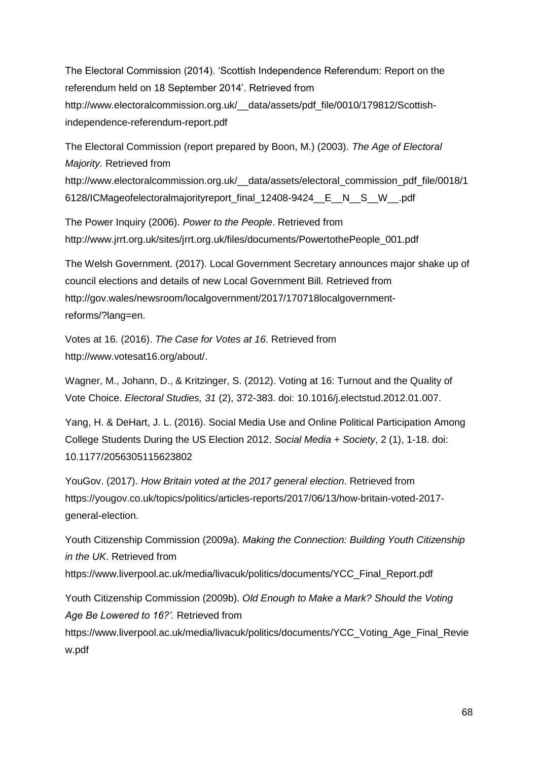The Electoral Commission (2014). 'Scottish Independence Referendum: Report on the referendum held on 18 September 2014'. Retrieved from http://www.electoralcommission.org.uk/__data/assets/pdf_file/0010/179812/Scottish-independence-referendum-report.pdf

The Electoral Commission (report prepared by Boon, M.) (2003). *The Age of Electoral Majority.* Retrieved from http://www.electoralcommission.org.uk/__data/assets/electoral_commission_pdf_file/0018/16128/ICMageofelectoralmajorityreport_final_12408-9424__E__N__S__W__.pdf

The Power Inquiry (2006). *Power to the People*. Retrieved from http://www.jrrt.org.uk/sites/jrrt.org.uk/files/documents/PowertothePeople_001.pdf

The Welsh Government. (2017). Local Government Secretary announces major shake up of council elections and details of new Local Government Bill*.* Retrieved from http://gov.wales/newsroom/localgovernment/2017/170718localgovernment-reforms/?lang=en.

Votes at 16. (2016). *The Case for Votes at 16*. Retrieved from http://www.votesat16.org/about/.

Wagner, M., Johann, D., & Kritzinger, S. (2012). Voting at 16: Turnout and the Quality of Vote Choice. *Electoral Studies, 31* (2), 372-383. doi: 10.1016/j.electstud.2012.01.007.

Yang, H. & DeHart, J. L. (2016). Social Media Use and Online Political Participation Among College Students During the US Election 2012. *Social Media + Society*, 2 (1), 1-18. doi: 10.1177/2056305115623802

YouGov. (2017). *How Britain voted at the 2017 general election*. Retrieved from https://yougov.co.uk/topics/politics/articles-reports/2017/06/13/how-britain-voted-2017-general-election.

Youth Citizenship Commission (2009a). *Making the Connection: Building Youth Citizenship in the UK*. Retrieved from https://www.liverpool.ac.uk/media/livacuk/politics/documents/YCC_Final_Report.pdf

Youth Citizenship Commission (2009b). *Old Enough to Make a Mark? Should the Voting Age Be Lowered to 16?'.* Retrieved from https://www.liverpool.ac.uk/media/livacuk/politics/documents/YCC_Voting_Age_Final_Review.pdf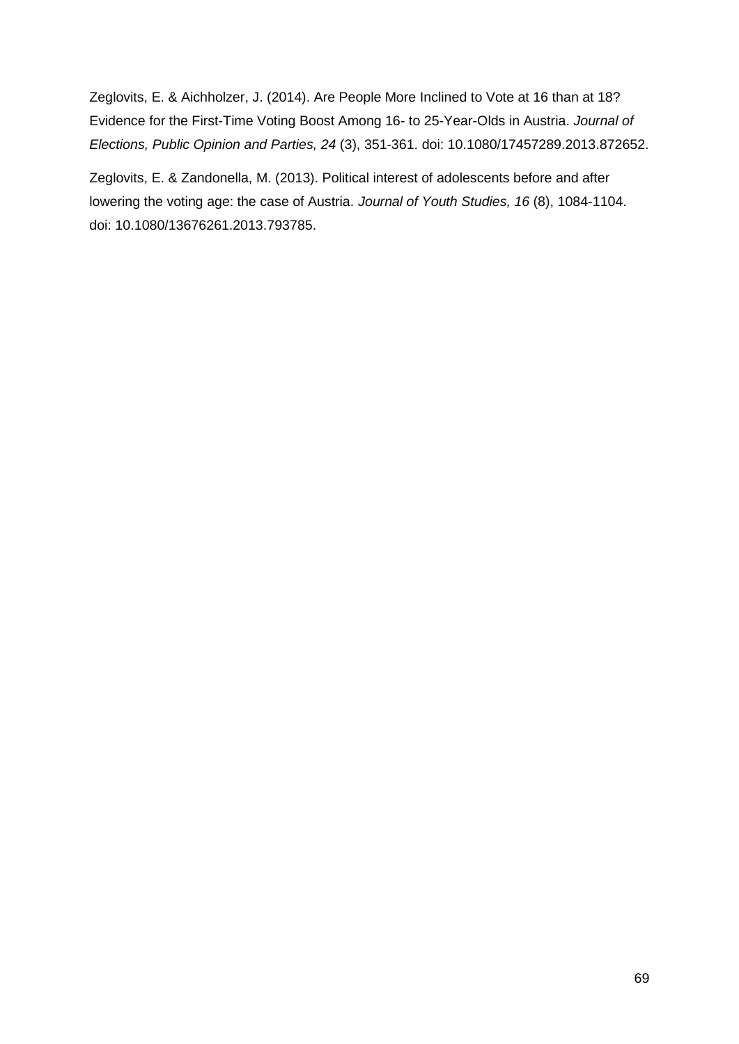Zeglovits, E. & Aichholzer, J. (2014). Are People More Inclined to Vote at 16 than at 18? Evidence for the First-Time Voting Boost Among 16- to 25-Year-Olds in Austria. *Journal of Elections, Public Opinion and Parties, 24* (3), 351-361. doi: 10.1080/17457289.2013.872652.

Zeglovits, E. & Zandonella, M. (2013). Political interest of adolescents before and after lowering the voting age: the case of Austria. *Journal of Youth Studies, 16* (8), 1084-1104. doi: 10.1080/13676261.2013.793785.